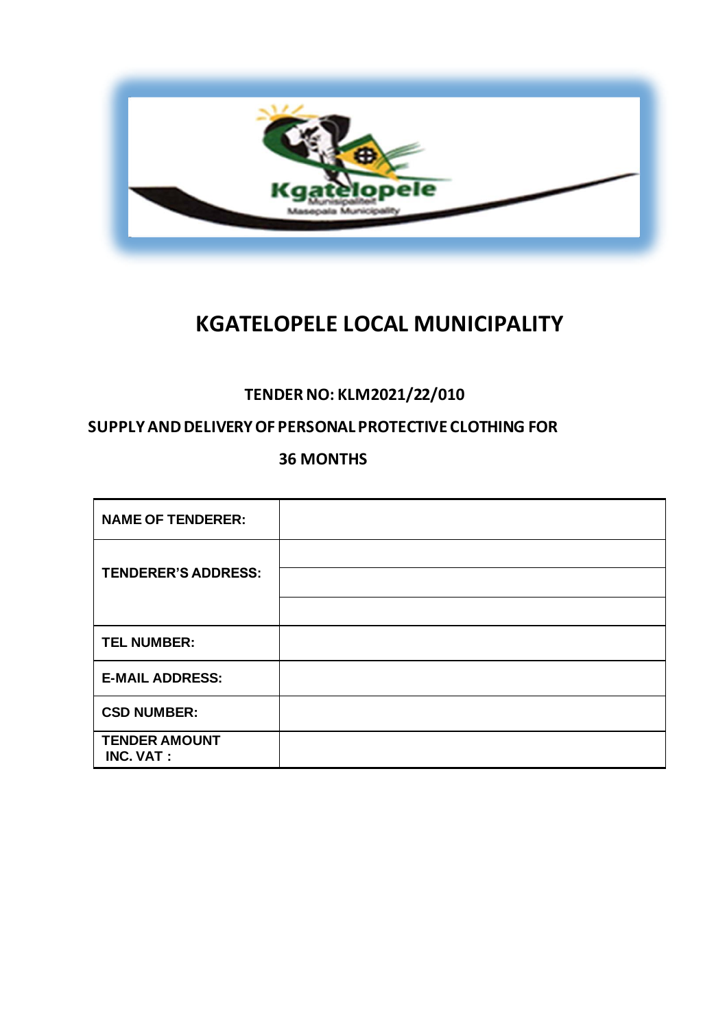# KGATELOPELE LOCAL MUNICIPALITY

**TENDER NO: KLM2021/22/010**

**SUPPLY AND DELIVERY OF PERSONAL PROTECTIVE CLOTHING FOR 36 MONTHS**

| | |
|---|---|
| **NAME OF TENDERER:** | |
| **TENDERER'S ADDRESS:** | |
| | |
| | |
| **TEL NUMBER:** | |
| **E-MAIL ADDRESS:** | |
| **CSD NUMBER:** | |
| **TENDER AMOUNT INC. VAT :** | |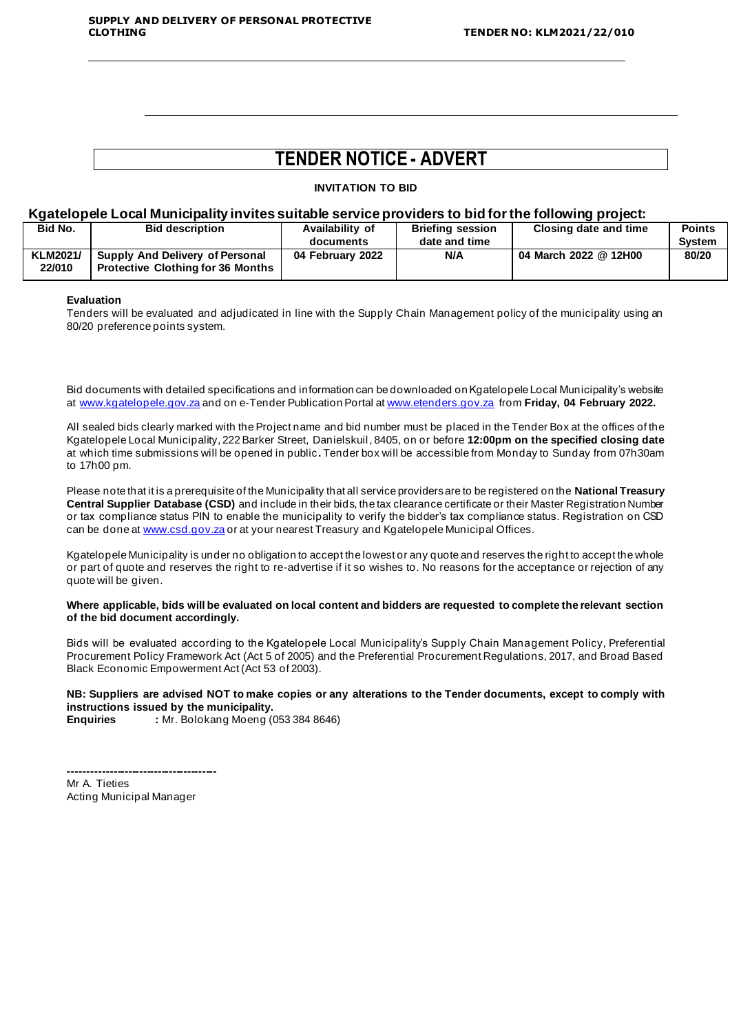# TENDER NOTICE - ADVERT

**INVITATION TO BID**

### Kgatelopele Local Municipality invites suitable service providers to bid for the following project:

| Bid No. | Bid description | Availability of documents | Briefing session date and time | Closing date and time | Points System |
|---|---|---|---|---|---|
| **KLM2021/ 22/010** | **Supply And Delivery of Personal Protective Clothing for 36 Months** | **04 February 2022** | **N/A** | **04 March 2022 @ 12H00** | **80/20** |

**Evaluation**

Tenders will be evaluated and adjudicated in line with the Supply Chain Management policy of the municipality using an 80/20 preference points system.

Bid documents with detailed specifications and information can be downloaded on Kgatelopele Local Municipality's website at www.kgatelopele.gov.za and on e-Tender Publication Portal at www.etenders.gov.za from **Friday, 04 February 2022.**

All sealed bids clearly marked with the Project name and bid number must be placed in the Tender Box at the offices of the Kgatelopele Local Municipality, 222 Barker Street, Danielskuil, 8405, on or before **12:00pm on the specified closing date** at which time submissions will be opened in public**.** Tender box will be accessible from Monday to Sunday from 07h30am to 17h00 pm.

Please note that it is a prerequisite of the Municipality that all service providers are to be registered on the **National Treasury Central Supplier Database (CSD)** and include in their bids, the tax clearance certificate or their Master Registration Number or tax compliance status PIN to enable the municipality to verify the bidder's tax compliance status. Registration on CSD can be done at www.csd.gov.za or at your nearest Treasury and Kgatelopele Municipal Offices.

Kgatelopele Municipality is under no obligation to accept the lowest or any quote and reserves the right to accept the whole or part of quote and reserves the right to re-advertise if it so wishes to. No reasons for the acceptance or rejection of any quote will be given.

**Where applicable, bids will be evaluated on local content and bidders are requested to complete the relevant section of the bid document accordingly.**

Bids will be evaluated according to the Kgatelopele Local Municipality's Supply Chain Management Policy, Preferential Procurement Policy Framework Act (Act 5 of 2005) and the Preferential Procurement Regulations, 2017, and Broad Based Black Economic Empowerment Act (Act 53 of 2003).

**NB: Suppliers are advised NOT to make copies or any alterations to the Tender documents, except to comply with instructions issued by the municipality.**
**Enquiries** : Mr. Bolokang Moeng (053 384 8646)

-------------------------------------------
Mr A. Tieties
Acting Municipal Manager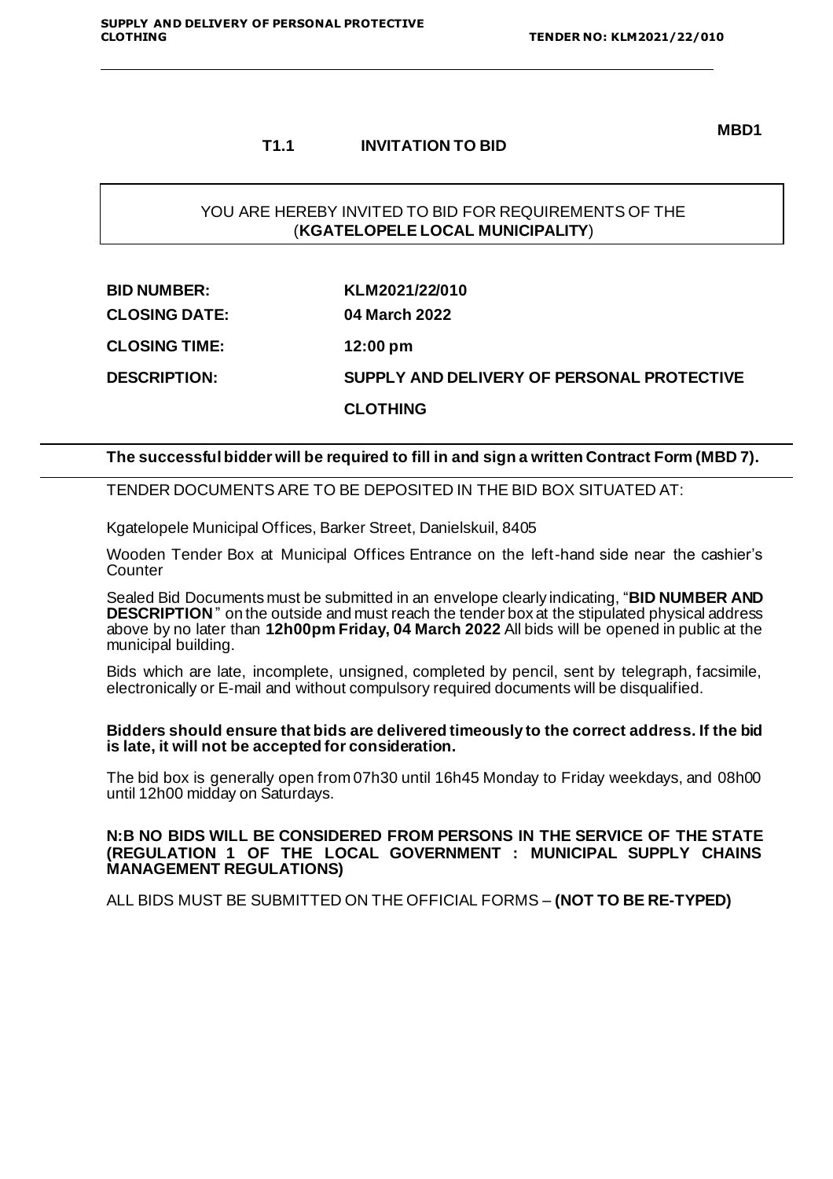**MBD1**

## T1.1 INVITATION TO BID

YOU ARE HEREBY INVITED TO BID FOR REQUIREMENTS OF THE (**KGATELOPELE LOCAL MUNICIPALITY**)

| | |
|---|---|
| **BID NUMBER:** | **KLM2021/22/010** |
| **CLOSING DATE:** | **04 March 2022** |
| **CLOSING TIME:** | **12:00 pm** |
| **DESCRIPTION:** | **SUPPLY AND DELIVERY OF PERSONAL PROTECTIVE CLOTHING** |

**The successful bidder will be required to fill in and sign a written Contract Form (MBD 7).**

TENDER DOCUMENTS ARE TO BE DEPOSITED IN THE BID BOX SITUATED AT:

Kgatelopele Municipal Offices, Barker Street, Danielskuil, 8405

Wooden Tender Box at Municipal Offices Entrance on the left-hand side near the cashier's Counter

Sealed Bid Documents must be submitted in an envelope clearly indicating, "**BID NUMBER AND DESCRIPTION**" on the outside and must reach the tender box at the stipulated physical address above by no later than **12h00pm Friday, 04 March 2022** All bids will be opened in public at the municipal building.

Bids which are late, incomplete, unsigned, completed by pencil, sent by telegraph, facsimile, electronically or E-mail and without compulsory required documents will be disqualified.

**Bidders should ensure that bids are delivered timeously to the correct address. If the bid is late, it will not be accepted for consideration.**

The bid box is generally open from 07h30 until 16h45 Monday to Friday weekdays, and 08h00 until 12h00 midday on Saturdays.

**N:B NO BIDS WILL BE CONSIDERED FROM PERSONS IN THE SERVICE OF THE STATE (REGULATION 1 OF THE LOCAL GOVERNMENT : MUNICIPAL SUPPLY CHAINS MANAGEMENT REGULATIONS)**

ALL BIDS MUST BE SUBMITTED ON THE OFFICIAL FORMS – **(NOT TO BE RE-TYPED)**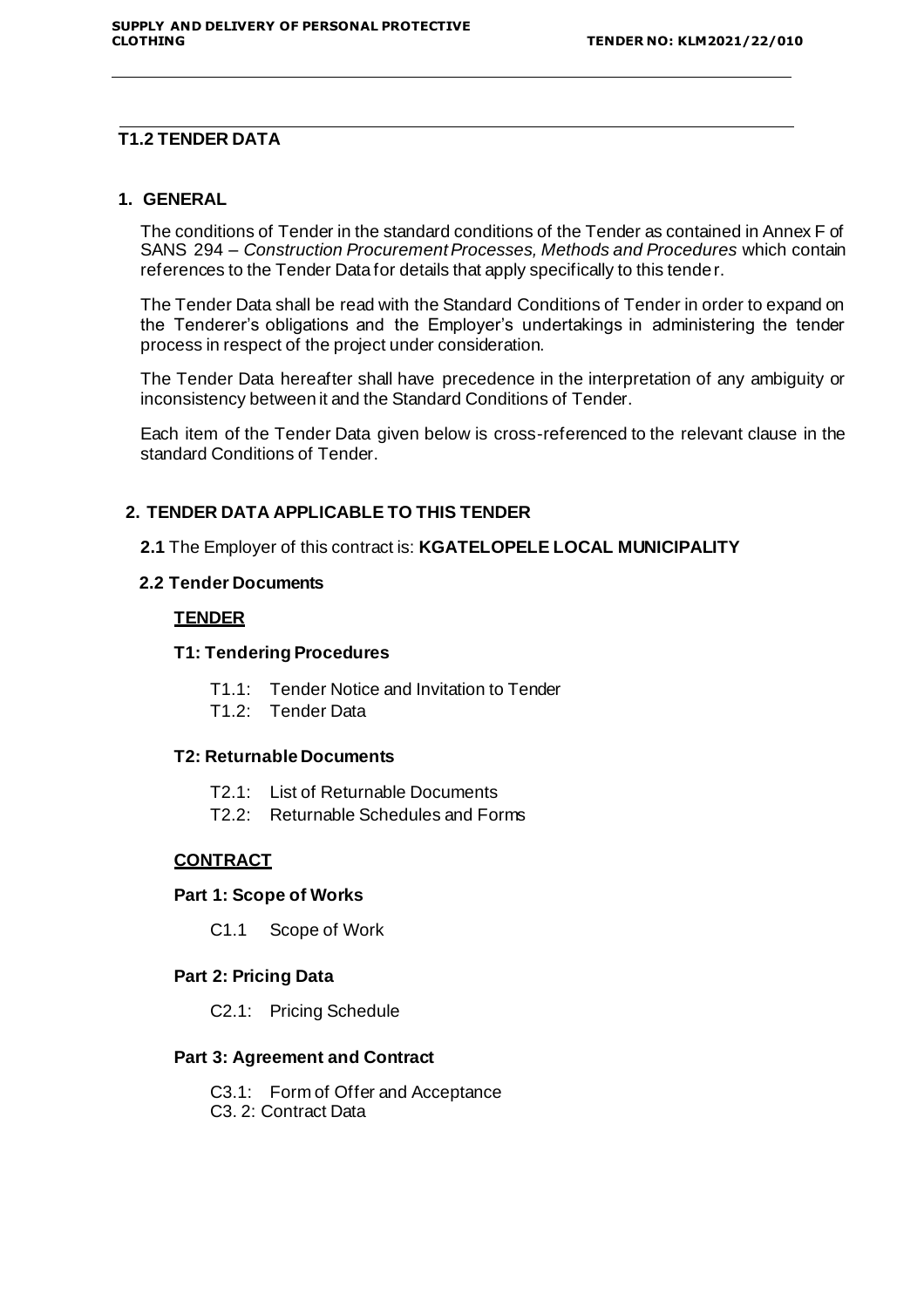## T1.2 TENDER DATA

### 1. GENERAL

The conditions of Tender in the standard conditions of the Tender as contained in Annex F of SANS 294 – *Construction Procurement Processes, Methods and Procedures* which contain references to the Tender Data for details that apply specifically to this tender.

The Tender Data shall be read with the Standard Conditions of Tender in order to expand on the Tenderer's obligations and the Employer's undertakings in administering the tender process in respect of the project under consideration.

The Tender Data hereafter shall have precedence in the interpretation of any ambiguity or inconsistency between it and the Standard Conditions of Tender.

Each item of the Tender Data given below is cross-referenced to the relevant clause in the standard Conditions of Tender.

### 2. TENDER DATA APPLICABLE TO THIS TENDER

**2.1** The Employer of this contract is: **KGATELOPELE LOCAL MUNICIPALITY**

**2.2 Tender Documents**

**TENDER**

**T1: Tendering Procedures**

- T1.1: Tender Notice and Invitation to Tender
- T1.2: Tender Data

**T2: Returnable Documents**

- T2.1: List of Returnable Documents
- T2.2: Returnable Schedules and Forms

**CONTRACT**

**Part 1: Scope of Works**

- C1.1 Scope of Work

**Part 2: Pricing Data**

- C2.1: Pricing Schedule

**Part 3: Agreement and Contract**

- C3.1: Form of Offer and Acceptance
- C3. 2: Contract Data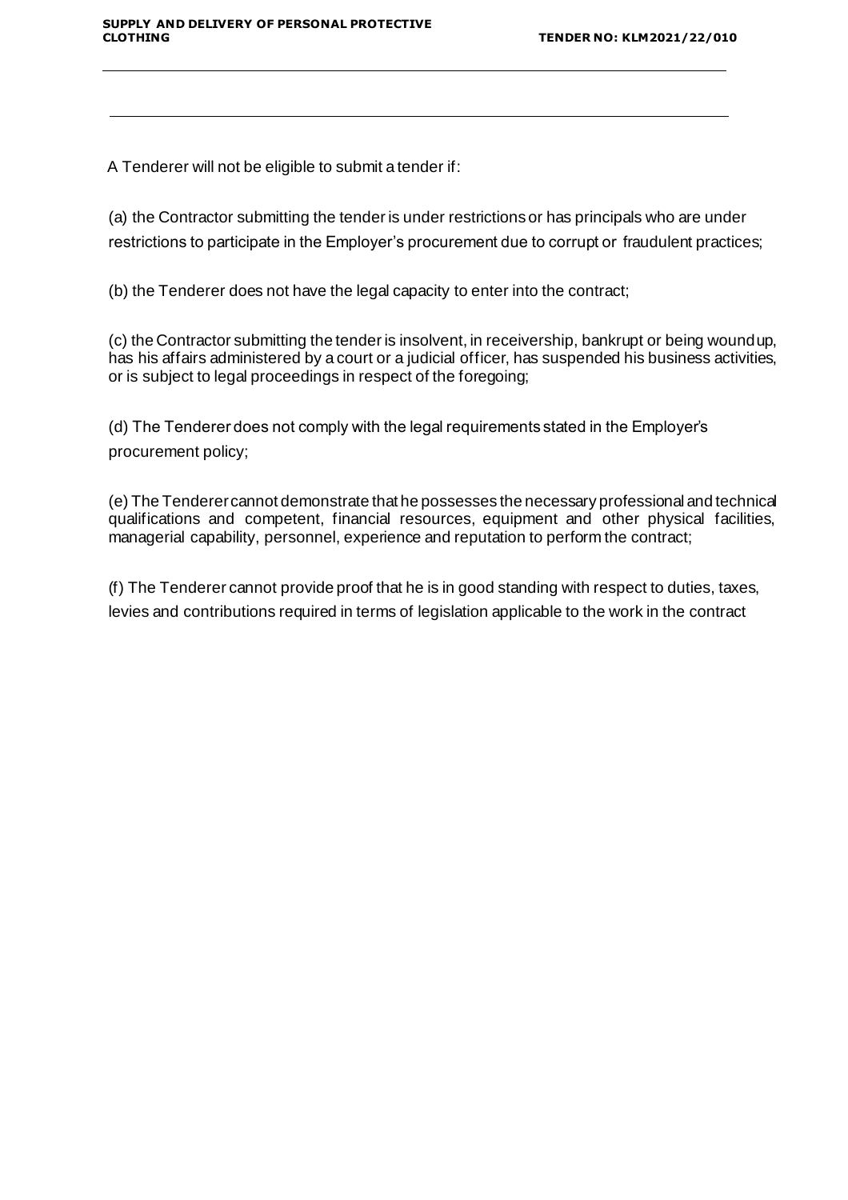A Tenderer will not be eligible to submit a tender if:

(a) the Contractor submitting the tender is under restrictions or has principals who are under restrictions to participate in the Employer's procurement due to corrupt or fraudulent practices;

(b) the Tenderer does not have the legal capacity to enter into the contract;

(c) the Contractor submitting the tender is insolvent, in receivership, bankrupt or being wound up, has his affairs administered by a court or a judicial officer, has suspended his business activities, or is subject to legal proceedings in respect of the foregoing;

(d) The Tenderer does not comply with the legal requirements stated in the Employer's procurement policy;

(e) The Tenderer cannot demonstrate that he possesses the necessary professional and technical qualifications and competent, financial resources, equipment and other physical facilities, managerial capability, personnel, experience and reputation to perform the contract;

(f) The Tenderer cannot provide proof that he is in good standing with respect to duties, taxes, levies and contributions required in terms of legislation applicable to the work in the contract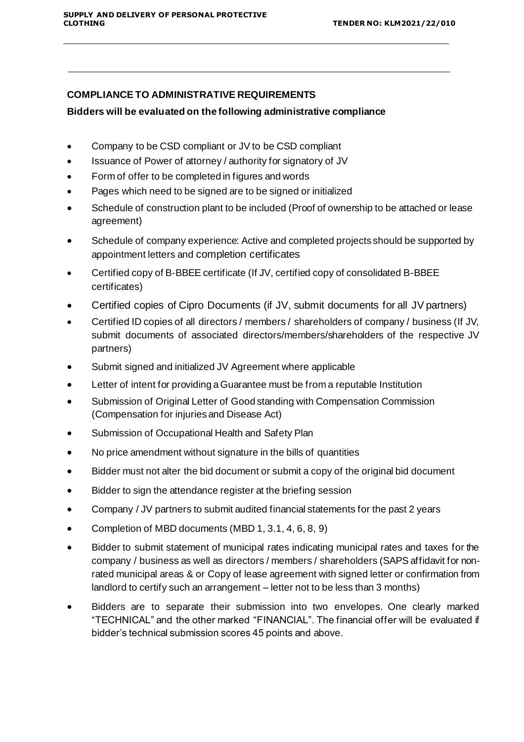## COMPLIANCE TO ADMINISTRATIVE REQUIREMENTS

**Bidders will be evaluated on the following administrative compliance**

- Company to be CSD compliant or JV to be CSD compliant
- Issuance of Power of attorney / authority for signatory of JV
- Form of offer to be completed in figures and words
- Pages which need to be signed are to be signed or initialized
- Schedule of construction plant to be included (Proof of ownership to be attached or lease agreement)
- Schedule of company experience: Active and completed projects should be supported by appointment letters and completion certificates
- Certified copy of B-BBEE certificate (If JV, certified copy of consolidated B-BBEE certificates)
- Certified copies of Cipro Documents (if JV, submit documents for all JV partners)
- Certified ID copies of all directors / members / shareholders of company / business (If JV, submit documents of associated directors/members/shareholders of the respective JV partners)
- Submit signed and initialized JV Agreement where applicable
- Letter of intent for providing a Guarantee must be from a reputable Institution
- Submission of Original Letter of Good standing with Compensation Commission (Compensation for injuries and Disease Act)
- Submission of Occupational Health and Safety Plan
- No price amendment without signature in the bills of quantities
- Bidder must not alter the bid document or submit a copy of the original bid document
- Bidder to sign the attendance register at the briefing session
- Company / JV partners to submit audited financial statements for the past 2 years
- Completion of MBD documents (MBD 1, 3.1, 4, 6, 8, 9)
- Bidder to submit statement of municipal rates indicating municipal rates and taxes for the company / business as well as directors / members / shareholders (SAPS affidavit for non-rated municipal areas & or Copy of lease agreement with signed letter or confirmation from landlord to certify such an arrangement – letter not to be less than 3 months)
- Bidders are to separate their submission into two envelopes. One clearly marked "TECHNICAL" and the other marked "FINANCIAL". The financial offer will be evaluated if bidder's technical submission scores 45 points and above.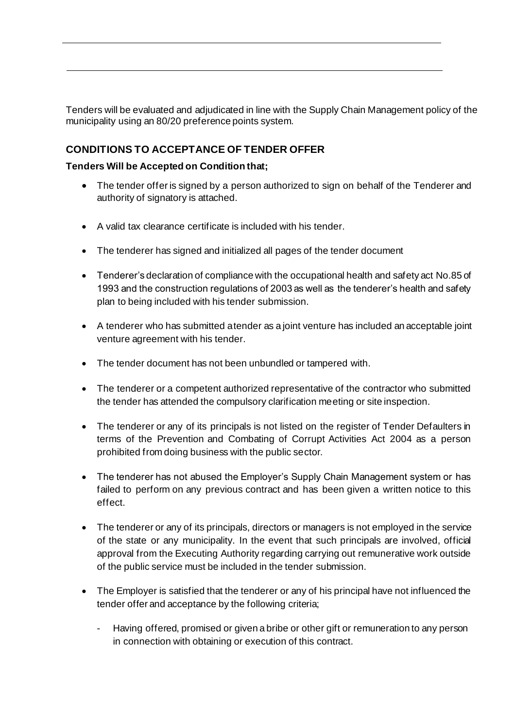Tenders will be evaluated and adjudicated in line with the Supply Chain Management policy of the municipality using an 80/20 preference points system.

## CONDITIONS TO ACCEPTANCE OF TENDER OFFER

**Tenders Will be Accepted on Condition that;**

- The tender offer is signed by a person authorized to sign on behalf of the Tenderer and authority of signatory is attached.
- A valid tax clearance certificate is included with his tender.
- The tenderer has signed and initialized all pages of the tender document
- Tenderer's declaration of compliance with the occupational health and safety act No.85 of 1993 and the construction regulations of 2003 as well as the tenderer's health and safety plan to being included with his tender submission.
- A tenderer who has submitted a tender as a joint venture has included an acceptable joint venture agreement with his tender.
- The tender document has not been unbundled or tampered with.
- The tenderer or a competent authorized representative of the contractor who submitted the tender has attended the compulsory clarification meeting or site inspection.
- The tenderer or any of its principals is not listed on the register of Tender Defaulters in terms of the Prevention and Combating of Corrupt Activities Act 2004 as a person prohibited from doing business with the public sector.
- The tenderer has not abused the Employer's Supply Chain Management system or has failed to perform on any previous contract and has been given a written notice to this effect.
- The tenderer or any of its principals, directors or managers is not employed in the service of the state or any municipality. In the event that such principals are involved, official approval from the Executing Authority regarding carrying out remunerative work outside of the public service must be included in the tender submission.
- The Employer is satisfied that the tenderer or any of his principal have not influenced the tender offer and acceptance by the following criteria;
  - Having offered, promised or given a bribe or other gift or remuneration to any person in connection with obtaining or execution of this contract.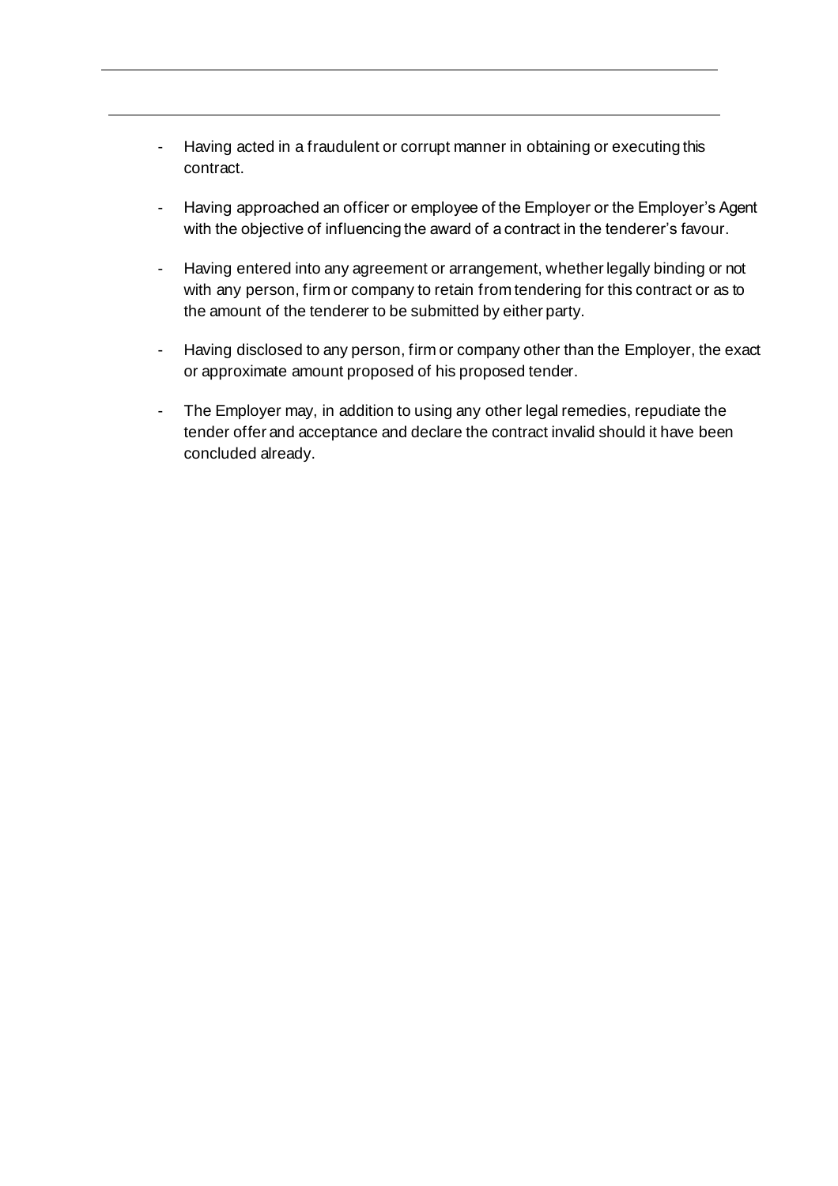- Having acted in a fraudulent or corrupt manner in obtaining or executing this contract.

- Having approached an officer or employee of the Employer or the Employer's Agent with the objective of influencing the award of a contract in the tenderer's favour.

- Having entered into any agreement or arrangement, whether legally binding or not with any person, firm or company to retain from tendering for this contract or as to the amount of the tenderer to be submitted by either party.

- Having disclosed to any person, firm or company other than the Employer, the exact or approximate amount proposed of his proposed tender.

- The Employer may, in addition to using any other legal remedies, repudiate the tender offer and acceptance and declare the contract invalid should it have been concluded already.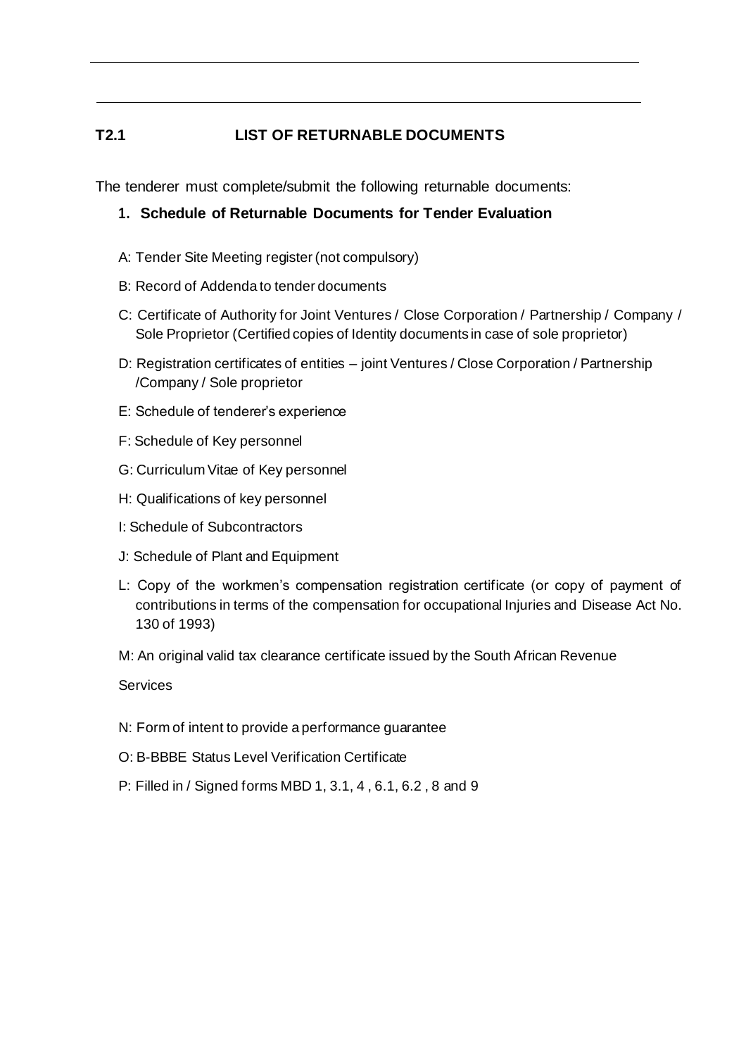## T2.1 LIST OF RETURNABLE DOCUMENTS

The tenderer must complete/submit the following returnable documents:

1. **Schedule of Returnable Documents for Tender Evaluation**

A: Tender Site Meeting register (not compulsory)

B: Record of Addenda to tender documents

C: Certificate of Authority for Joint Ventures / Close Corporation / Partnership / Company / Sole Proprietor (Certified copies of Identity documents in case of sole proprietor)

D: Registration certificates of entities – joint Ventures / Close Corporation / Partnership /Company / Sole proprietor

E: Schedule of tenderer's experience

F: Schedule of Key personnel

G: Curriculum Vitae of Key personnel

H: Qualifications of key personnel

I: Schedule of Subcontractors

J: Schedule of Plant and Equipment

L: Copy of the workmen's compensation registration certificate (or copy of payment of contributions in terms of the compensation for occupational Injuries and Disease Act No. 130 of 1993)

M: An original valid tax clearance certificate issued by the South African Revenue

Services

N: Form of intent to provide a performance guarantee

O: B-BBBE Status Level Verification Certificate

P: Filled in / Signed forms MBD 1, 3.1, 4 , 6.1, 6.2 , 8 and 9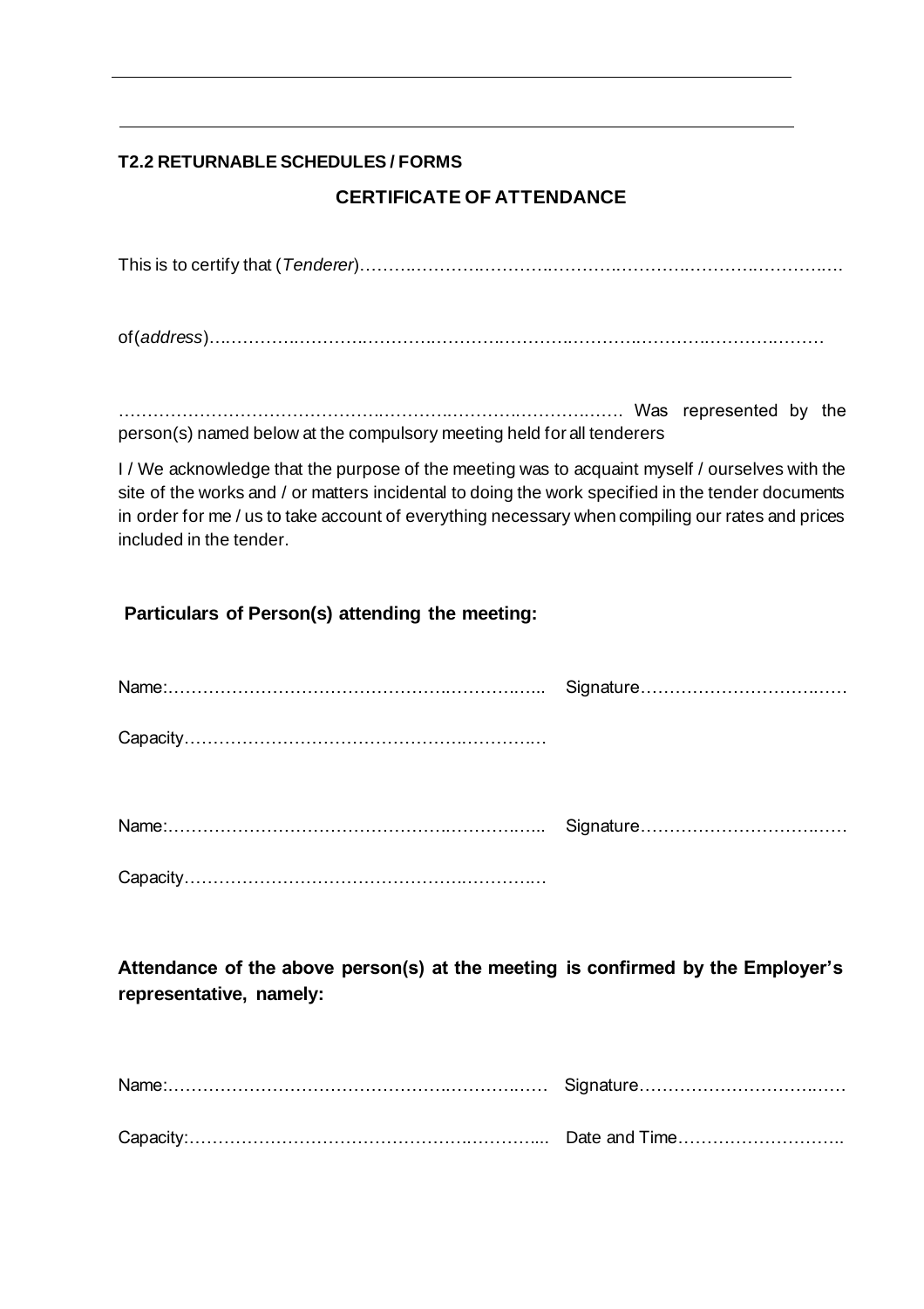**T2.2 RETURNABLE SCHEDULES / FORMS**

## CERTIFICATE OF ATTENDANCE

This is to certify that (*Tenderer*)……………………………………………………………………………

of(*address*)…………………………………………………………………………………………………

…………………………………………………………………………………… Was represented by the person(s) named below at the compulsory meeting held for all tenderers

I / We acknowledge that the purpose of the meeting was to acquaint myself / ourselves with the site of the works and / or matters incidental to doing the work specified in the tender documents in order for me / us to take account of everything necessary when compiling our rates and prices included in the tender.

**Particulars of Person(s) attending the meeting:**

Name:…………………………………………………………… Signature………………………………

Capacity……………………………………………………

Name:…………………………………………………………… Signature………………………………

Capacity……………………………………………………

**Attendance of the above person(s) at the meeting is confirmed by the Employer's representative, namely:**

Name:…………………………………………………………… Signature………………………………

Capacity:…………………………………………………… Date and Time……………………….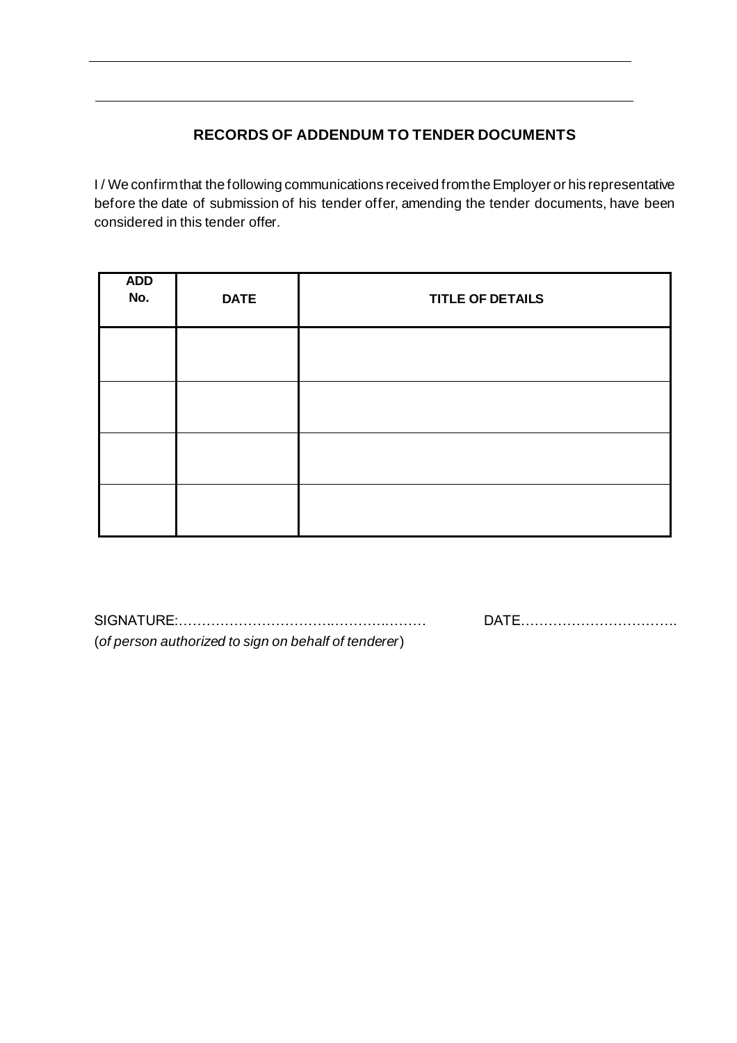## RECORDS OF ADDENDUM TO TENDER DOCUMENTS

I / We confirm that the following communications received from the Employer or his representative before the date of submission of his tender offer, amending the tender documents, have been considered in this tender offer.

| ADD No. | DATE | TITLE OF DETAILS |
|---|---|---|
| | | |
| | | |
| | | |
| | | |

SIGNATURE:…………………………….………….……… DATE…………………………….

(*of person authorized to sign on behalf of tenderer*)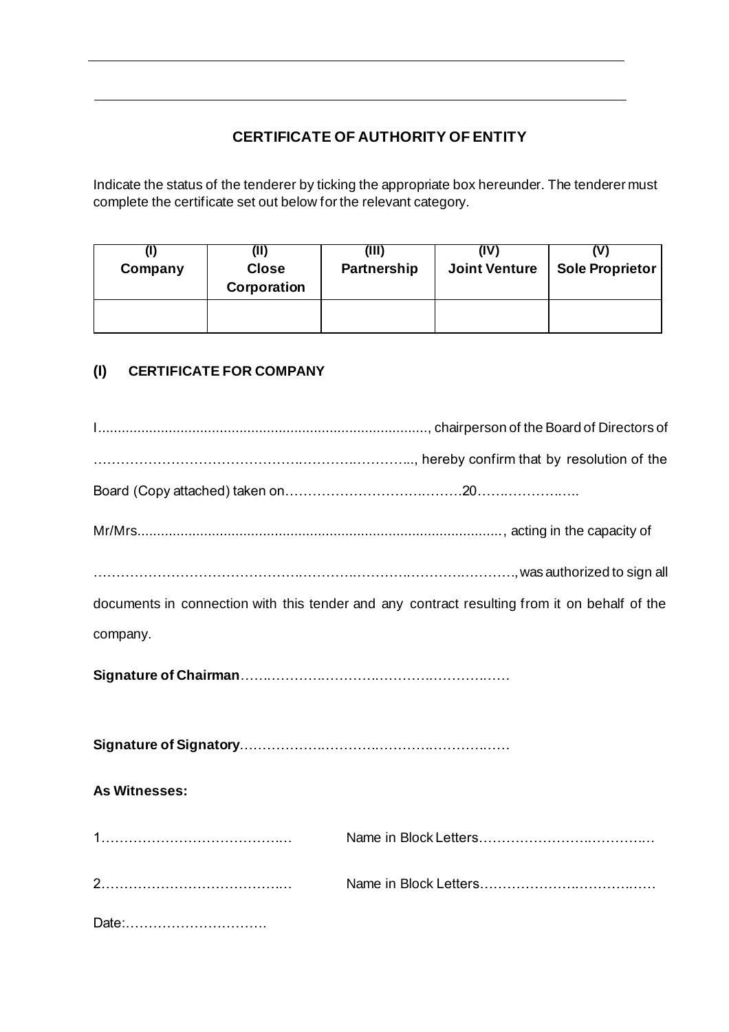## CERTIFICATE OF AUTHORITY OF ENTITY

Indicate the status of the tenderer by ticking the appropriate box hereunder. The tenderer must complete the certificate set out below for the relevant category.

| (I) Company | (II) Close Corporation | (III) Partnership | (IV) Joint Venture | (V) Sole Proprietor |
|---|---|---|---|---|
| | | | | |

### (I) CERTIFICATE FOR COMPANY

I…………………………………………………………………………, chairperson of the Board of Directors of ……………………………………………………………..., hereby confirm that by resolution of the Board (Copy attached) taken on………………………………20…………………..

Mr/Mrs……………………………………………………………………………, acting in the capacity of ……………………………………………………………………………………, was authorized to sign all documents in connection with this tender and any contract resulting from it on behalf of the company.

**Signature of Chairman**………………………………………………………

**Signature of Signatory**………………………………………………………

**As Witnesses:**

1…………………………………… Name in Block Letters…………………………………

2…………………………………… Name in Block Letters…………………………………

Date:………………………….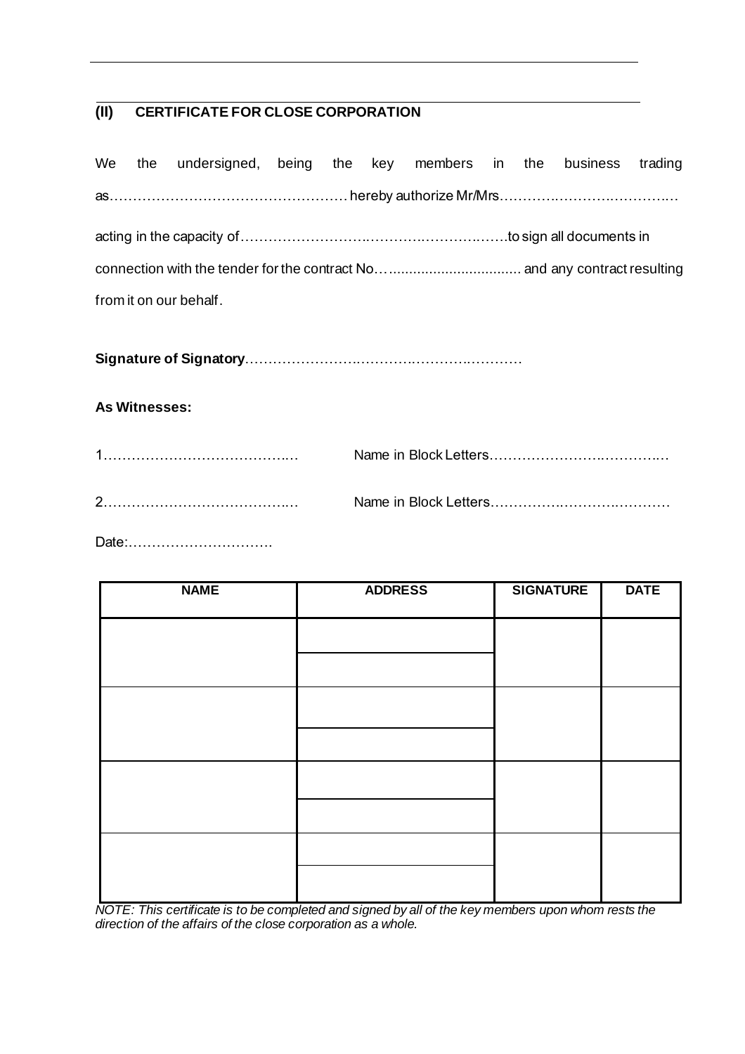## (II) CERTIFICATE FOR CLOSE CORPORATION

We the undersigned, being the key members in the business trading as…………………………………………… hereby authorize Mr/Mrs………….……….……….….

acting in the capacity of……………………….……….……….…….to sign all documents in connection with the tender for the contract No…................................ and any contract resulting from it on our behalf.

**Signature of Signatory**…………………….……….……….…………

**As Witnesses:**

1……….………………….………..… Name in Block Letters……………….……….……..…

2………………………………….… Name in Block Letters…………….……….…………

Date:………………………….

| NAME | ADDRESS | SIGNATURE | DATE |
|---|---|---|---|
| | | | |
| | | | |
| | | | |
| | | | |
| | | | |
| | | | |
| | | | |
| | | | |

*NOTE: This certificate is to be completed and signed by all of the key members upon whom rests the direction of the affairs of the close corporation as a whole.*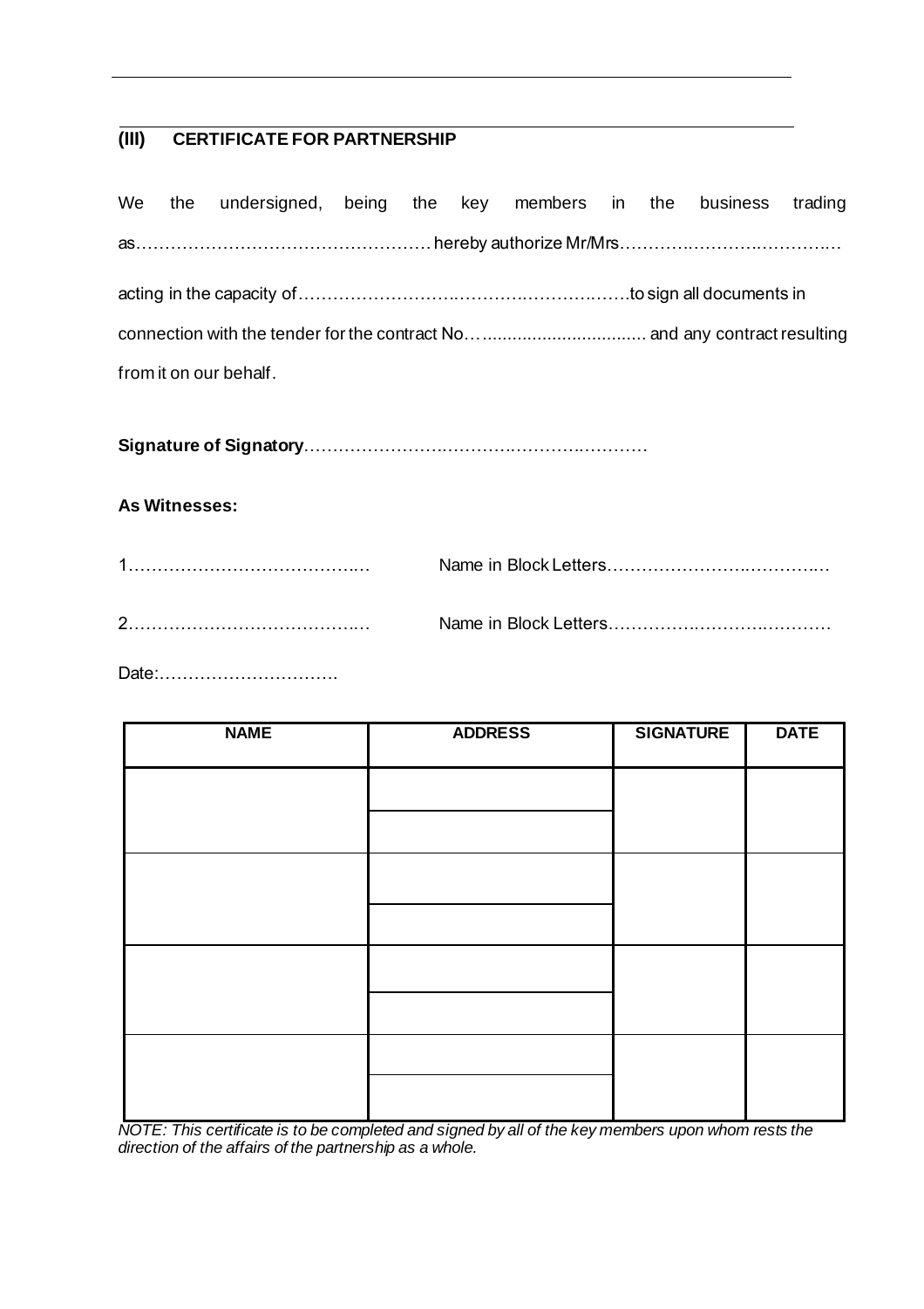## (III) CERTIFICATE FOR PARTNERSHIP

We the undersigned, being the key members in the business trading as…………………………………………… hereby authorize Mr/Mrs………………………………

acting in the capacity of…………………………………………………to sign all documents in connection with the tender for the contract No…................................ and any contract resulting from it on our behalf.

**Signature of Signatory**……………………………………………………

**As Witnesses:**

1…………………………………… Name in Block Letters…………………………………

2…………………………………… Name in Block Letters…………………………………

Date:………………………….

| NAME | ADDRESS | SIGNATURE | DATE |
|---|---|---|---|
| | | | |
| | | | |
| | | | |
| | | | |
| | | | |
| | | | |
| | | | |
| | | | |

*NOTE: This certificate is to be completed and signed by all of the key members upon whom rests the direction of the affairs of the partnership as a whole.*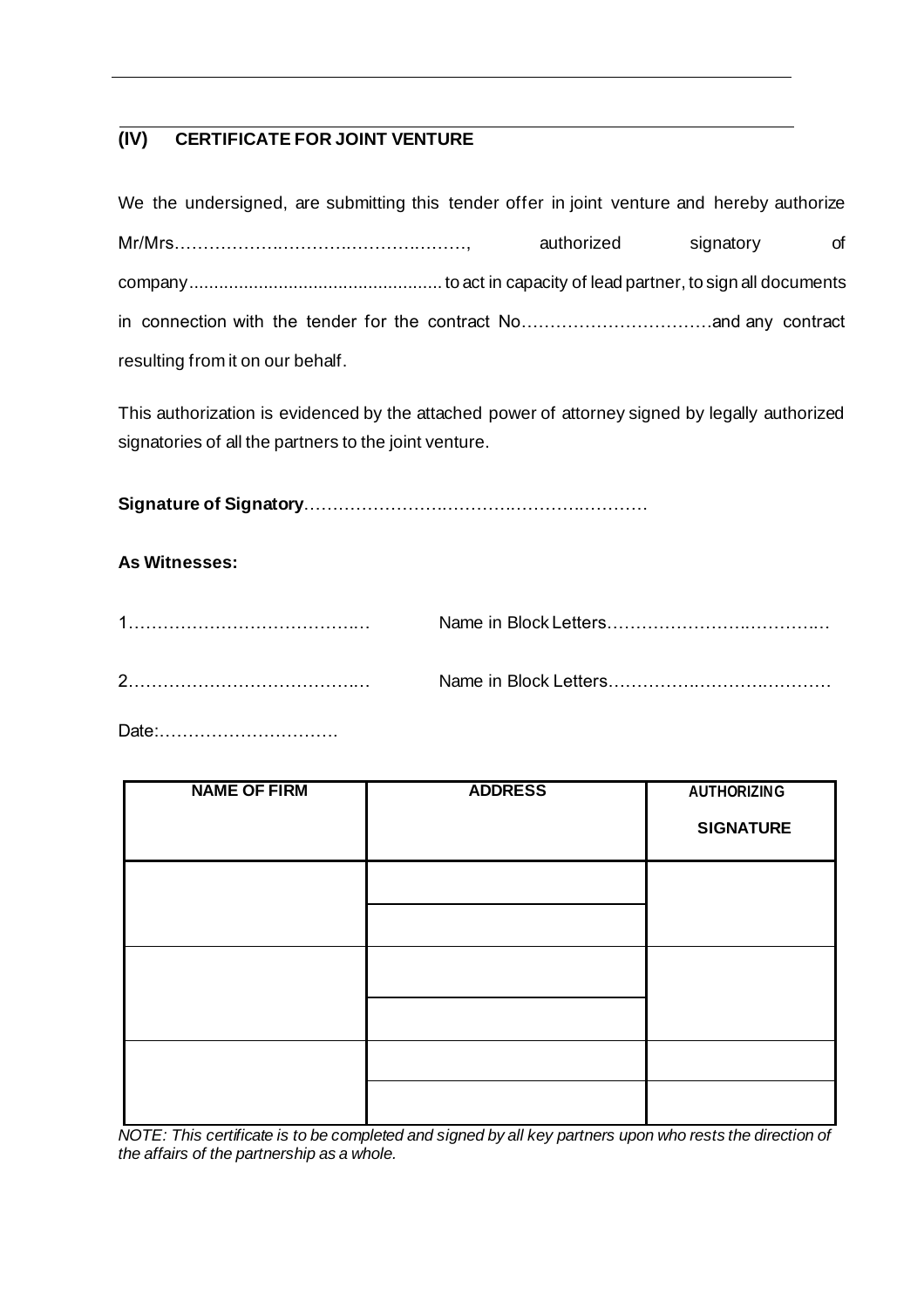## (IV) CERTIFICATE FOR JOINT VENTURE

We the undersigned, are submitting this tender offer in joint venture and hereby authorize Mr/Mrs…………………………………………, authorized signatory of company.................................................. to act in capacity of lead partner, to sign all documents in connection with the tender for the contract No……………………………and any contract resulting from it on our behalf.

This authorization is evidenced by the attached power of attorney signed by legally authorized signatories of all the partners to the joint venture.

**Signature of Signatory**………………………………………………………

**As Witnesses:**

1……………………………………   Name in Block Letters………………………………….

2……………………………………   Name in Block Letters…………………………………

Date:………………………….

| NAME OF FIRM | ADDRESS | AUTHORIZING SIGNATURE |
|---|---|---|
| | | |
| | | |
| | | |
| | | |
| | | |
| | | |

*NOTE: This certificate is to be completed and signed by all key partners upon who rests the direction of the affairs of the partnership as a whole.*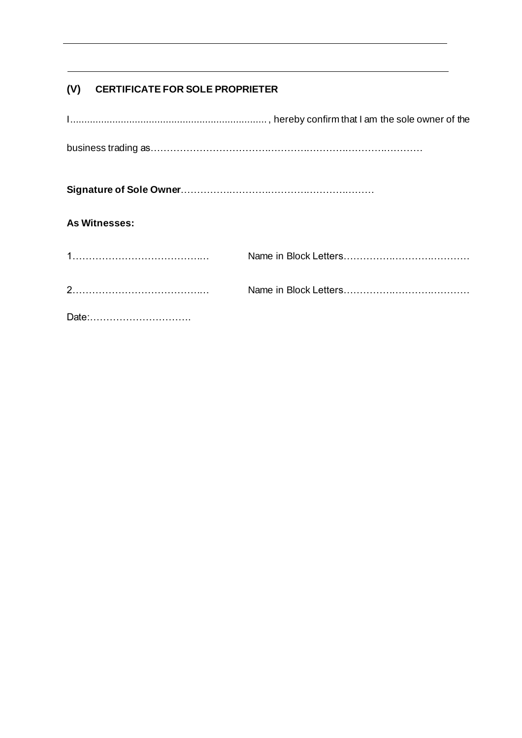## (V) CERTIFICATE FOR SOLE PROPRIETER

I....................................................................., hereby confirm that I am the sole owner of the

business trading as………………………………………………………………………………

**Signature of Sole Owner**……………………………………………………

**As Witnesses:**

1…………………………………..… Name in Block Letters………………………………

2…………………………………..… Name in Block Letters………………………………

Date:………………………….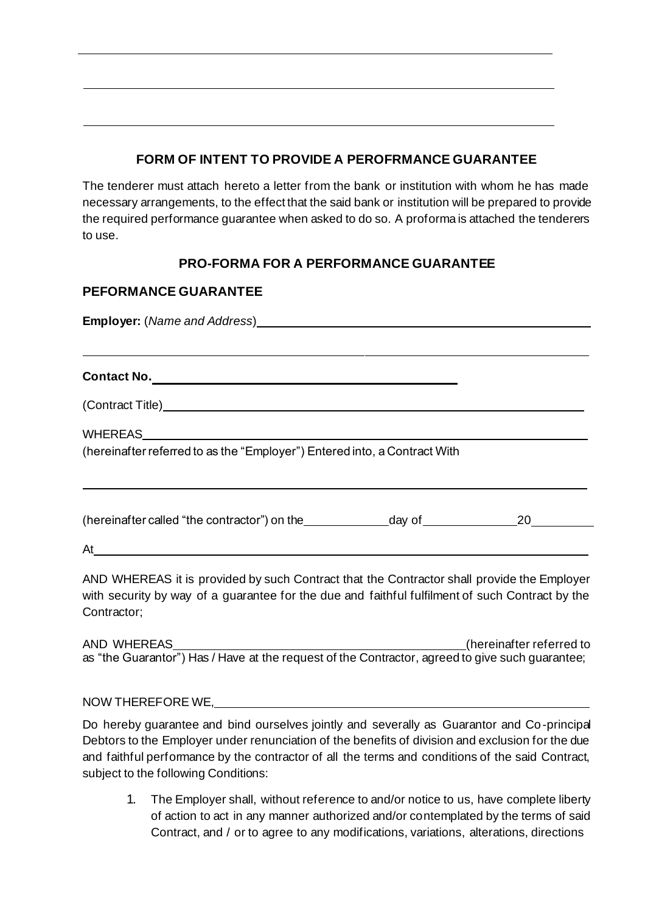## FORM OF INTENT TO PROVIDE A PEROFRMANCE GUARANTEE

The tenderer must attach hereto a letter from the bank or institution with whom he has made necessary arrangements, to the effect that the said bank or institution will be prepared to provide the required performance guarantee when asked to do so. A proforma is attached the tenderers to use.

## PRO-FORMA FOR A PERFORMANCE GUARANTEE

### PEFORMANCE GUARANTEE

**Employer:** (*Name and Address*)\_\_\_\_\_\_\_\_\_\_\_\_\_\_\_\_\_\_\_\_\_\_\_\_\_\_\_\_\_\_\_\_\_\_\_\_\_\_\_\_\_\_\_\_

\_\_\_\_\_\_\_\_\_\_\_\_\_\_\_\_\_\_\_\_\_\_\_\_\_\_\_\_\_\_\_\_\_\_\_\_\_\_\_\_\_\_\_\_\_\_\_\_\_\_\_\_\_\_\_\_\_\_\_\_\_\_\_\_

**Contact No.**\_\_\_\_\_\_\_\_\_\_\_\_\_\_\_\_\_\_\_\_\_\_\_\_\_\_\_\_\_\_\_\_\_\_\_\_\_\_

(Contract Title)\_\_\_\_\_\_\_\_\_\_\_\_\_\_\_\_\_\_\_\_\_\_\_\_\_\_\_\_\_\_\_\_\_\_\_\_\_\_\_\_\_\_\_\_\_\_\_\_\_\_\_\_

WHEREAS\_\_\_\_\_\_\_\_\_\_\_\_\_\_\_\_\_\_\_\_\_\_\_\_\_\_\_\_\_\_\_\_\_\_\_\_\_\_\_\_\_\_\_\_\_\_\_\_\_\_\_\_\_\_\_\_
(hereinafter referred to as the "Employer") Entered into, a Contract With

\_\_\_\_\_\_\_\_\_\_\_\_\_\_\_\_\_\_\_\_\_\_\_\_\_\_\_\_\_\_\_\_\_\_\_\_\_\_\_\_\_\_\_\_\_\_\_\_\_\_\_\_\_\_\_\_\_\_\_\_\_\_\_\_

(hereinafter called "the contractor") on the\_\_\_\_\_\_\_\_\_\_day of\_\_\_\_\_\_\_\_\_\_\_20\_\_\_\_\_\_\_

At\_\_\_\_\_\_\_\_\_\_\_\_\_\_\_\_\_\_\_\_\_\_\_\_\_\_\_\_\_\_\_\_\_\_\_\_\_\_\_\_\_\_\_\_\_\_\_\_\_\_\_\_\_\_\_\_\_\_\_\_\_\_

AND WHEREAS it is provided by such Contract that the Contractor shall provide the Employer with security by way of a guarantee for the due and faithful fulfilment of such Contract by the Contractor;

AND WHEREAS\_\_\_\_\_\_\_\_\_\_\_\_\_\_\_\_\_\_\_\_\_\_\_\_\_\_\_\_\_\_\_\_\_\_\_\_(hereinafter referred to as "the Guarantor") Has / Have at the request of the Contractor, agreed to give such guarantee;

NOW THEREFORE WE,\_\_\_\_\_\_\_\_\_\_\_\_\_\_\_\_\_\_\_\_\_\_\_\_\_\_\_\_\_\_\_\_\_\_\_\_\_\_\_\_\_\_\_\_\_\_\_\_

Do hereby guarantee and bind ourselves jointly and severally as Guarantor and Co-principal Debtors to the Employer under renunciation of the benefits of division and exclusion for the due and faithful performance by the contractor of all the terms and conditions of the said Contract, subject to the following Conditions:

1. The Employer shall, without reference to and/or notice to us, have complete liberty of action to act in any manner authorized and/or contemplated by the terms of said Contract, and / or to agree to any modifications, variations, alterations, directions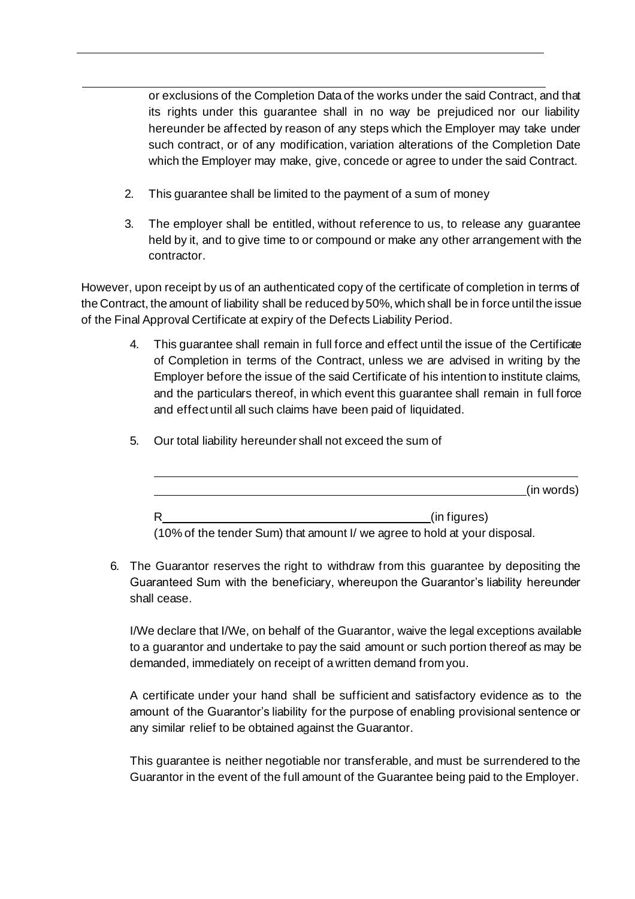or exclusions of the Completion Data of the works under the said Contract, and that its rights under this guarantee shall in no way be prejudiced nor our liability hereunder be affected by reason of any steps which the Employer may take under such contract, or of any modification, variation alterations of the Completion Date which the Employer may make, give, concede or agree to under the said Contract.

2. This guarantee shall be limited to the payment of a sum of money

3. The employer shall be entitled, without reference to us, to release any guarantee held by it, and to give time to or compound or make any other arrangement with the contractor.

However, upon receipt by us of an authenticated copy of the certificate of completion in terms of the Contract, the amount of liability shall be reduced by 50%, which shall be in force until the issue of the Final Approval Certificate at expiry of the Defects Liability Period.

4. This guarantee shall remain in full force and effect until the issue of the Certificate of Completion in terms of the Contract, unless we are advised in writing by the Employer before the issue of the said Certificate of his intention to institute claims, and the particulars thereof, in which event this guarantee shall remain in full force and effect until all such claims have been paid of liquidated.

5. Our total liability hereunder shall not exceed the sum of

   ______________________________________________________________

   ____________________________________________________________(in words)

   R__________________________________________(in figures)

   (10% of the tender Sum) that amount I/ we agree to hold at your disposal.

6. The Guarantor reserves the right to withdraw from this guarantee by depositing the Guaranteed Sum with the beneficiary, whereupon the Guarantor's liability hereunder shall cease.

   I/We declare that I/We, on behalf of the Guarantor, waive the legal exceptions available to a guarantor and undertake to pay the said amount or such portion thereof as may be demanded, immediately on receipt of a written demand from you.

   A certificate under your hand shall be sufficient and satisfactory evidence as to the amount of the Guarantor's liability for the purpose of enabling provisional sentence or any similar relief to be obtained against the Guarantor.

   This guarantee is neither negotiable nor transferable, and must be surrendered to the Guarantor in the event of the full amount of the Guarantee being paid to the Employer.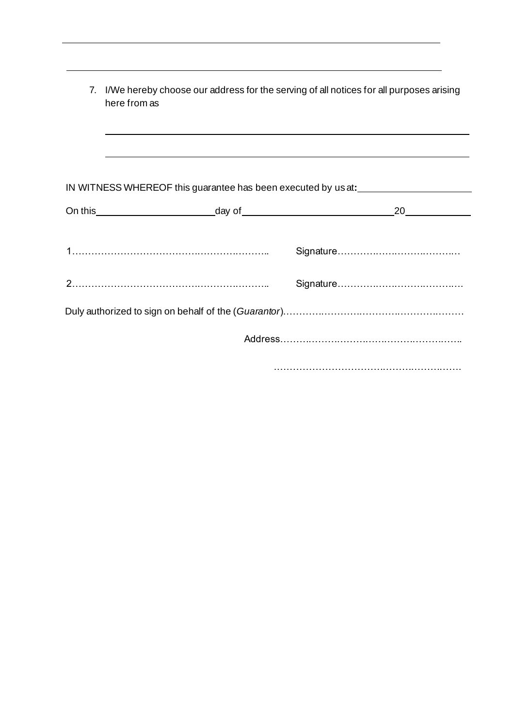\_\_\_\_\_\_\_\_\_\_\_\_\_\_\_\_\_\_\_\_\_\_\_\_\_\_\_\_\_\_\_\_\_\_\_\_\_\_\_\_\_\_\_\_\_\_\_\_\_\_\_\_\_\_\_\_\_\_\_\_

\_\_\_\_\_\_\_\_\_\_\_\_\_\_\_\_\_\_\_\_\_\_\_\_\_\_\_\_\_\_\_\_\_\_\_\_\_\_\_\_\_\_\_\_\_\_\_\_\_\_\_\_\_\_\_\_\_\_\_\_

7. I/We hereby choose our address for the serving of all notices for all purposes arising here from as

   \_\_\_\_\_\_\_\_\_\_\_\_\_\_\_\_\_\_\_\_\_\_\_\_\_\_\_\_\_\_\_\_\_\_\_\_\_\_\_\_\_\_\_\_\_\_\_\_\_\_\_\_\_\_\_\_\_\_\_\_

   \_\_\_\_\_\_\_\_\_\_\_\_\_\_\_\_\_\_\_\_\_\_\_\_\_\_\_\_\_\_\_\_\_\_\_\_\_\_\_\_\_\_\_\_\_\_\_\_\_\_\_\_\_\_\_\_\_\_\_\_

IN WITNESS WHEREOF this guarantee has been executed by us at**:** \_\_\_\_\_\_\_\_\_\_\_\_\_\_\_\_\_\_\_\_

On this \_\_\_\_\_\_\_\_\_\_\_\_\_\_\_\_\_\_\_\_ day of \_\_\_\_\_\_\_\_\_\_\_\_\_\_\_\_\_\_\_\_\_\_\_\_\_\_ 20 \_\_\_\_\_\_\_\_\_\_

1………………………………………………………….. Signature…………………………………

2………………………………………………………….. Signature…………………………………

Duly authorized to sign on behalf of the (*Guarantor*)…………………………………………………

Address……………………………………………………

……………………………………………………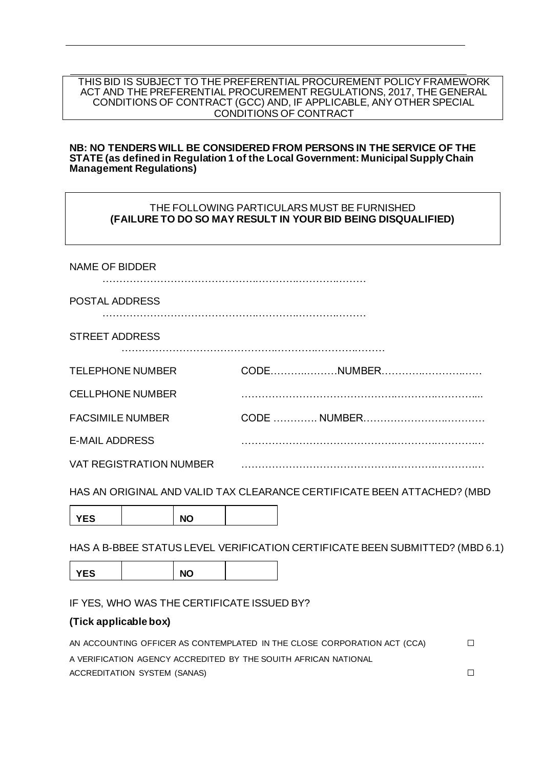THIS BID IS SUBJECT TO THE PREFERENTIAL PROCUREMENT POLICY FRAMEWORK ACT AND THE PREFERENTIAL PROCUREMENT REGULATIONS, 2017, THE GENERAL CONDITIONS OF CONTRACT (GCC) AND, IF APPLICABLE, ANY OTHER SPECIAL CONDITIONS OF CONTRACT

**NB: NO TENDERS WILL BE CONSIDERED FROM PERSONS IN THE SERVICE OF THE STATE (as defined in Regulation 1 of the Local Government: Municipal Supply Chain Management Regulations)**

THE FOLLOWING PARTICULARS MUST BE FURNISHED
**(FAILURE TO DO SO MAY RESULT IN YOUR BID BEING DISQUALIFIED)**

NAME OF BIDDER
……………………………………………………………………………

POSTAL ADDRESS
……………………………………………………………………………

STREET ADDRESS
……………………………………………………………………………

TELEPHONE NUMBER CODE………………NUMBER………………………

CELLPHONE NUMBER ……………………………………………………………

FACSIMILE NUMBER CODE …………. NUMBER……………………………

E-MAIL ADDRESS ……………………………………………………………

VAT REGISTRATION NUMBER ……………………………………………………………

HAS AN ORIGINAL AND VALID TAX CLEARANCE CERTIFICATE BEEN ATTACHED? (MBD

| YES | | NO | |
|---|---|---|---|

HAS A B-BBEE STATUS LEVEL VERIFICATION CERTIFICATE BEEN SUBMITTED? (MBD 6.1)

| YES | | NO | |
|---|---|---|---|

IF YES, WHO WAS THE CERTIFICATE ISSUED BY?

**(Tick applicable box)**

AN ACCOUNTING OFFICER AS CONTEMPLATED IN THE CLOSE CORPORATION ACT (CCA) ☐

A VERIFICATION AGENCY ACCREDITED BY THE SOUITH AFRICAN NATIONAL ACCREDITATION SYSTEM (SANAS) ☐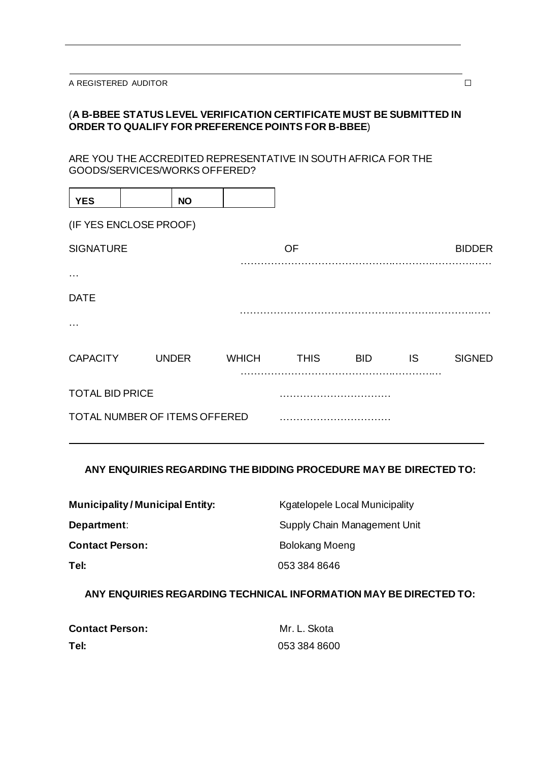A REGISTERED AUDITOR ☐

(**A B-BBEE STATUS LEVEL VERIFICATION CERTIFICATE MUST BE SUBMITTED IN ORDER TO QUALIFY FOR PREFERENCE POINTS FOR B-BBEE**)

ARE YOU THE ACCREDITED REPRESENTATIVE IN SOUTH AFRICA FOR THE GOODS/SERVICES/WORKS OFFERED?

| **YES** | | **NO** | |
|---|---|---|---|

(IF YES ENCLOSE PROOF)

SIGNATURE OF BIDDER ………………………………………………………………………

DATE ………………………………………………………………………

CAPACITY UNDER WHICH THIS BID IS SIGNED ……………………………………………………………

TOTAL BID PRICE ……………………………

TOTAL NUMBER OF ITEMS OFFERED ……………………………

---

**ANY ENQUIRIES REGARDING THE BIDDING PROCEDURE MAY BE DIRECTED TO:**

**Municipality / Municipal Entity:** Kgatelopele Local Municipality

**Department**: Supply Chain Management Unit

**Contact Person:** Bolokang Moeng

**Tel:** 053 384 8646

**ANY ENQUIRIES REGARDING TECHNICAL INFORMATION MAY BE DIRECTED TO:**

**Contact Person:** Mr. L. Skota

**Tel:** 053 384 8600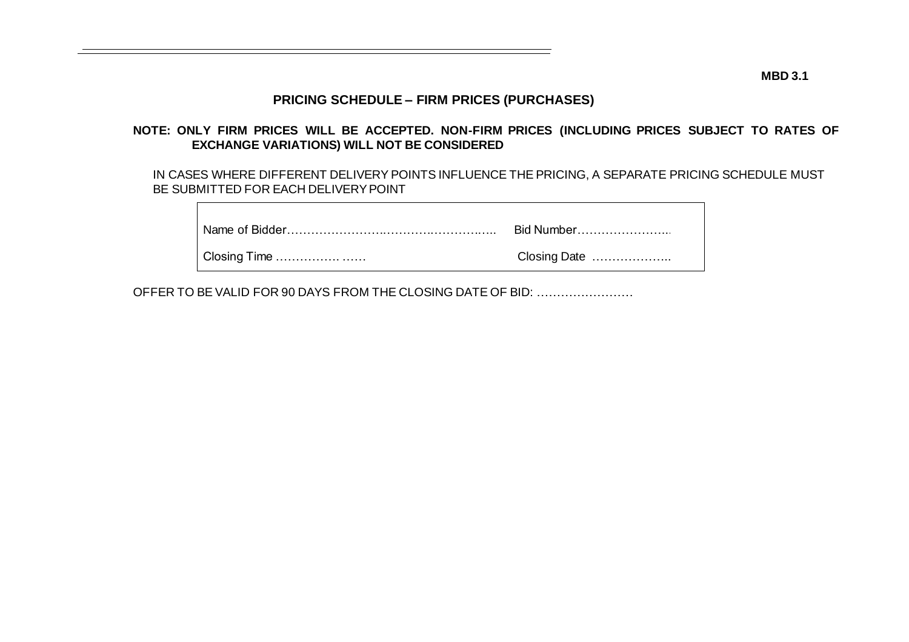**MBD 3.1**

## PRICING SCHEDULE – FIRM PRICES (PURCHASES)

**NOTE: ONLY FIRM PRICES WILL BE ACCEPTED. NON-FIRM PRICES (INCLUDING PRICES SUBJECT TO RATES OF EXCHANGE VARIATIONS) WILL NOT BE CONSIDERED**

IN CASES WHERE DIFFERENT DELIVERY POINTS INFLUENCE THE PRICING, A SEPARATE PRICING SCHEDULE MUST BE SUBMITTED FOR EACH DELIVERY POINT

| | |
|---|---|
| Name of Bidder……………………………………………… | Bid Number………………….. |
| Closing Time ……………. …… | Closing Date ……………….. |

OFFER TO BE VALID FOR 90 DAYS FROM THE CLOSING DATE OF BID: ……………………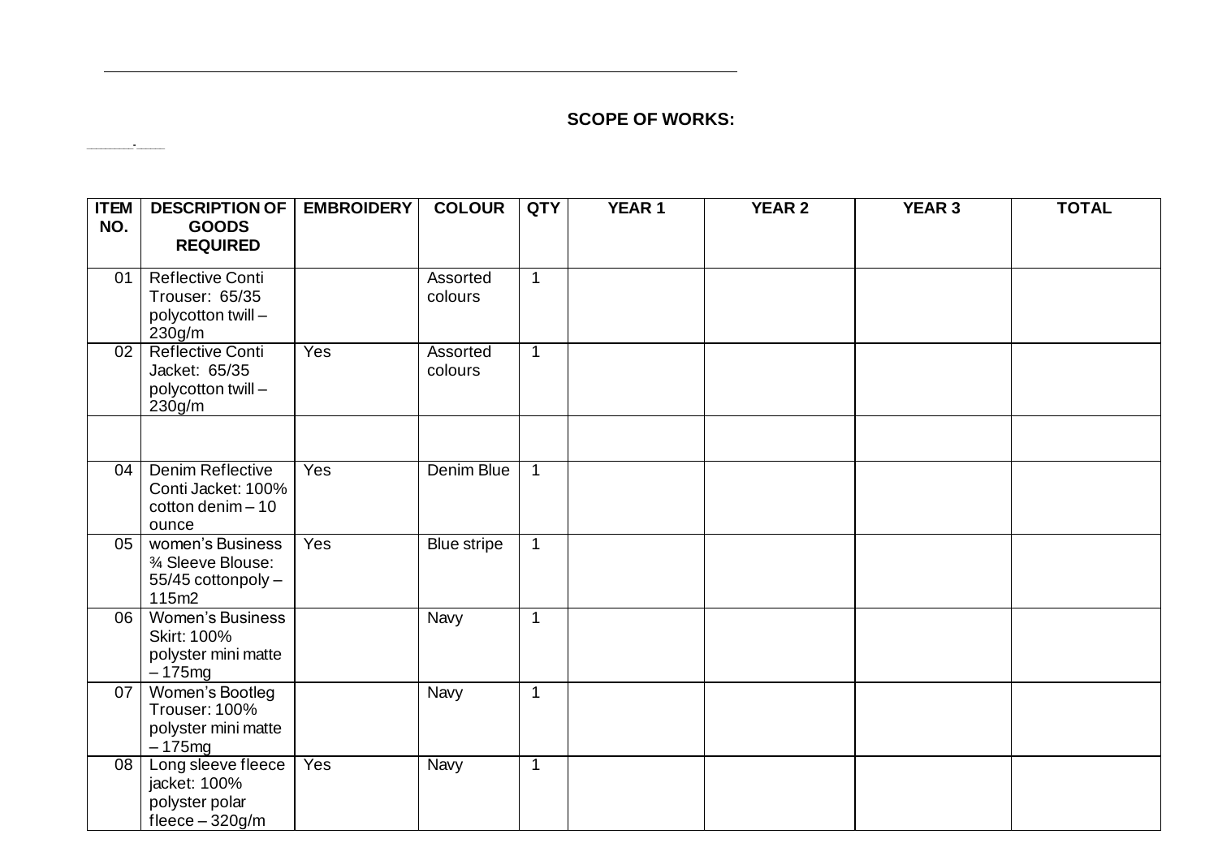**SCOPE OF WORKS:**

| ITEM NO. | DESCRIPTION OF GOODS REQUIRED | EMBROIDERY | COLOUR | QTY | YEAR 1 | YEAR 2 | YEAR 3 | TOTAL |
|---|---|---|---|---|---|---|---|---|
| 01 | Reflective Conti Trouser: 65/35 polycotton twill – 230g/m | | Assorted colours | 1 | | | | |
| 02 | Reflective Conti Jacket: 65/35 polycotton twill – 230g/m | Yes | Assorted colours | 1 | | | | |
| | | | | | | | | |
| 04 | Denim Reflective Conti Jacket: 100% cotton denim – 10 ounce | Yes | Denim Blue | 1 | | | | |
| 05 | women's Business ¾ Sleeve Blouse: 55/45 cottonpoly – 115m2 | Yes | Blue stripe | 1 | | | | |
| 06 | Women's Business Skirt: 100% polyster mini matte – 175mg | | Navy | 1 | | | | |
| 07 | Women's Bootleg Trouser: 100% polyster mini matte – 175mg | | Navy | 1 | | | | |
| 08 | Long sleeve fleece jacket: 100% polyster polar fleece – 320g/m | Yes | Navy | 1 | | | | |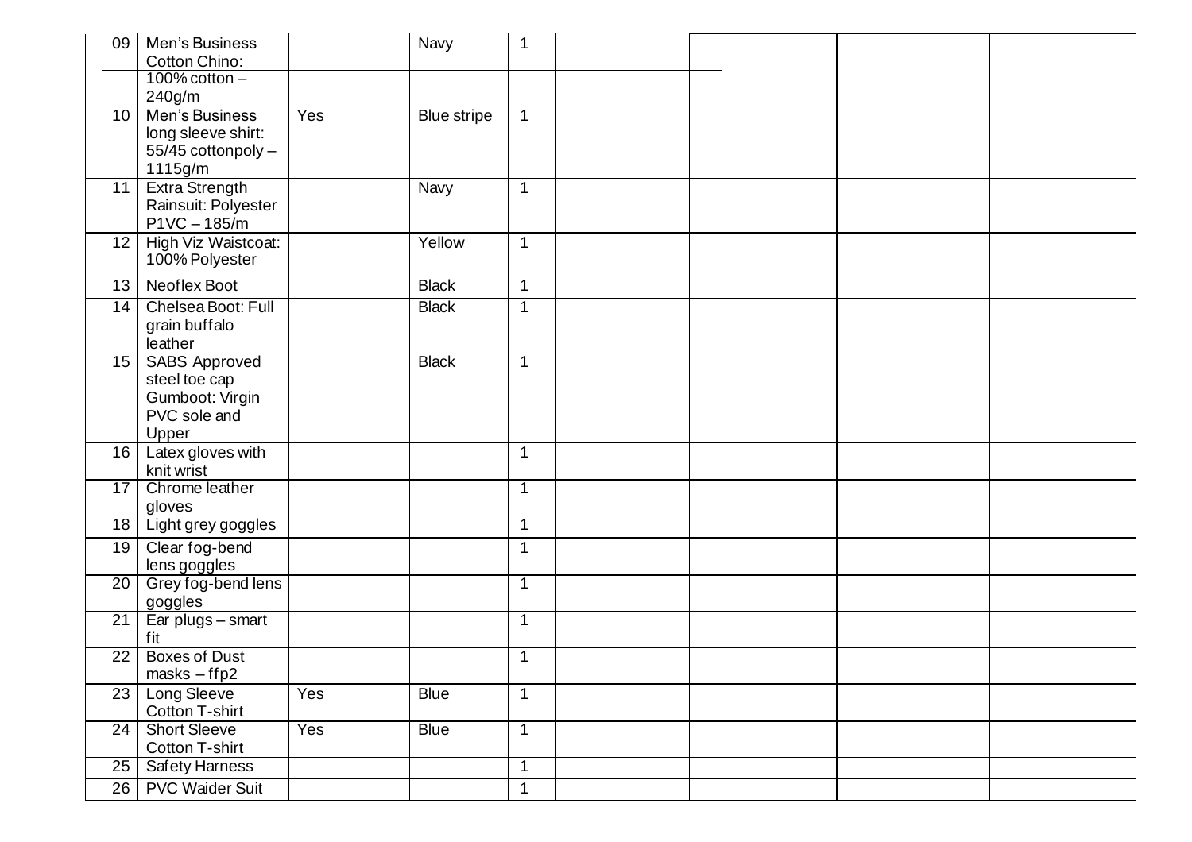| 09 | Men's Business Cotton Chino: 100% cotton – 240g/m | | Navy | 1 | | | | |
|---|---|---|---|---|---|---|---|---|
| 10 | Men's Business long sleeve shirt: 55/45 cottonpoly – 1115g/m | Yes | Blue stripe | 1 | | | | |
| 11 | Extra Strength Rainsuit: Polyester P1VC – 185/m | | Navy | 1 | | | | |
| 12 | High Viz Waistcoat: 100% Polyester | | Yellow | 1 | | | | |
| 13 | Neoflex Boot | | Black | 1 | | | | |
| 14 | Chelsea Boot: Full grain buffalo leather | | Black | 1 | | | | |
| 15 | SABS Approved steel toe cap Gumboot: Virgin PVC sole and Upper | | Black | 1 | | | | |
| 16 | Latex gloves with knit wrist | | | 1 | | | | |
| 17 | Chrome leather gloves | | | 1 | | | | |
| 18 | Light grey goggles | | | 1 | | | | |
| 19 | Clear fog-bend lens goggles | | | 1 | | | | |
| 20 | Grey fog-bend lens goggles | | | 1 | | | | |
| 21 | Ear plugs – smart fit | | | 1 | | | | |
| 22 | Boxes of Dust masks – ffp2 | | | 1 | | | | |
| 23 | Long Sleeve Cotton T-shirt | Yes | Blue | 1 | | | | |
| 24 | Short Sleeve Cotton T-shirt | Yes | Blue | 1 | | | | |
| 25 | Safety Harness | | | 1 | | | | |
| 26 | PVC Waider Suit | | | 1 | | | | |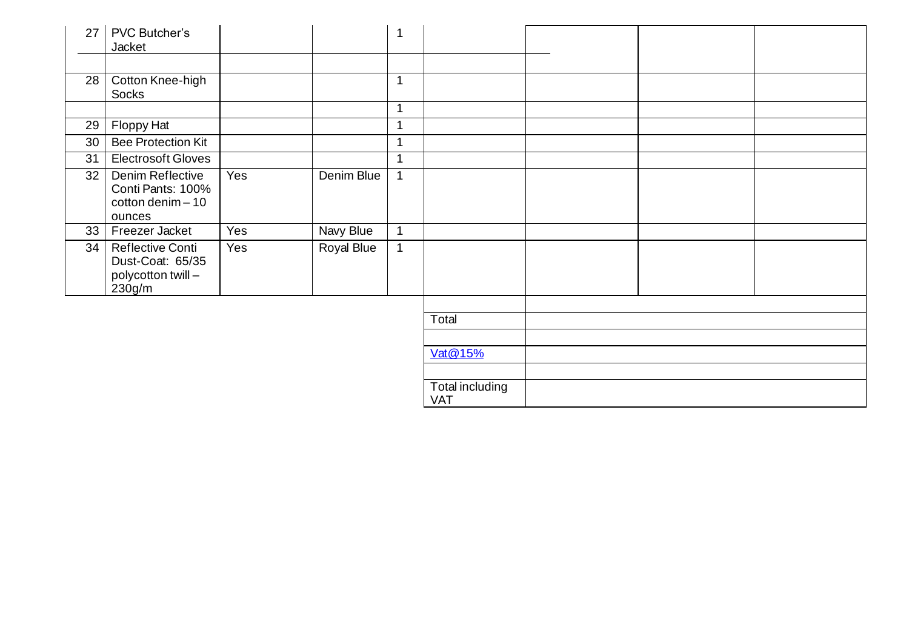| 27 | PVC Butcher's Jacket | | | 1 | | | | |
|---|---|---|---|---|---|---|---|---|
| | | | | | | | | |
| 28 | Cotton Knee-high Socks | | | 1 | | | | |
| | | | | 1 | | | | |
| 29 | Floppy Hat | | | 1 | | | | |
| 30 | Bee Protection Kit | | | 1 | | | | |
| 31 | Electrosoft Gloves | | | 1 | | | | |
| 32 | Denim Reflective Conti Pants: 100% cotton denim – 10 ounces | Yes | Denim Blue | 1 | | | | |
| 33 | Freezer Jacket | Yes | Navy Blue | 1 | | | | |
| 34 | Reflective Conti Dust-Coat: 65/35 polycotton twill – 230g/m | Yes | Royal Blue | 1 | | | | |
| | | | | | | | | |
| | | | | | Total | | | |
| | | | | | | | | |
| | | | | | Vat@15% | | | |
| | | | | | | | | |
| | | | | | Total including VAT | | | |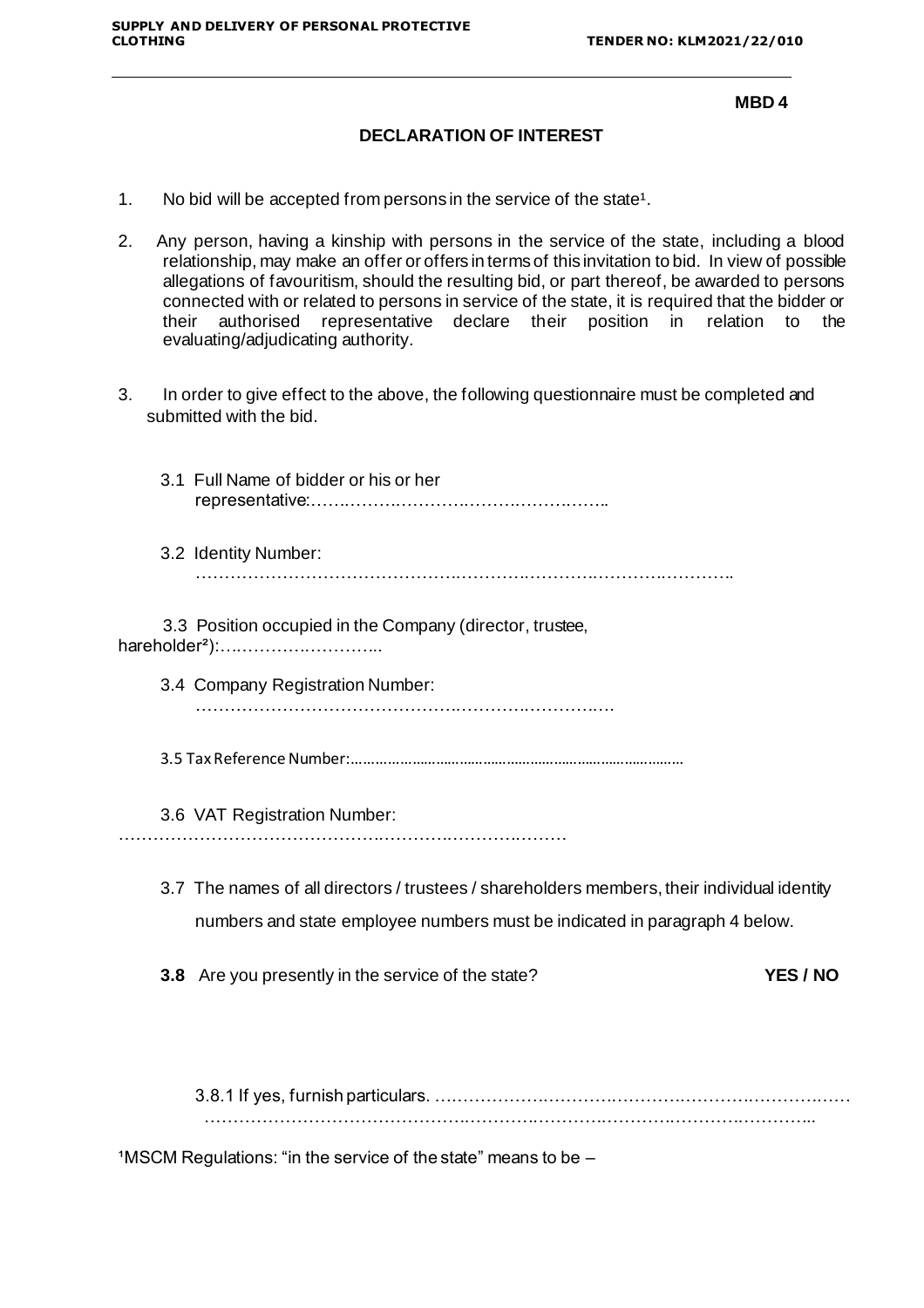**MBD 4**

## DECLARATION OF INTEREST

1. No bid will be accepted from persons in the service of the state[1].

2. Any person, having a kinship with persons in the service of the state, including a blood relationship, may make an offer or offers in terms of this invitation to bid. In view of possible allegations of favouritism, should the resulting bid, or part thereof, be awarded to persons connected with or related to persons in service of the state, it is required that the bidder or their authorised representative declare their position in relation to the evaluating/adjudicating authority.

3. In order to give effect to the above, the following questionnaire must be completed and submitted with the bid.

   3.1 Full Name of bidder or his or her representative:……………………………………………..

   3.2 Identity Number: ………………………………………………………………………………..

   3.3 Position occupied in the Company (director, trustee, hareholder[2]):………………………..

   3.4 Company Registration Number: …………………………………………………………….

   3.5 Tax Reference Number:…………………………………………………………………………

   3.6 VAT Registration Number: …………………………………………………………………

   3.7 The names of all directors / trustees / shareholders members, their individual identity numbers and state employee numbers must be indicated in paragraph 4 below.

   **3.8** Are you presently in the service of the state? **YES / NO**

   3.8.1 If yes, furnish particulars. ……………………………………………………………… ………………………………………………………………………………………………..

[1]MSCM Regulations: "in the service of the state" means to be –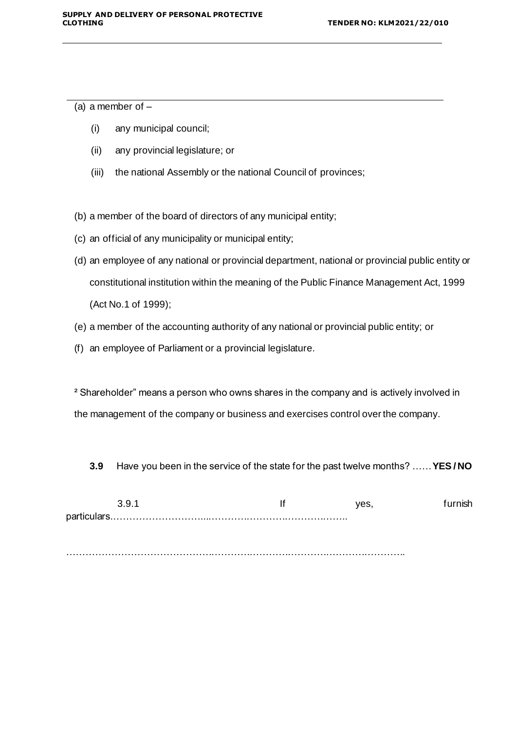(a) a member of –

(i) any municipal council;

(ii) any provincial legislature; or

(iii) the national Assembly or the national Council of provinces;

(b) a member of the board of directors of any municipal entity;

(c) an official of any municipality or municipal entity;

(d) an employee of any national or provincial department, national or provincial public entity or constitutional institution within the meaning of the Public Finance Management Act, 1999 (Act No.1 of 1999);

(e) a member of the accounting authority of any national or provincial public entity; or

(f) an employee of Parliament or a provincial legislature.

[2] Shareholder" means a person who owns shares in the company and is actively involved in the management of the company or business and exercises control over the company.

**3.9** Have you been in the service of the state for the past twelve months? …… **YES / NO**

3.9.1 If yes, furnish particulars.…………………………...……………………………………..

…………………………………………………………………………………………………….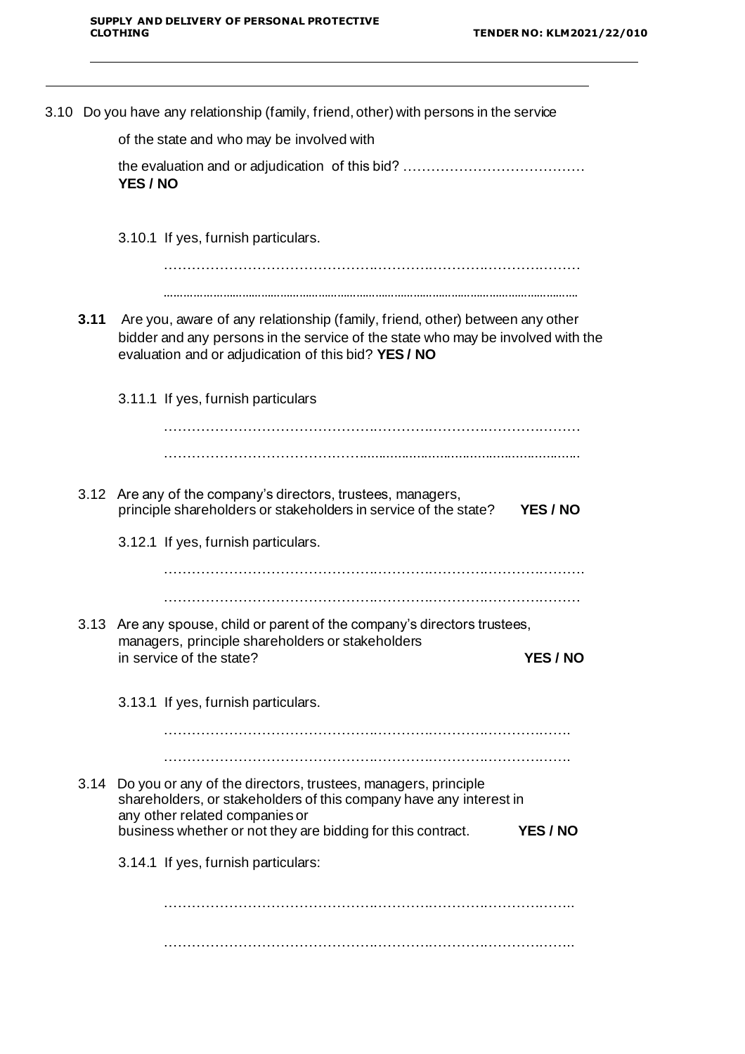3.10 Do you have any relationship (family, friend, other) with persons in the service of the state and who may be involved with the evaluation and or adjudication of this bid? ………………………………… **YES / NO**

3.10.1 If yes, furnish particulars.

……………………………………………………………………………

……………………………………………………………………………

**3.11** Are you, aware of any relationship (family, friend, other) between any other bidder and any persons in the service of the state who may be involved with the evaluation and or adjudication of this bid? **YES / NO**

3.11.1 If yes, furnish particulars

……………………………………………………………………………

……………………………………………………………………………

3.12 Are any of the company's directors, trustees, managers, principle shareholders or stakeholders in service of the state? **YES / NO**

3.12.1 If yes, furnish particulars.

……………………………………………………………………………

……………………………………………………………………………

3.13 Are any spouse, child or parent of the company's directors trustees, managers, principle shareholders or stakeholders in service of the state? **YES / NO**

3.13.1 If yes, furnish particulars.

……………………………………………………………………………

……………………………………………………………………………

3.14 Do you or any of the directors, trustees, managers, principle shareholders, or stakeholders of this company have any interest in any other related companies or business whether or not they are bidding for this contract. **YES / NO**

3.14.1 If yes, furnish particulars:

……………………………………………………………………………

……………………………………………………………………………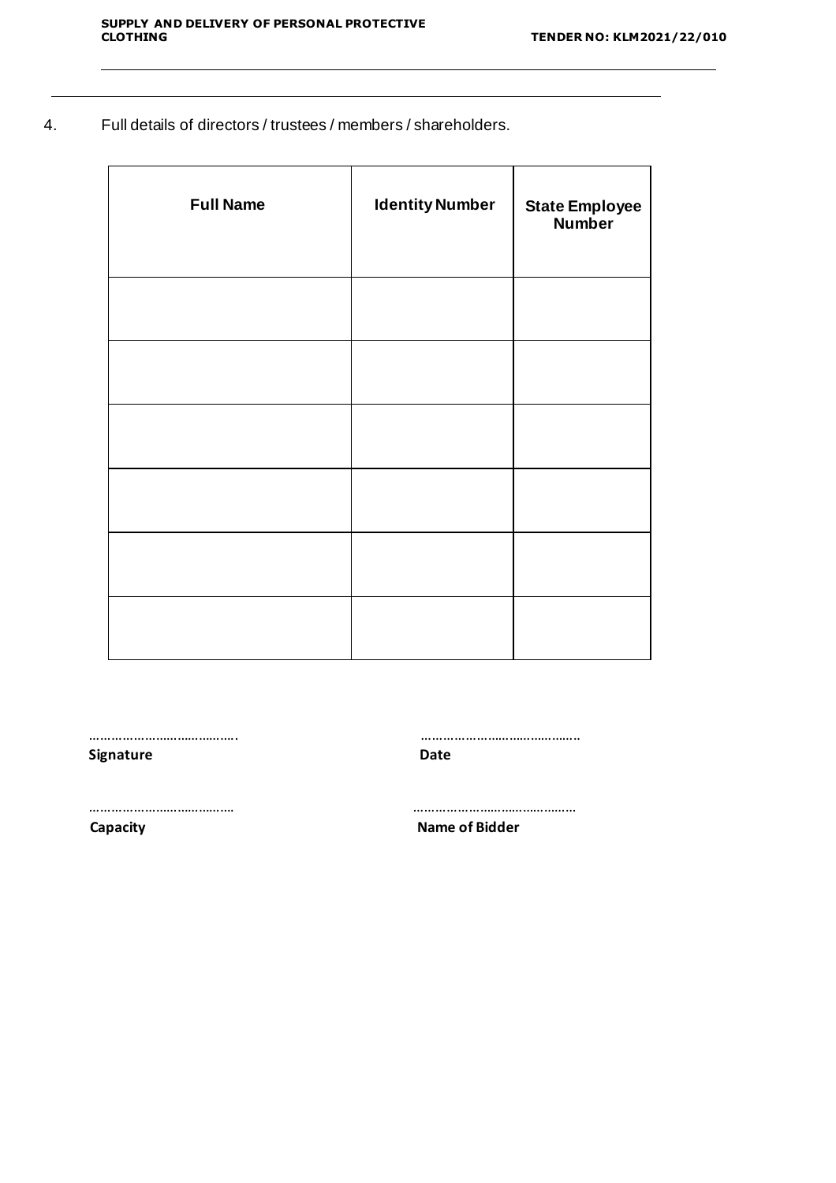4. Full details of directors / trustees / members / shareholders.

| Full Name | Identity Number | State Employee Number |
|---|---|---|
| | | |
| | | |
| | | |
| | | |
| | | |
| | | |

……………………………………. ……………………………………

**Signature** **Date**

………………………………… ………………………………………

**Capacity** **Name of Bidder**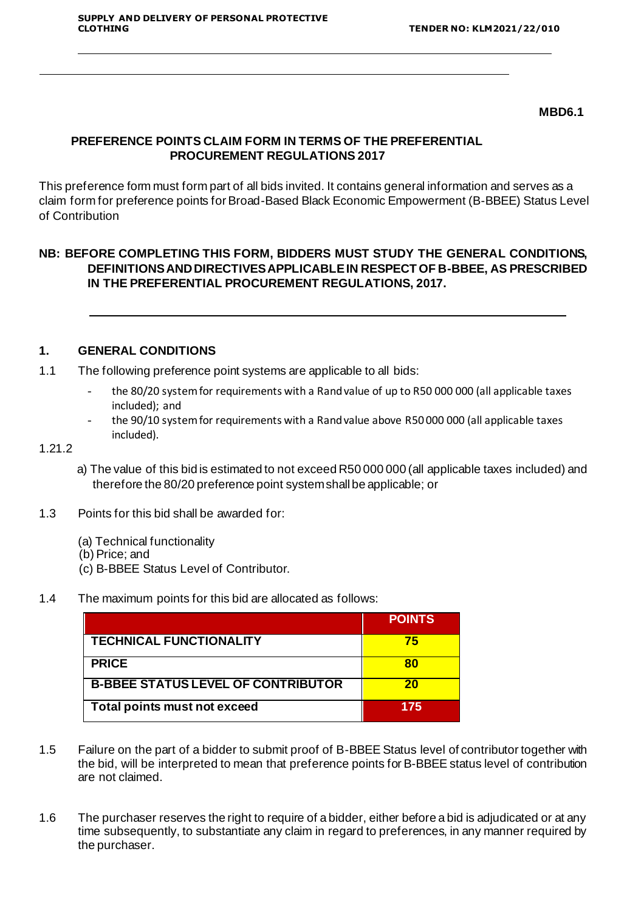**MBD6.1**

## PREFERENCE POINTS CLAIM FORM IN TERMS OF THE PREFERENTIAL PROCUREMENT REGULATIONS 2017

This preference form must form part of all bids invited. It contains general information and serves as a claim form for preference points for Broad-Based Black Economic Empowerment (B-BBEE) Status Level of Contribution

**NB: BEFORE COMPLETING THIS FORM, BIDDERS MUST STUDY THE GENERAL CONDITIONS, DEFINITIONS AND DIRECTIVES APPLICABLE IN RESPECT OF B-BBEE, AS PRESCRIBED IN THE PREFERENTIAL PROCUREMENT REGULATIONS, 2017.**

---

### 1. GENERAL CONDITIONS

1.1 The following preference point systems are applicable to all bids:

- the 80/20 system for requirements with a Rand value of up to R50 000 000 (all applicable taxes included); and
- the 90/10 system for requirements with a Rand value above R50 000 000 (all applicable taxes included).

1.21.2

a) The value of this bid is estimated to not exceed R50 000 000 (all applicable taxes included) and therefore the 80/20 preference point system shall be applicable; or

1.3 Points for this bid shall be awarded for:

(a) Technical functionality
(b) Price; and
(c) B-BBEE Status Level of Contributor.

1.4 The maximum points for this bid are allocated as follows:

| | POINTS |
|---|---|
| **TECHNICAL FUNCTIONALITY** | **75** |
| **PRICE** | **80** |
| **B-BBEE STATUS LEVEL OF CONTRIBUTOR** | **20** |
| **Total points must not exceed** | **175** |

1.5 Failure on the part of a bidder to submit proof of B-BBEE Status level of contributor together with the bid, will be interpreted to mean that preference points for B-BBEE status level of contribution are not claimed.

1.6 The purchaser reserves the right to require of a bidder, either before a bid is adjudicated or at any time subsequently, to substantiate any claim in regard to preferences, in any manner required by the purchaser.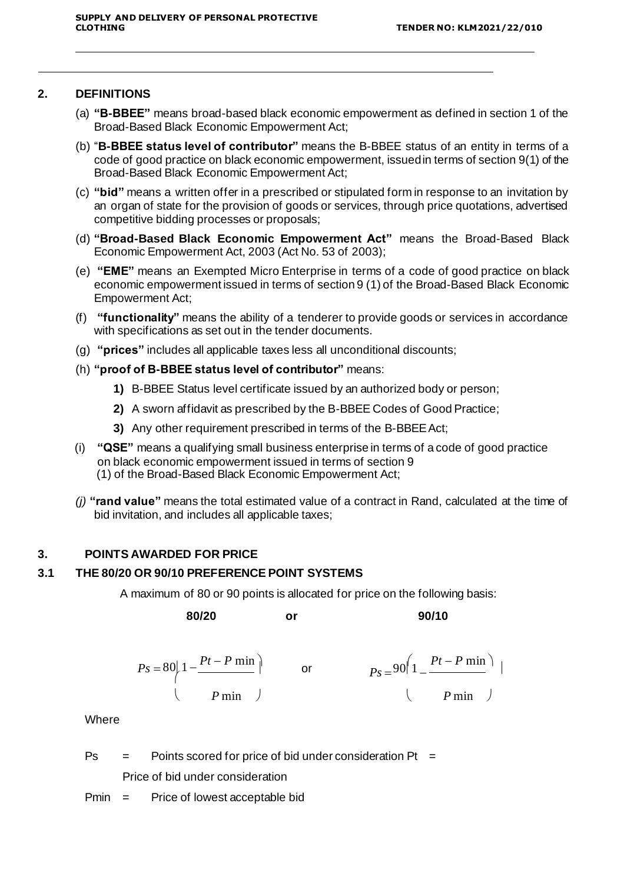## 2. DEFINITIONS

(a) **"B-BBEE"** means broad-based black economic empowerment as defined in section 1 of the Broad-Based Black Economic Empowerment Act;

(b) "**B-BBEE status level of contributor"** means the B-BBEE status of an entity in terms of a code of good practice on black economic empowerment, issued in terms of section 9(1) of the Broad-Based Black Economic Empowerment Act;

(c) **"bid"** means a written offer in a prescribed or stipulated form in response to an invitation by an organ of state for the provision of goods or services, through price quotations, advertised competitive bidding processes or proposals;

(d) **"Broad-Based Black Economic Empowerment Act"** means the Broad-Based Black Economic Empowerment Act, 2003 (Act No. 53 of 2003);

(e) **"EME"** means an Exempted Micro Enterprise in terms of a code of good practice on black economic empowerment issued in terms of section 9 (1) of the Broad-Based Black Economic Empowerment Act;

(f) **"functionality"** means the ability of a tenderer to provide goods or services in accordance with specifications as set out in the tender documents.

(g) **"prices"** includes all applicable taxes less all unconditional discounts;

(h) **"proof of B-BBEE status level of contributor"** means:

   **1)** B-BBEE Status level certificate issued by an authorized body or person;

   **2)** A sworn affidavit as prescribed by the B-BBEE Codes of Good Practice;

   **3)** Any other requirement prescribed in terms of the B-BBEE Act;

(i) **"QSE"** means a qualifying small business enterprise in terms of a code of good practice on black economic empowerment issued in terms of section 9 (1) of the Broad-Based Black Economic Empowerment Act;

*(j)* **"rand value"** means the total estimated value of a contract in Rand, calculated at the time of bid invitation, and includes all applicable taxes;

## 3. POINTS AWARDED FOR PRICE

### 3.1 THE 80/20 OR 90/10 PREFERENCE POINT SYSTEMS

A maximum of 80 or 90 points is allocated for price on the following basis:

**80/20** or **90/10**

$$Ps = 80\left(1 - \frac{Pt - P\min}{P\min}\right) \quad \text{or} \quad Ps = 90\left(1 - \frac{Pt - P\min}{P\min}\right)$$

Where

Ps = Points scored for price of bid under consideration Pt = Price of bid under consideration

Pmin = Price of lowest acceptable bid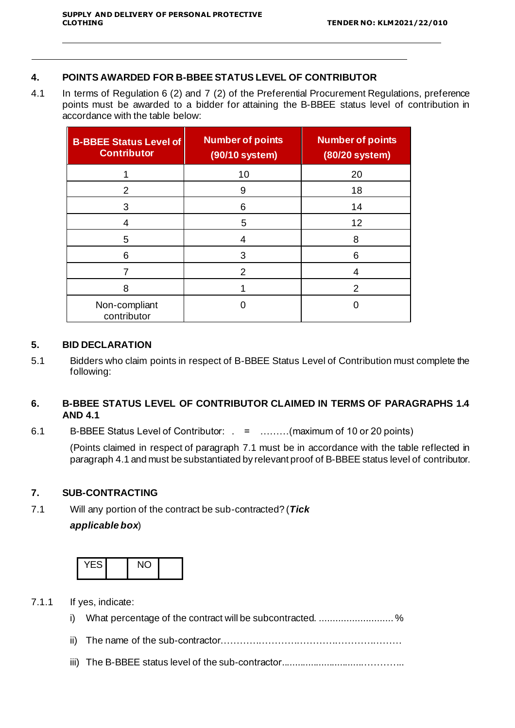## 4. POINTS AWARDED FOR B-BBEE STATUS LEVEL OF CONTRIBUTOR

4.1 In terms of Regulation 6 (2) and 7 (2) of the Preferential Procurement Regulations, preference points must be awarded to a bidder for attaining the B-BBEE status level of contribution in accordance with the table below:

| B-BBEE Status Level of Contributor | Number of points (90/10 system) | Number of points (80/20 system) |
|---|---|---|
| 1 | 10 | 20 |
| 2 | 9 | 18 |
| 3 | 6 | 14 |
| 4 | 5 | 12 |
| 5 | 4 | 8 |
| 6 | 3 | 6 |
| 7 | 2 | 4 |
| 8 | 1 | 2 |
| Non-compliant contributor | 0 | 0 |

## 5. BID DECLARATION

5.1 Bidders who claim points in respect of B-BBEE Status Level of Contribution must complete the following:

## 6. B-BBEE STATUS LEVEL OF CONTRIBUTOR CLAIMED IN TERMS OF PARAGRAPHS 1.4 AND 4.1

6.1 B-BBEE Status Level of Contributor: . = ………(maximum of 10 or 20 points)

(Points claimed in respect of paragraph 7.1 must be in accordance with the table reflected in paragraph 4.1 and must be substantiated by relevant proof of B-BBEE status level of contributor.

## 7. SUB-CONTRACTING

7.1 Will any portion of the contract be sub-contracted? (***Tick applicable box***)

| YES | | NO | |
|---|---|---|---|

7.1.1 If yes, indicate:

i) What percentage of the contract will be subcontracted. ........................... %

ii) The name of the sub-contractor…………………………………………………

iii) The B-BBEE status level of the sub-contractor.........................……………..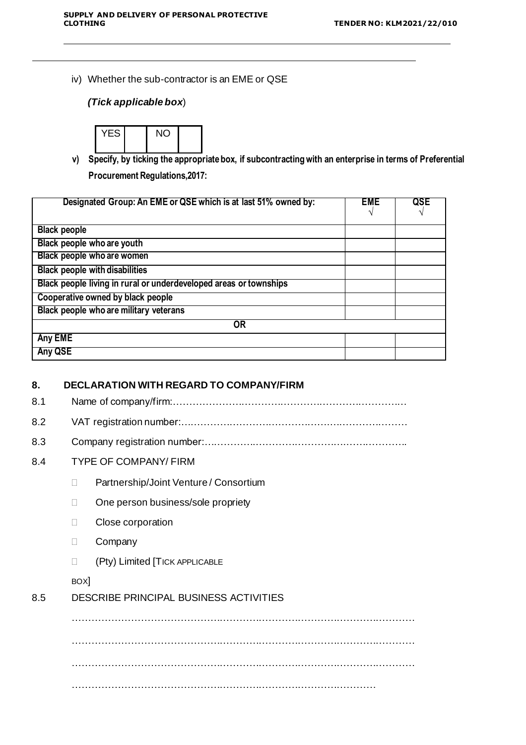iv) Whether the sub-contractor is an EME or QSE

*(Tick applicable box*)

| YES | | NO | |
|---|---|---|---|

**v) Specify, by ticking the appropriate box, if subcontracting with an enterprise in terms of Preferential Procurement Regulations,2017:**

| Designated Group: An EME or QSE which is at last 51% owned by: | EME √ | QSE √ |
|---|---|---|
| Black people | | |
| Black people who are youth | | |
| Black people who are women | | |
| Black people with disabilities | | |
| Black people living in rural or underdeveloped areas or townships | | |
| Cooperative owned by black people | | |
| Black people who are military veterans | | |
| OR | | |
| Any EME | | |
| Any QSE | | |

## 8. DECLARATION WITH REGARD TO COMPANY/FIRM

8.1 Name of company/firm:……………………………………………………………………

8.2 VAT registration number:……………………………………………………………………

8.3 Company registration number:…………………………………………………………….

8.4 TYPE OF COMPANY/ FIRM

- Partnership/Joint Venture / Consortium
- One person business/sole propriety
- Close corporation
- Company
- (Pty) Limited [TICK APPLICABLE BOX]

8.5 DESCRIBE PRINCIPAL BUSINESS ACTIVITIES

…………………………………………………………………………………………………

…………………………………………………………………………………………………

…………………………………………………………………………………………………

……………………………………………………………………………………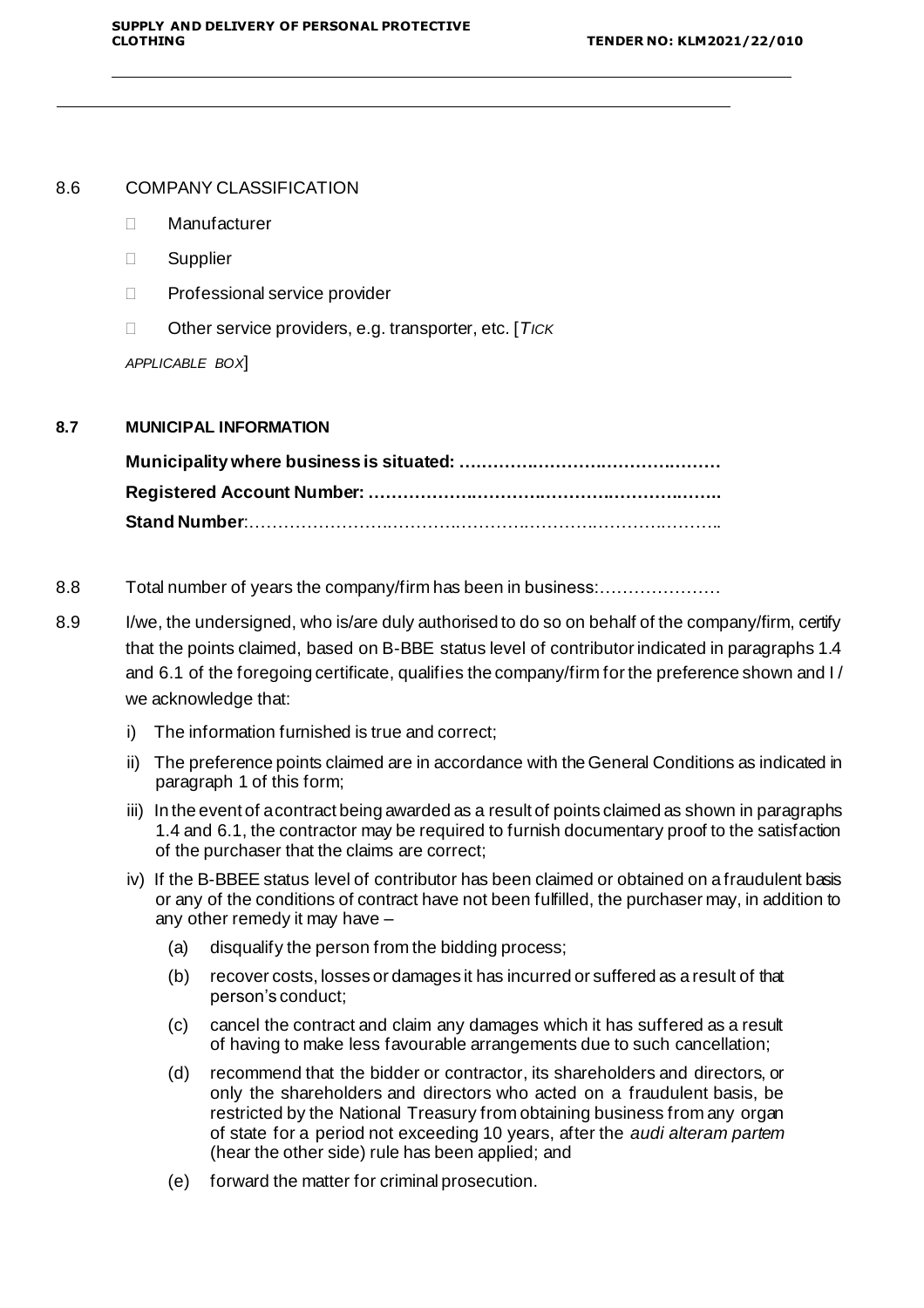8.6 COMPANY CLASSIFICATION

- ☐ Manufacturer
- ☐ Supplier
- ☐ Professional service provider
- ☐ Other service providers, e.g. transporter, etc. [*Tick applicable box*]

**8.7 MUNICIPAL INFORMATION**

**Municipality where business is situated: ………………………………………**

**Registered Account Number: ……………………………………………………..**

**Stand Number**:…………………………………………………………………………..

8.8 Total number of years the company/firm has been in business:…………………

8.9 I/we, the undersigned, who is/are duly authorised to do so on behalf of the company/firm, certify that the points claimed, based on B-BBE status level of contributor indicated in paragraphs 1.4 and 6.1 of the foregoing certificate, qualifies the company/firm for the preference shown and I / we acknowledge that:

i) The information furnished is true and correct;

ii) The preference points claimed are in accordance with the General Conditions as indicated in paragraph 1 of this form;

iii) In the event of a contract being awarded as a result of points claimed as shown in paragraphs 1.4 and 6.1, the contractor may be required to furnish documentary proof to the satisfaction of the purchaser that the claims are correct;

iv) If the B-BBEE status level of contributor has been claimed or obtained on a fraudulent basis or any of the conditions of contract have not been fulfilled, the purchaser may, in addition to any other remedy it may have –

(a) disqualify the person from the bidding process;

(b) recover costs, losses or damages it has incurred or suffered as a result of that person's conduct;

(c) cancel the contract and claim any damages which it has suffered as a result of having to make less favourable arrangements due to such cancellation;

(d) recommend that the bidder or contractor, its shareholders and directors, or only the shareholders and directors who acted on a fraudulent basis, be restricted by the National Treasury from obtaining business from any organ of state for a period not exceeding 10 years, after the *audi alteram partem* (hear the other side) rule has been applied; and

(e) forward the matter for criminal prosecution.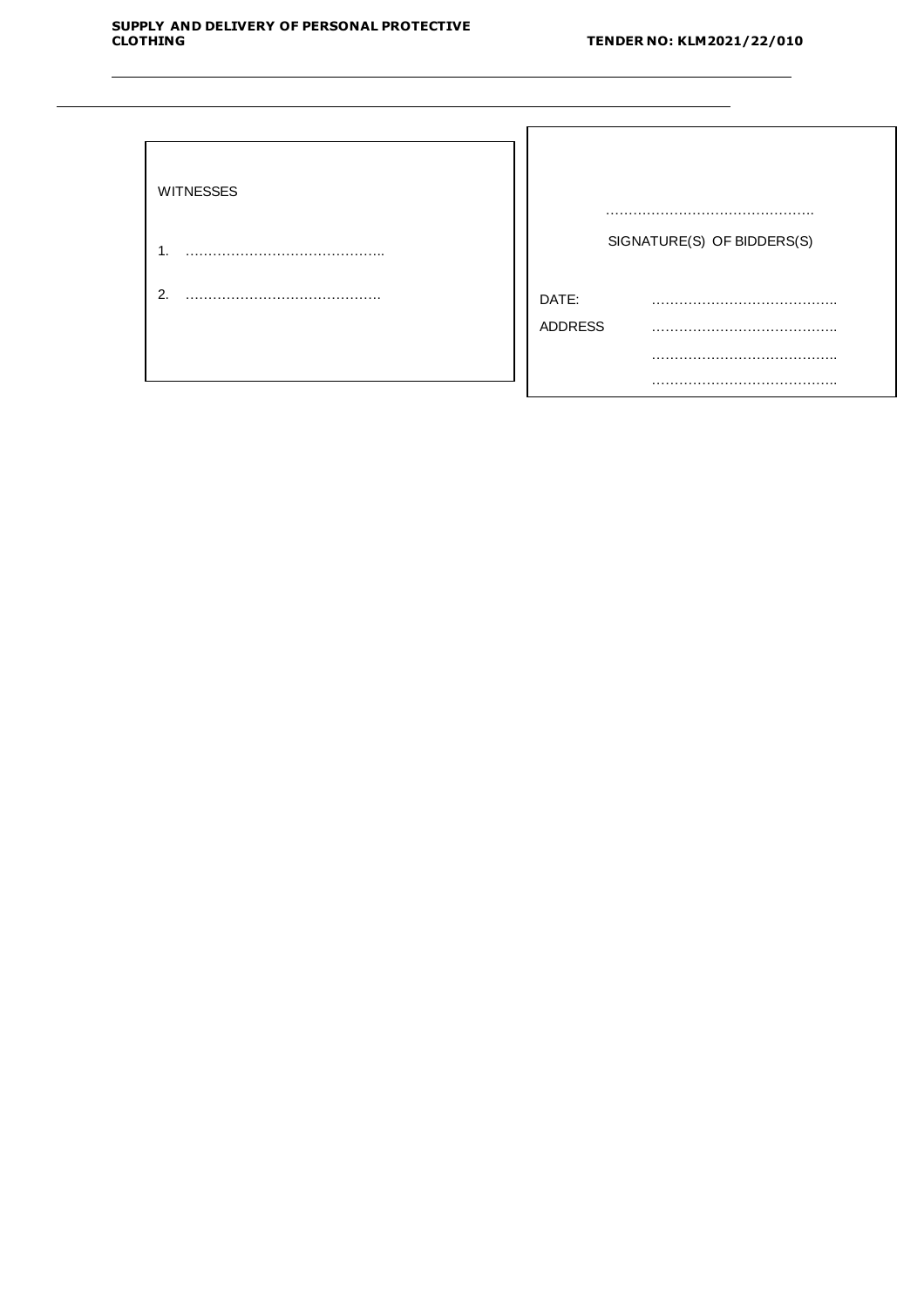| WITNESSES | |
|---|---|
| 1. ……………………………………. | ……………………………………… |
| | SIGNATURE(S) OF BIDDERS(S) |
| 2. ……………………………………. | DATE: ………………………………… |
| | ADDRESS ………………………………… |
| | ………………………………… |
| | ………………………………… |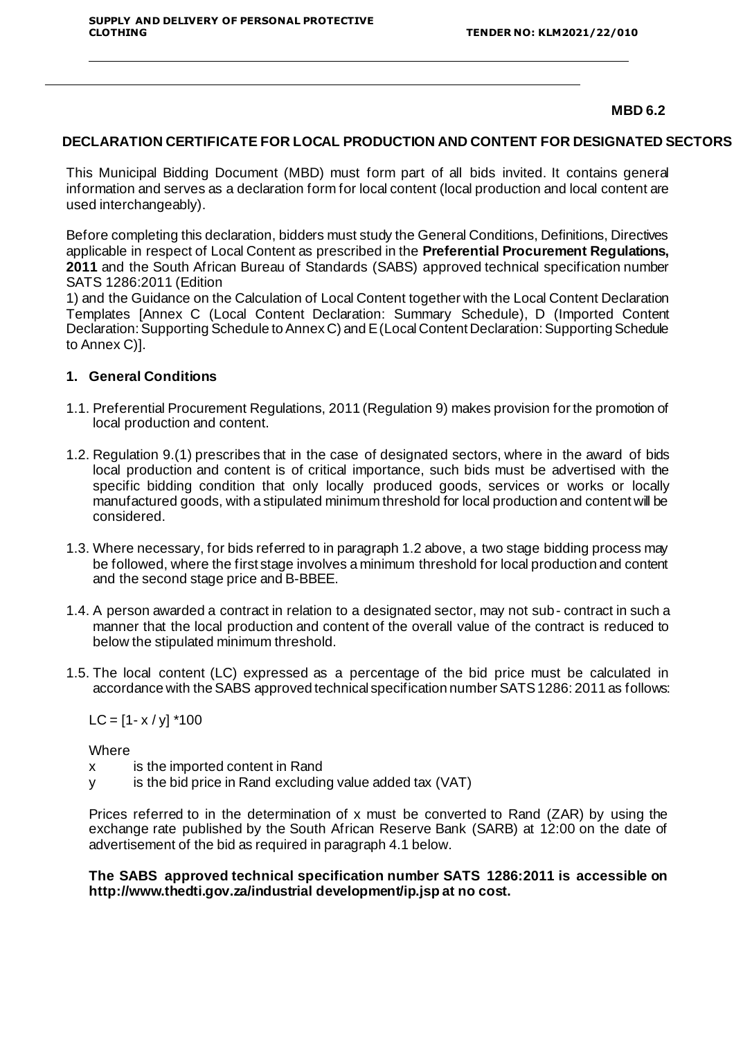**MBD 6.2**

## DECLARATION CERTIFICATE FOR LOCAL PRODUCTION AND CONTENT FOR DESIGNATED SECTORS

This Municipal Bidding Document (MBD) must form part of all bids invited. It contains general information and serves as a declaration form for local content (local production and local content are used interchangeably).

Before completing this declaration, bidders must study the General Conditions, Definitions, Directives applicable in respect of Local Content as prescribed in the **Preferential Procurement Regulations, 2011** and the South African Bureau of Standards (SABS) approved technical specification number SATS 1286:2011 (Edition 1) and the Guidance on the Calculation of Local Content together with the Local Content Declaration Templates [Annex C (Local Content Declaration: Summary Schedule), D (Imported Content Declaration: Supporting Schedule to Annex C) and E (Local Content Declaration: Supporting Schedule to Annex C)].

### 1. General Conditions

1.1. Preferential Procurement Regulations, 2011 (Regulation 9) makes provision for the promotion of local production and content.

1.2. Regulation 9.(1) prescribes that in the case of designated sectors, where in the award of bids local production and content is of critical importance, such bids must be advertised with the specific bidding condition that only locally produced goods, services or works or locally manufactured goods, with a stipulated minimum threshold for local production and content will be considered.

1.3. Where necessary, for bids referred to in paragraph 1.2 above, a two stage bidding process may be followed, where the first stage involves a minimum threshold for local production and content and the second stage price and B-BBEE.

1.4. A person awarded a contract in relation to a designated sector, may not sub- contract in such a manner that the local production and content of the overall value of the contract is reduced to below the stipulated minimum threshold.

1.5. The local content (LC) expressed as a percentage of the bid price must be calculated in accordance with the SABS approved technical specification number SATS 1286: 2011 as follows:

$$LC = [1 - x / y] * 100$$

Where

x is the imported content in Rand

y is the bid price in Rand excluding value added tax (VAT)

Prices referred to in the determination of x must be converted to Rand (ZAR) by using the exchange rate published by the South African Reserve Bank (SARB) at 12:00 on the date of advertisement of the bid as required in paragraph 4.1 below.

**The SABS approved technical specification number SATS 1286:2011 is accessible on http://www.thedti.gov.za/industrial development/ip.jsp at no cost.**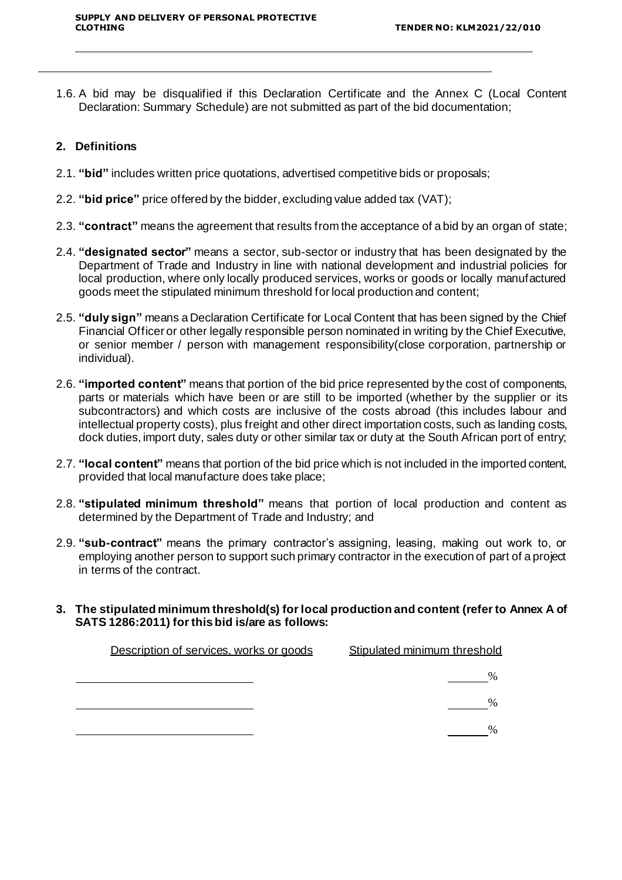1.6. A bid may be disqualified if this Declaration Certificate and the Annex C (Local Content Declaration: Summary Schedule) are not submitted as part of the bid documentation;

## 2. Definitions

2.1. **"bid"** includes written price quotations, advertised competitive bids or proposals;

2.2. **"bid price"** price offered by the bidder, excluding value added tax (VAT);

2.3. **"contract"** means the agreement that results from the acceptance of a bid by an organ of state;

2.4. **"designated sector"** means a sector, sub-sector or industry that has been designated by the Department of Trade and Industry in line with national development and industrial policies for local production, where only locally produced services, works or goods or locally manufactured goods meet the stipulated minimum threshold for local production and content;

2.5. **"duly sign"** means a Declaration Certificate for Local Content that has been signed by the Chief Financial Officer or other legally responsible person nominated in writing by the Chief Executive, or senior member / person with management responsibility(close corporation, partnership or individual).

2.6. **"imported content"** means that portion of the bid price represented by the cost of components, parts or materials which have been or are still to be imported (whether by the supplier or its subcontractors) and which costs are inclusive of the costs abroad (this includes labour and intellectual property costs), plus freight and other direct importation costs, such as landing costs, dock duties, import duty, sales duty or other similar tax or duty at the South African port of entry;

2.7. **"local content"** means that portion of the bid price which is not included in the imported content, provided that local manufacture does take place;

2.8. **"stipulated minimum threshold"** means that portion of local production and content as determined by the Department of Trade and Industry; and

2.9. **"sub-contract"** means the primary contractor's assigning, leasing, making out work to, or employing another person to support such primary contractor in the execution of part of a project in terms of the contract.

## 3. The stipulated minimum threshold(s) for local production and content (refer to Annex A of SATS 1286:2011) for this bid is/are as follows:

| Description of services, works or goods | Stipulated minimum threshold |
|---|---|
| ______________________________ | _______% |
| ______________________________ | _______% |
| ______________________________ | _______% |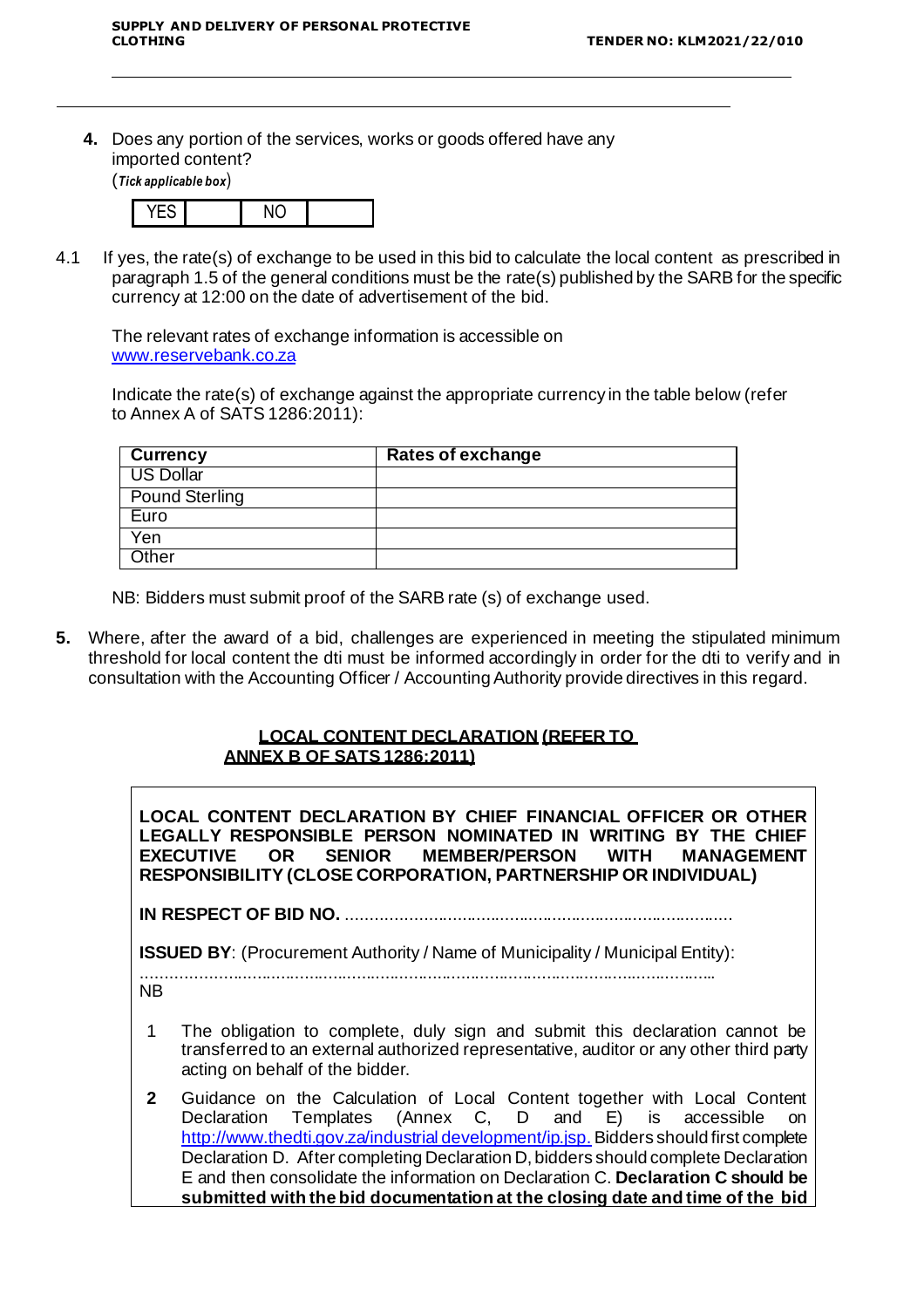4. Does any portion of the services, works or goods offered have any imported content?
(*Tick applicable box*)

| YES | | NO | |
|---|---|---|---|

4.1 If yes, the rate(s) of exchange to be used in this bid to calculate the local content as prescribed in paragraph 1.5 of the general conditions must be the rate(s) published by the SARB for the specific currency at 12:00 on the date of advertisement of the bid.

The relevant rates of exchange information is accessible on www.reservebank.co.za

Indicate the rate(s) of exchange against the appropriate currency in the table below (refer to Annex A of SATS 1286:2011):

| Currency | Rates of exchange |
|---|---|
| US Dollar | |
| Pound Sterling | |
| Euro | |
| Yen | |
| Other | |

NB: Bidders must submit proof of the SARB rate (s) of exchange used.

5. Where, after the award of a bid, challenges are experienced in meeting the stipulated minimum threshold for local content the dti must be informed accordingly in order for the dti to verify and in consultation with the Accounting Officer / Accounting Authority provide directives in this regard.

**LOCAL CONTENT DECLARATION (REFER TO ANNEX B OF SATS 1286:2011)**

**LOCAL CONTENT DECLARATION BY CHIEF FINANCIAL OFFICER OR OTHER LEGALLY RESPONSIBLE PERSON NOMINATED IN WRITING BY THE CHIEF EXECUTIVE OR SENIOR MEMBER/PERSON WITH MANAGEMENT RESPONSIBILITY (CLOSE CORPORATION, PARTNERSHIP OR INDIVIDUAL)**

**IN RESPECT OF BID NO.** .........................................................................................

**ISSUED BY**: (Procurement Authority / Name of Municipality / Municipal Entity):
.........................................................................................................................

NB

1 The obligation to complete, duly sign and submit this declaration cannot be transferred to an external authorized representative, auditor or any other third party acting on behalf of the bidder.

2 Guidance on the Calculation of Local Content together with Local Content Declaration Templates (Annex C, D and E) is accessible on http://www.thedti.gov.za/industrial development/ip.jsp. Bidders should first complete Declaration D. After completing Declaration D, bidders should complete Declaration E and then consolidate the information on Declaration C. **Declaration C should be submitted with the bid documentation at the closing date and time of the bid**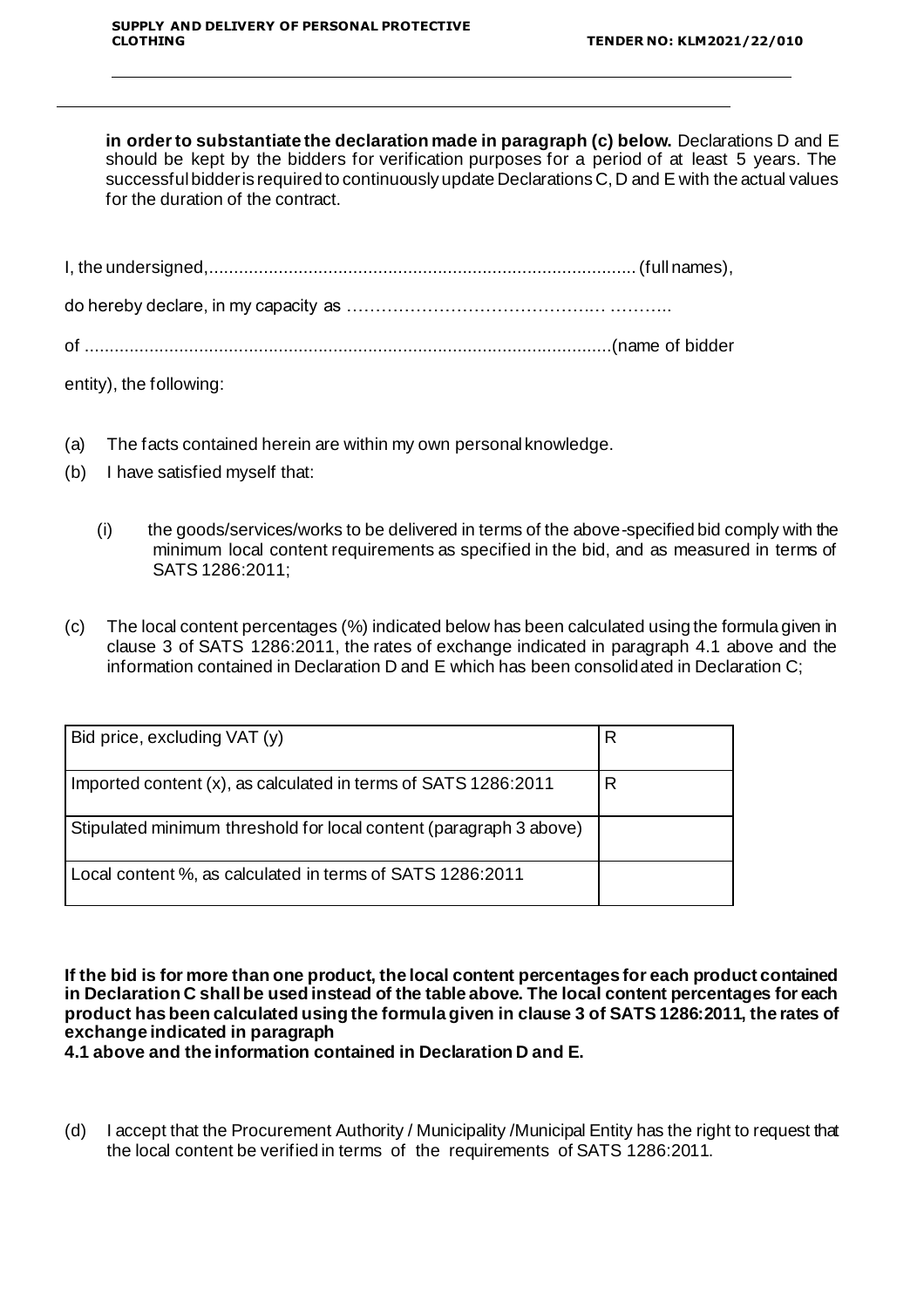**in order to substantiate the declaration made in paragraph (c) below.** Declarations D and E should be kept by the bidders for verification purposes for a period of at least 5 years. The successful bidder is required to continuously update Declarations C, D and E with the actual values for the duration of the contract.

I, the undersigned,...................................................................................... (full names),

do hereby declare, in my capacity as ……………………………………… ………..

of .........................................................................................................(name of bidder entity), the following:

(a) The facts contained herein are within my own personal knowledge.

(b) I have satisfied myself that:

   (i) the goods/services/works to be delivered in terms of the above-specified bid comply with the minimum local content requirements as specified in the bid, and as measured in terms of SATS 1286:2011;

(c) The local content percentages (%) indicated below has been calculated using the formula given in clause 3 of SATS 1286:2011, the rates of exchange indicated in paragraph 4.1 above and the information contained in Declaration D and E which has been consolidated in Declaration C;

| | |
|---|---|
| Bid price, excluding VAT (y) | R |
| Imported content (x), as calculated in terms of SATS 1286:2011 | R |
| Stipulated minimum threshold for local content (paragraph 3 above) | |
| Local content %, as calculated in terms of SATS 1286:2011 | |

**If the bid is for more than one product, the local content percentages for each product contained in Declaration C shall be used instead of the table above. The local content percentages for each product has been calculated using the formula given in clause 3 of SATS 1286:2011, the rates of exchange indicated in paragraph 4.1 above and the information contained in Declaration D and E.**

(d) I accept that the Procurement Authority / Municipality /Municipal Entity has the right to request that the local content be verified in terms of the requirements of SATS 1286:2011.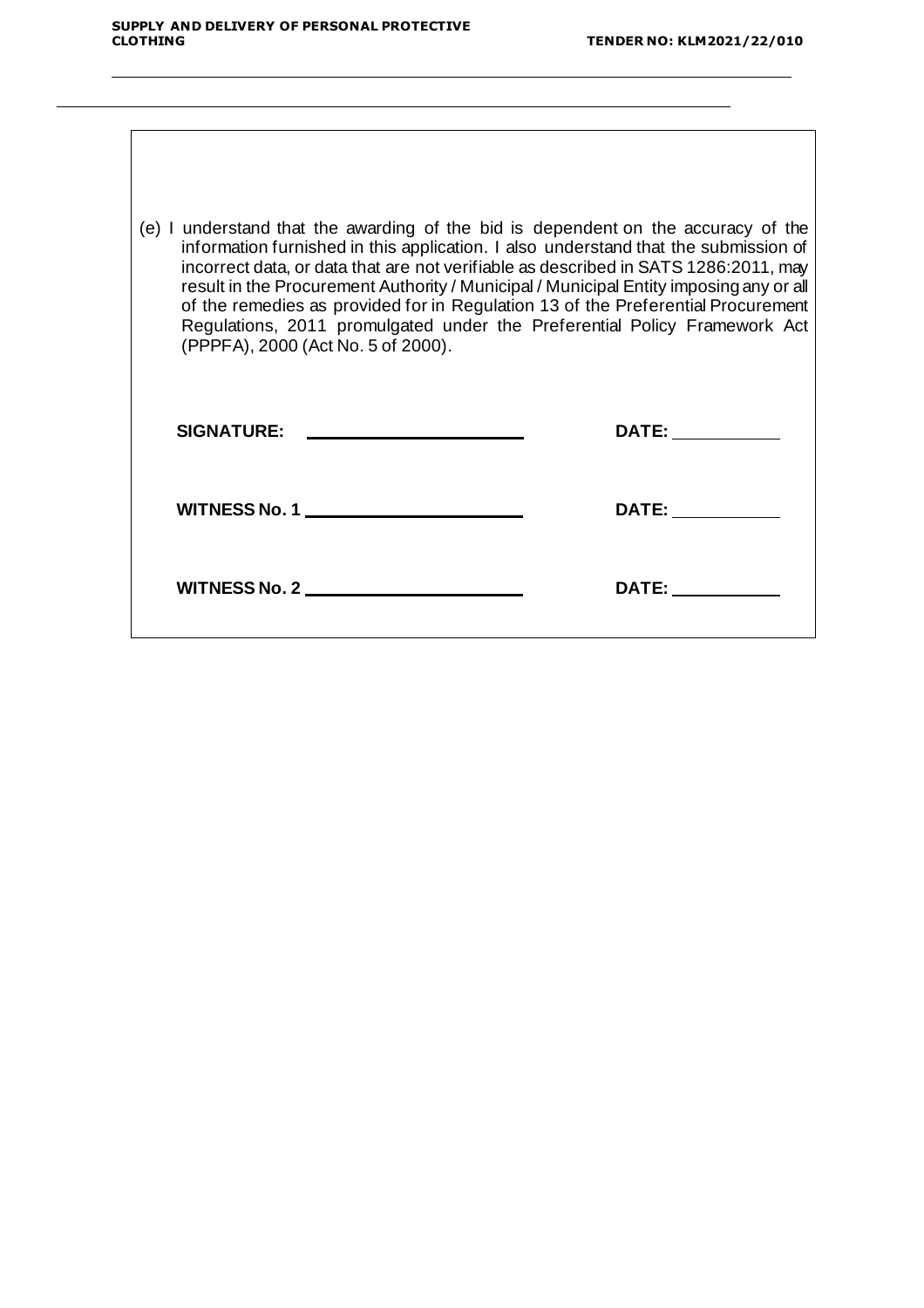(e) I understand that the awarding of the bid is dependent on the accuracy of the information furnished in this application. I also understand that the submission of incorrect data, or data that are not verifiable as described in SATS 1286:2011, may result in the Procurement Authority / Municipal / Municipal Entity imposing any or all of the remedies as provided for in Regulation 13 of the Preferential Procurement Regulations, 2011 promulgated under the Preferential Policy Framework Act (PPPFA), 2000 (Act No. 5 of 2000).

**SIGNATURE:** ______________________ **DATE:** ___________

**WITNESS No. 1** ______________________ **DATE:** ___________

**WITNESS No. 2** ______________________ **DATE:** ___________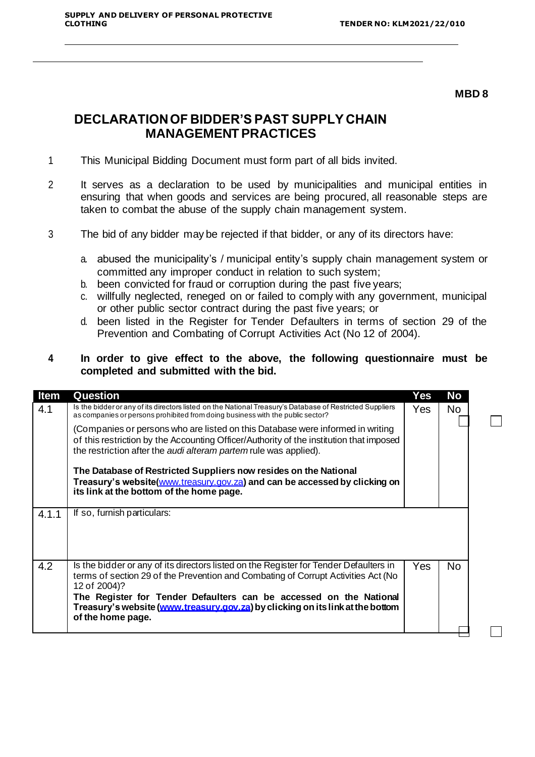MBD 8

# DECLARATION OF BIDDER'S PAST SUPPLY CHAIN MANAGEMENT PRACTICES

1. This Municipal Bidding Document must form part of all bids invited.

2. It serves as a declaration to be used by municipalities and municipal entities in ensuring that when goods and services are being procured, all reasonable steps are taken to combat the abuse of the supply chain management system.

3. The bid of any bidder may be rejected if that bidder, or any of its directors have:

   a. abused the municipality's / municipal entity's supply chain management system or committed any improper conduct in relation to such system;
   b. been convicted for fraud or corruption during the past five years;
   c. willfully neglected, reneged on or failed to comply with any government, municipal or other public sector contract during the past five years; or
   d. been listed in the Register for Tender Defaulters in terms of section 29 of the Prevention and Combating of Corrupt Activities Act (No 12 of 2004).

4. **In order to give effect to the above, the following questionnaire must be completed and submitted with the bid.**

| Item | Question | Yes | No |
|---|---|---|---|
| 4.1 | Is the bidder or any of its directors listed on the National Treasury's Database of Restricted Suppliers as companies or persons prohibited from doing business with the public sector?<br><br>(Companies or persons who are listed on this Database were informed in writing of this restriction by the Accounting Officer/Authority of the institution that imposed the restriction after the *audi alteram partem* rule was applied).<br><br>**The Database of Restricted Suppliers now resides on the National Treasury's website(www.treasury.gov.za) and can be accessed by clicking on its link at the bottom of the home page.** | Yes ☐ | No ☐ |
| 4.1.1 | If so, furnish particulars: | | |
| 4.2 | Is the bidder or any of its directors listed on the Register for Tender Defaulters in terms of section 29 of the Prevention and Combating of Corrupt Activities Act (No 12 of 2004)?<br>**The Register for Tender Defaulters can be accessed on the National Treasury's website (www.treasury.gov.za) by clicking on its link at the bottom of the home page.** | Yes ☐ | No ☐ |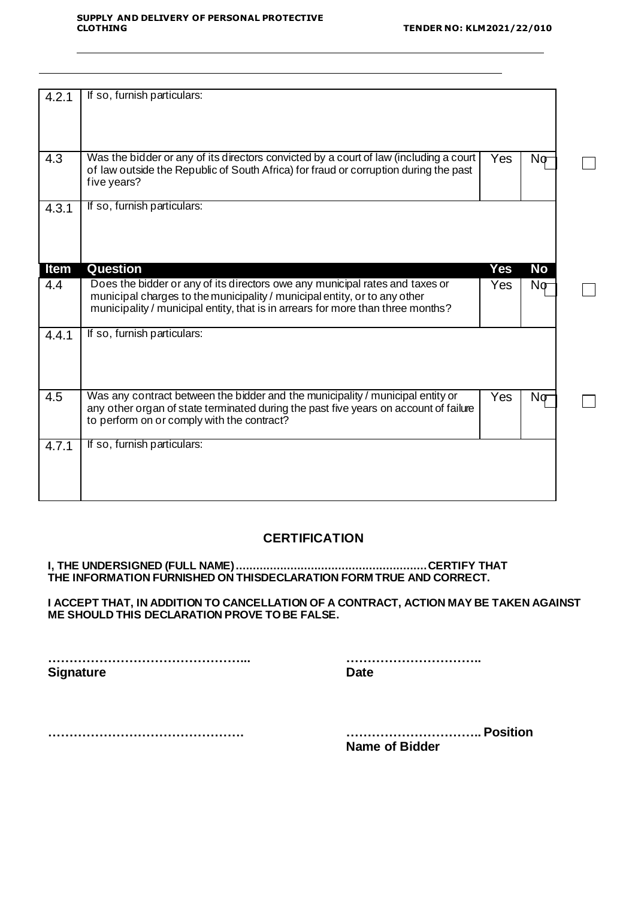| | | | |
|---|---|---|---|
| 4.2.1 | If so, furnish particulars: | | |
| 4.3 | Was the bidder or any of its directors convicted by a court of law (including a court of law outside the Republic of South Africa) for fraud or corruption during the past five years? | Yes | No |
| 4.3.1 | If so, furnish particulars: | | |
| **Item** | **Question** | **Yes** | **No** |
| 4.4 | Does the bidder or any of its directors owe any municipal rates and taxes or municipal charges to the municipality / municipal entity, or to any other municipality / municipal entity, that is in arrears for more than three months? | Yes | No |
| 4.4.1 | If so, furnish particulars: | | |
| 4.5 | Was any contract between the bidder and the municipality / municipal entity or any other organ of state terminated during the past five years on account of failure to perform on or comply with the contract? | Yes | No |
| 4.7.1 | If so, furnish particulars: | | |

## CERTIFICATION

**I, THE UNDERSIGNED (FULL NAME)……………………………………………… CERTIFY THAT THE INFORMATION FURNISHED ON THISDECLARATION FORM TRUE AND CORRECT.**

**I ACCEPT THAT, IN ADDITION TO CANCELLATION OF A CONTRACT, ACTION MAY BE TAKEN AGAINST ME SHOULD THIS DECLARATION PROVE TO BE FALSE.**

**………………………………………...** **Signature**

**…………………………..** **Date**

**……………………………………….**

**………………………….. Position**

**Name of Bidder**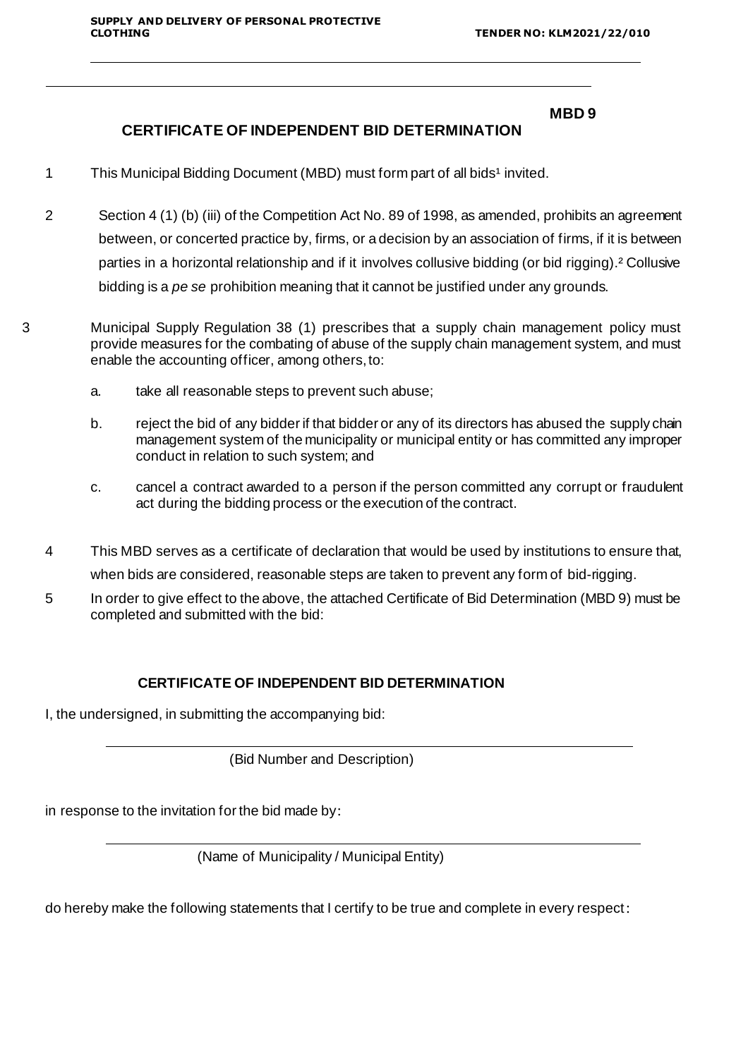**MBD 9**

## CERTIFICATE OF INDEPENDENT BID DETERMINATION

1. This Municipal Bidding Document (MBD) must form part of all bids[1] invited.

2. Section 4 (1) (b) (iii) of the Competition Act No. 89 of 1998, as amended, prohibits an agreement between, or concerted practice by, firms, or a decision by an association of firms, if it is between parties in a horizontal relationship and if it involves collusive bidding (or bid rigging).[2] Collusive bidding is a *pe se* prohibition meaning that it cannot be justified under any grounds.

3. Municipal Supply Regulation 38 (1) prescribes that a supply chain management policy must provide measures for the combating of abuse of the supply chain management system, and must enable the accounting officer, among others, to:

   a. take all reasonable steps to prevent such abuse;

   b. reject the bid of any bidder if that bidder or any of its directors has abused the supply chain management system of the municipality or municipal entity or has committed any improper conduct in relation to such system; and

   c. cancel a contract awarded to a person if the person committed any corrupt or fraudulent act during the bidding process or the execution of the contract.

4. This MBD serves as a certificate of declaration that would be used by institutions to ensure that, when bids are considered, reasonable steps are taken to prevent any form of bid-rigging.

5. In order to give effect to the above, the attached Certificate of Bid Determination (MBD 9) must be completed and submitted with the bid:

### CERTIFICATE OF INDEPENDENT BID DETERMINATION

I, the undersigned, in submitting the accompanying bid:

\_\_\_\_\_\_\_\_\_\_\_\_\_\_\_\_\_\_\_\_\_\_\_\_\_\_\_\_\_\_\_\_\_\_\_\_\_\_\_\_\_\_\_\_\_\_\_\_\_\_\_\_\_\_\_\_\_\_\_\_\_\_\_\_

(Bid Number and Description)

in response to the invitation for the bid made by:

\_\_\_\_\_\_\_\_\_\_\_\_\_\_\_\_\_\_\_\_\_\_\_\_\_\_\_\_\_\_\_\_\_\_\_\_\_\_\_\_\_\_\_\_\_\_\_\_\_\_\_\_\_\_\_\_\_\_\_\_\_\_\_\_

(Name of Municipality / Municipal Entity)

do hereby make the following statements that I certify to be true and complete in every respect: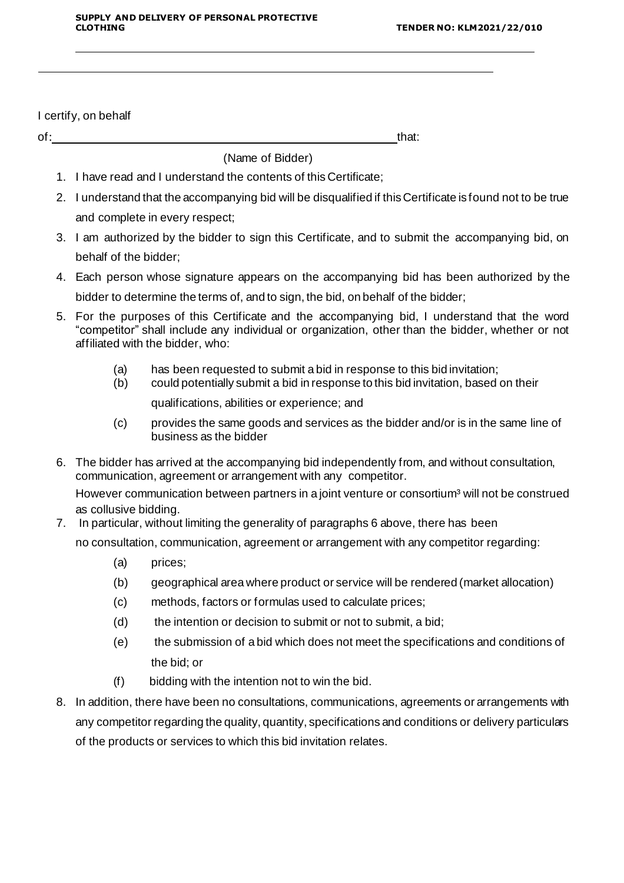I certify, on behalf

of: ________________________________________________ that:

(Name of Bidder)

1. I have read and I understand the contents of this Certificate;
2. I understand that the accompanying bid will be disqualified if this Certificate is found not to be true and complete in every respect;
3. I am authorized by the bidder to sign this Certificate, and to submit the accompanying bid, on behalf of the bidder;
4. Each person whose signature appears on the accompanying bid has been authorized by the bidder to determine the terms of, and to sign, the bid, on behalf of the bidder;
5. For the purposes of this Certificate and the accompanying bid, I understand that the word "competitor" shall include any individual or organization, other than the bidder, whether or not affiliated with the bidder, who:
   - (a) has been requested to submit a bid in response to this bid invitation;
   - (b) could potentially submit a bid in response to this bid invitation, based on their qualifications, abilities or experience; and
   - (c) provides the same goods and services as the bidder and/or is in the same line of business as the bidder
6. The bidder has arrived at the accompanying bid independently from, and without consultation, communication, agreement or arrangement with any competitor. However communication between partners in a joint venture or consortium[3] will not be construed as collusive bidding.
7. In particular, without limiting the generality of paragraphs 6 above, there has been no consultation, communication, agreement or arrangement with any competitor regarding:
   - (a) prices;
   - (b) geographical area where product or service will be rendered (market allocation)
   - (c) methods, factors or formulas used to calculate prices;
   - (d) the intention or decision to submit or not to submit, a bid;
   - (e) the submission of a bid which does not meet the specifications and conditions of the bid; or
   - (f) bidding with the intention not to win the bid.
8. In addition, there have been no consultations, communications, agreements or arrangements with any competitor regarding the quality, quantity, specifications and conditions or delivery particulars of the products or services to which this bid invitation relates.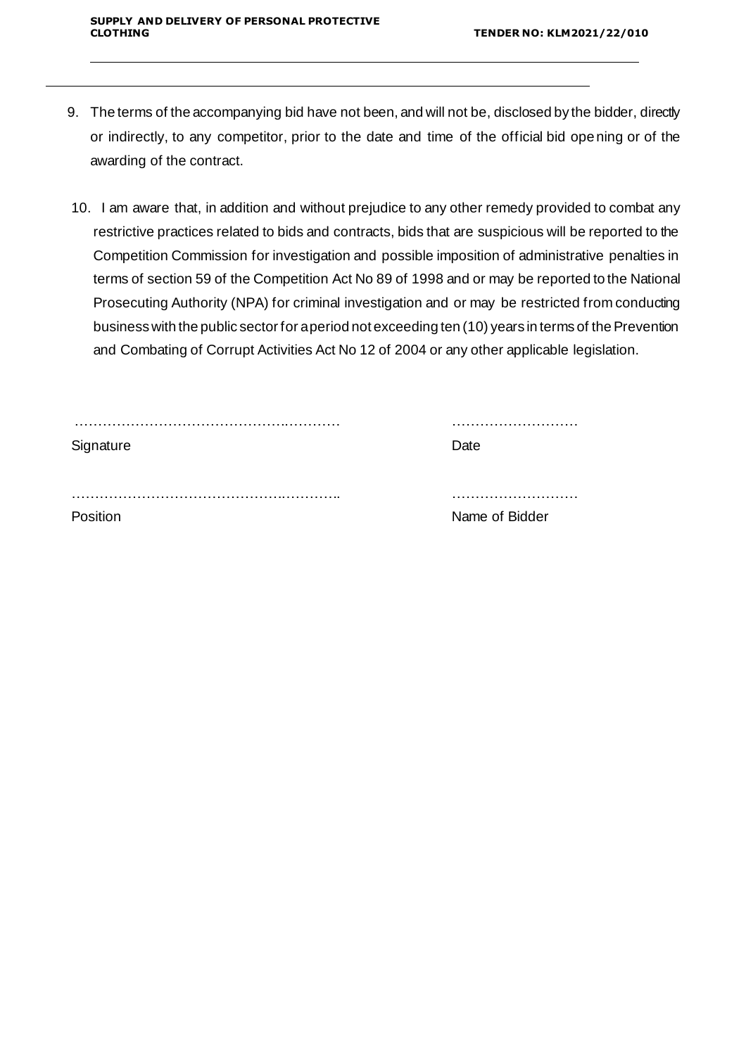9. The terms of the accompanying bid have not been, and will not be, disclosed by the bidder, directly or indirectly, to any competitor, prior to the date and time of the official bid opening or of the awarding of the contract.

10. I am aware that, in addition and without prejudice to any other remedy provided to combat any restrictive practices related to bids and contracts, bids that are suspicious will be reported to the Competition Commission for investigation and possible imposition of administrative penalties in terms of section 59 of the Competition Act No 89 of 1998 and or may be reported to the National Prosecuting Authority (NPA) for criminal investigation and or may be restricted from conducting business with the public sector for a period not exceeding ten (10) years in terms of the Prevention and Combating of Corrupt Activities Act No 12 of 2004 or any other applicable legislation.

………………………………………………… ………………………
Signature Date

………………………………………………… ………………………
Position Name of Bidder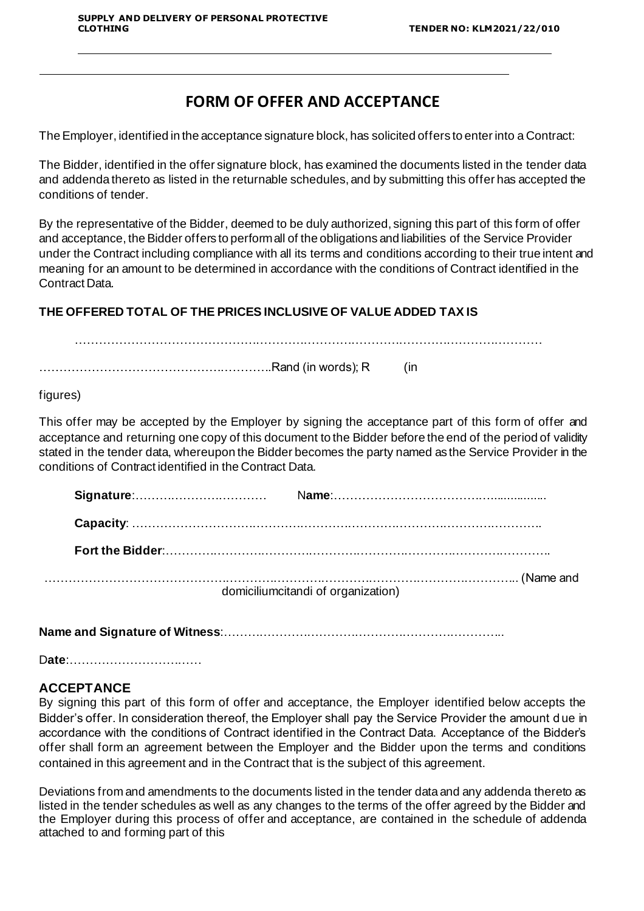# FORM OF OFFER AND ACCEPTANCE

The Employer, identified in the acceptance signature block, has solicited offers to enter into a Contract:

The Bidder, identified in the offer signature block, has examined the documents listed in the tender data and addenda thereto as listed in the returnable schedules, and by submitting this offer has accepted the conditions of tender.

By the representative of the Bidder, deemed to be duly authorized, signing this part of this form of offer and acceptance, the Bidder offers to perform all of the obligations and liabilities of the Service Provider under the Contract including compliance with all its terms and conditions according to their true intent and meaning for an amount to be determined in accordance with the conditions of Contract identified in the Contract Data.

**THE OFFERED TOTAL OF THE PRICES INCLUSIVE OF VALUE ADDED TAX IS**

……………………………………………………………………………………………………………

………………………………………………..Rand (in words); R (in figures)

This offer may be accepted by the Employer by signing the acceptance part of this form of offer and acceptance and returning one copy of this document to the Bidder before the end of the period of validity stated in the tender data, whereupon the Bidder becomes the party named as the Service Provider in the conditions of Contract identified in the Contract Data.

**Signature**:……………………………… N**ame**:……………………………………………..............

**Capacity**: …………………………………………………………………………………………………..

**Fort the Bidder**:………………………………………………………………………………………………..

…………………………………………………………………………………………………………….. (Name and domiciliumcitandi of organization)

**Name and Signature of Witness**:………………………………………………………………………..

D**ate**:……………………………

## ACCEPTANCE

By signing this part of this form of offer and acceptance, the Employer identified below accepts the Bidder's offer. In consideration thereof, the Employer shall pay the Service Provider the amount due in accordance with the conditions of Contract identified in the Contract Data. Acceptance of the Bidder's offer shall form an agreement between the Employer and the Bidder upon the terms and conditions contained in this agreement and in the Contract that is the subject of this agreement.

Deviations from and amendments to the documents listed in the tender data and any addenda thereto as listed in the tender schedules as well as any changes to the terms of the offer agreed by the Bidder and the Employer during this process of offer and acceptance, are contained in the schedule of addenda attached to and forming part of this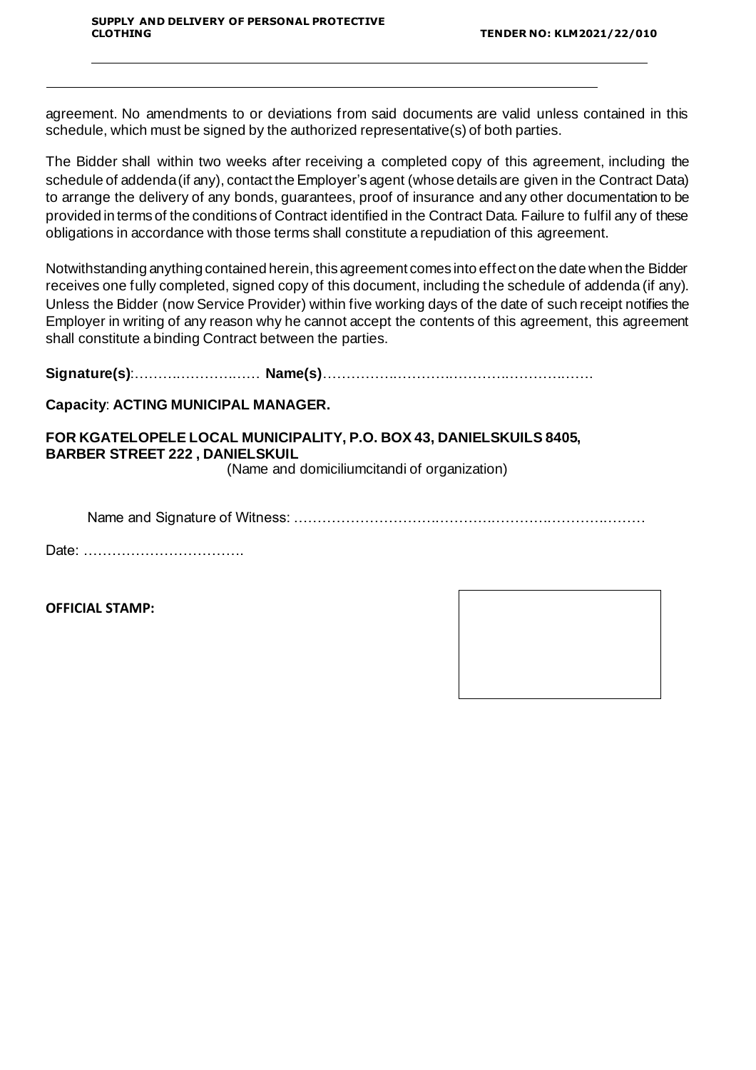agreement. No amendments to or deviations from said documents are valid unless contained in this schedule, which must be signed by the authorized representative(s) of both parties.

The Bidder shall within two weeks after receiving a completed copy of this agreement, including the schedule of addenda (if any), contact the Employer's agent (whose details are given in the Contract Data) to arrange the delivery of any bonds, guarantees, proof of insurance and any other documentation to be provided in terms of the conditions of Contract identified in the Contract Data. Failure to fulfil any of these obligations in accordance with those terms shall constitute a repudiation of this agreement.

Notwithstanding anything contained herein, this agreement comes into effect on the date when the Bidder receives one fully completed, signed copy of this document, including the schedule of addenda (if any). Unless the Bidder (now Service Provider) within five working days of the date of such receipt notifies the Employer in writing of any reason why he cannot accept the contents of this agreement, this agreement shall constitute a binding Contract between the parties.

**Signature(s)**:…………………… **Name(s)**……………………………………………………

**Capacity**: **ACTING MUNICIPAL MANAGER.**

**FOR KGATELOPELE LOCAL MUNICIPALITY, P.O. BOX 43, DANIELSKUILS 8405, BARBER STREET 222 , DANIELSKUIL**

(Name and domiciliumcitandi of organization)

Name and Signature of Witness: ……………………………………………………………………

Date: …………………………….

**OFFICIAL STAMP:**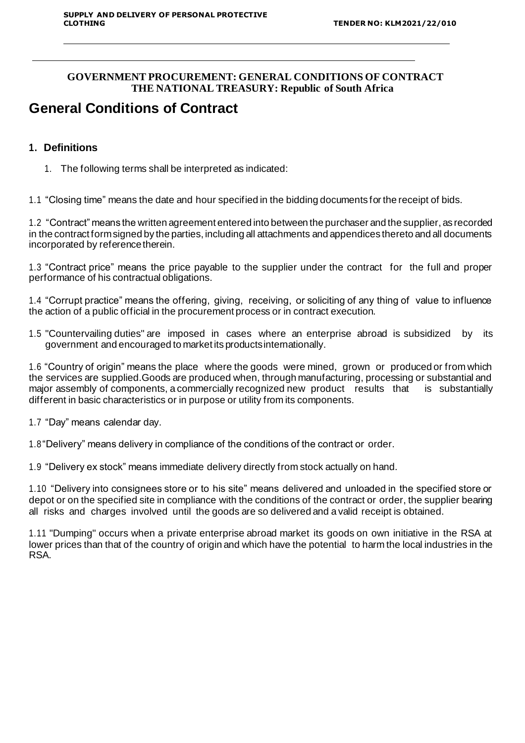**GOVERNMENT PROCUREMENT: GENERAL CONDITIONS OF CONTRACT**
**THE NATIONAL TREASURY: Republic of South Africa**

# General Conditions of Contract

## 1. Definitions

1. The following terms shall be interpreted as indicated:

1.1 "Closing time" means the date and hour specified in the bidding documents for the receipt of bids.

1.2 "Contract" means the written agreement entered into between the purchaser and the supplier, as recorded in the contract form signed by the parties, including all attachments and appendices thereto and all documents incorporated by reference therein.

1.3 "Contract price" means the price payable to the supplier under the contract for the full and proper performance of his contractual obligations.

1.4 "Corrupt practice" means the offering, giving, receiving, or soliciting of any thing of value to influence the action of a public official in the procurement process or in contract execution.

1.5 "Countervailing duties" are imposed in cases where an enterprise abroad is subsidized by its government and encouraged to market its products internationally.

1.6 "Country of origin" means the place where the goods were mined, grown or produced or from which the services are supplied.Goods are produced when, through manufacturing, processing or substantial and major assembly of components, a commercially recognized new product results that is substantially different in basic characteristics or in purpose or utility from its components.

1.7 "Day" means calendar day.

1.8 "Delivery" means delivery in compliance of the conditions of the contract or order.

1.9 "Delivery ex stock" means immediate delivery directly from stock actually on hand.

1.10 "Delivery into consignees store or to his site" means delivered and unloaded in the specified store or depot or on the specified site in compliance with the conditions of the contract or order, the supplier bearing all risks and charges involved until the goods are so delivered and a valid receipt is obtained.

1.11 "Dumping" occurs when a private enterprise abroad market its goods on own initiative in the RSA at lower prices than that of the country of origin and which have the potential to harm the local industries in the RSA.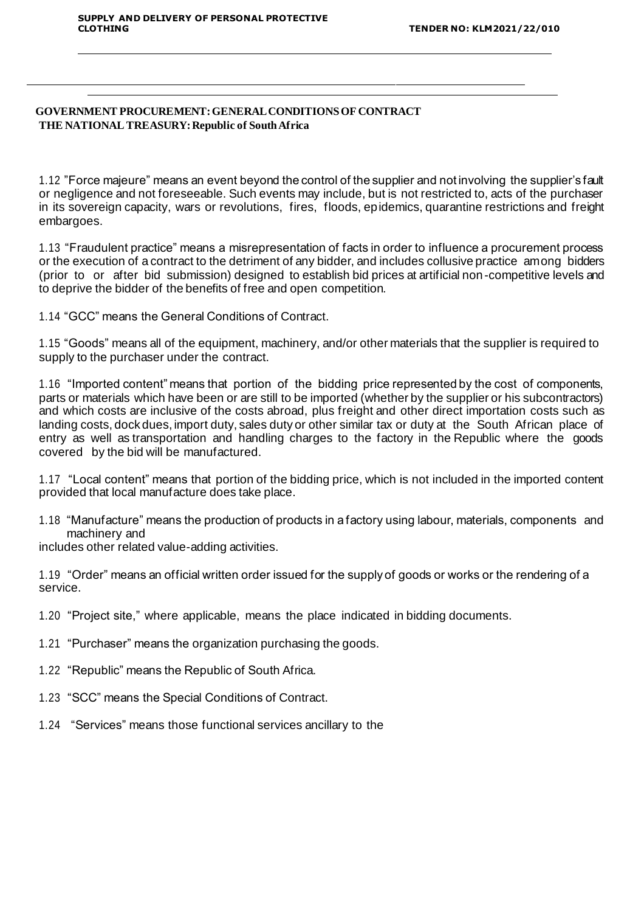**GOVERNMENT PROCUREMENT: GENERAL CONDITIONS OF CONTRACT**
**THE NATIONAL TREASURY: Republic of South Africa**

1.12 "Force majeure" means an event beyond the control of the supplier and not involving the supplier's fault or negligence and not foreseeable. Such events may include, but is not restricted to, acts of the purchaser in its sovereign capacity, wars or revolutions, fires, floods, epidemics, quarantine restrictions and freight embargoes.

1.13 "Fraudulent practice" means a misrepresentation of facts in order to influence a procurement process or the execution of a contract to the detriment of any bidder, and includes collusive practice among bidders (prior to or after bid submission) designed to establish bid prices at artificial non-competitive levels and to deprive the bidder of the benefits of free and open competition.

1.14 "GCC" means the General Conditions of Contract.

1.15 "Goods" means all of the equipment, machinery, and/or other materials that the supplier is required to supply to the purchaser under the contract.

1.16 "Imported content" means that portion of the bidding price represented by the cost of components, parts or materials which have been or are still to be imported (whether by the supplier or his subcontractors) and which costs are inclusive of the costs abroad, plus freight and other direct importation costs such as landing costs, dock dues, import duty, sales duty or other similar tax or duty at the South African place of entry as well as transportation and handling charges to the factory in the Republic where the goods covered by the bid will be manufactured.

1.17 "Local content" means that portion of the bidding price, which is not included in the imported content provided that local manufacture does take place.

1.18 "Manufacture" means the production of products in a factory using labour, materials, components and machinery and includes other related value-adding activities.

1.19 "Order" means an official written order issued for the supply of goods or works or the rendering of a service.

1.20 "Project site," where applicable, means the place indicated in bidding documents.

1.21 "Purchaser" means the organization purchasing the goods.

1.22 "Republic" means the Republic of South Africa.

1.23 "SCC" means the Special Conditions of Contract.

1.24 "Services" means those functional services ancillary to the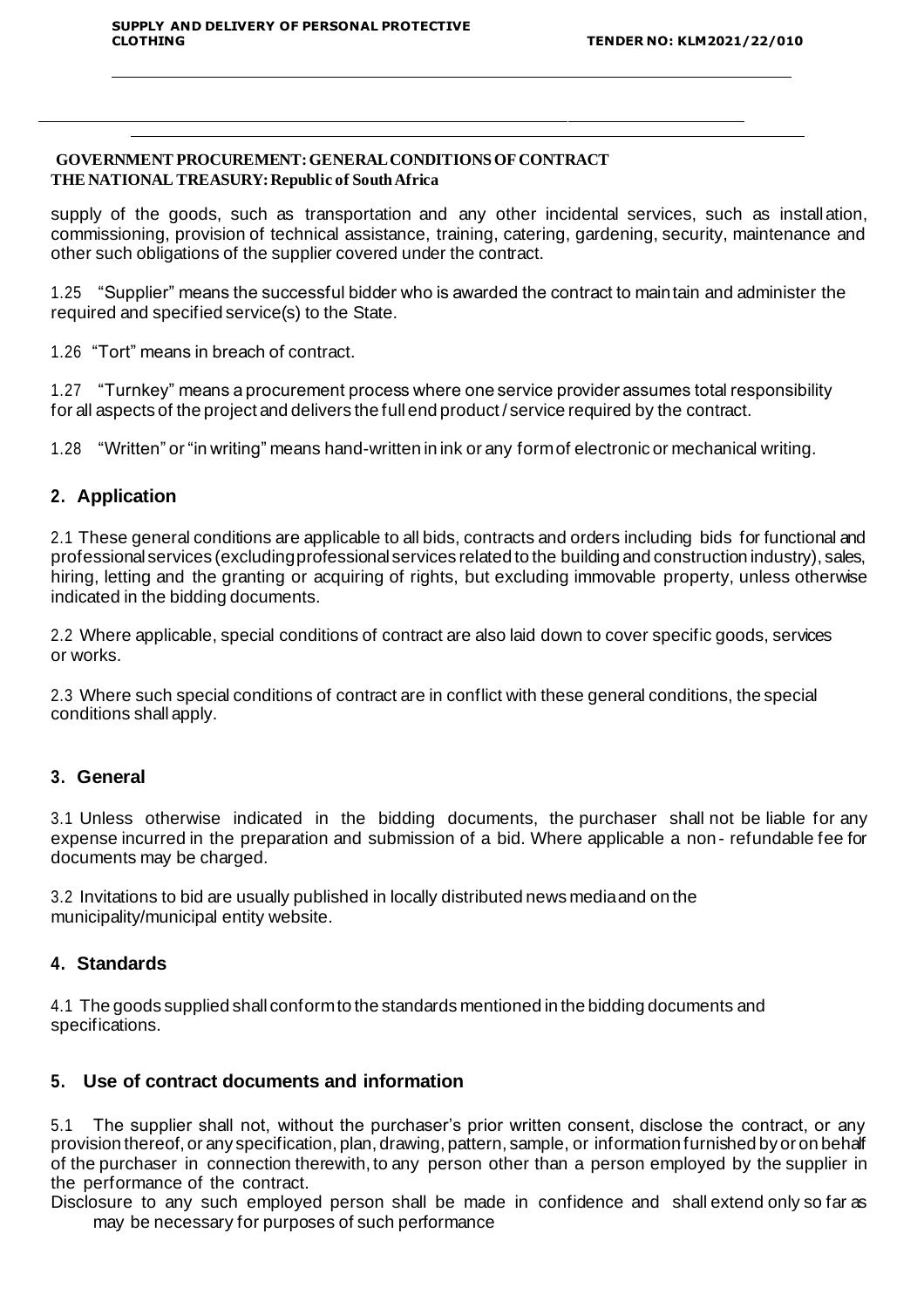**GOVERNMENT PROCUREMENT: GENERAL CONDITIONS OF CONTRACT**
**THE NATIONAL TREASURY: Republic of South Africa**

supply of the goods, such as transportation and any other incidental services, such as installation, commissioning, provision of technical assistance, training, catering, gardening, security, maintenance and other such obligations of the supplier covered under the contract.

1.25 "Supplier" means the successful bidder who is awarded the contract to maintain and administer the required and specified service(s) to the State.

1.26 "Tort" means in breach of contract.

1.27 "Turnkey" means a procurement process where one service provider assumes total responsibility for all aspects of the project and delivers the full end product / service required by the contract.

1.28 "Written" or "in writing" means hand-written in ink or any form of electronic or mechanical writing.

## 2. Application

2.1 These general conditions are applicable to all bids, contracts and orders including bids for functional and professional services (excluding professional services related to the building and construction industry), sales, hiring, letting and the granting or acquiring of rights, but excluding immovable property, unless otherwise indicated in the bidding documents.

2.2 Where applicable, special conditions of contract are also laid down to cover specific goods, services or works.

2.3 Where such special conditions of contract are in conflict with these general conditions, the special conditions shall apply.

## 3. General

3.1 Unless otherwise indicated in the bidding documents, the purchaser shall not be liable for any expense incurred in the preparation and submission of a bid. Where applicable a non- refundable fee for documents may be charged.

3.2 Invitations to bid are usually published in locally distributed news media and on the municipality/municipal entity website.

## 4. Standards

4.1 The goods supplied shall conform to the standards mentioned in the bidding documents and specifications.

## 5. Use of contract documents and information

5.1 The supplier shall not, without the purchaser's prior written consent, disclose the contract, or any provision thereof, or any specification, plan, drawing, pattern, sample, or information furnished by or on behalf of the purchaser in connection therewith, to any person other than a person employed by the supplier in the performance of the contract.
Disclosure to any such employed person shall be made in confidence and shall extend only so far as may be necessary for purposes of such performance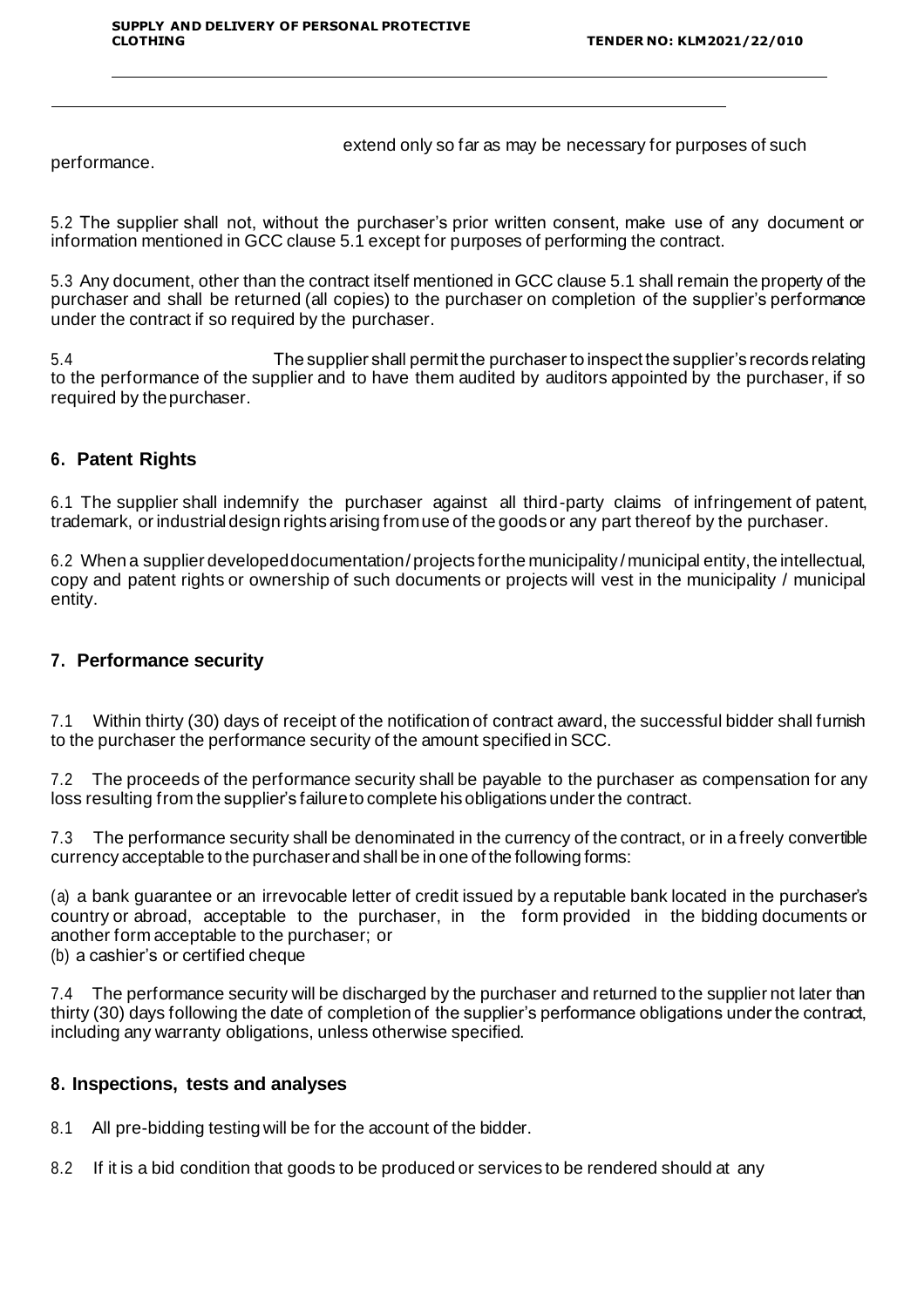extend only so far as may be necessary for purposes of such performance.

5.2 The supplier shall not, without the purchaser's prior written consent, make use of any document or information mentioned in GCC clause 5.1 except for purposes of performing the contract.

5.3 Any document, other than the contract itself mentioned in GCC clause 5.1 shall remain the property of the purchaser and shall be returned (all copies) to the purchaser on completion of the supplier's performance under the contract if so required by the purchaser.

5.4 The supplier shall permit the purchaser to inspect the supplier's records relating to the performance of the supplier and to have them audited by auditors appointed by the purchaser, if so required by the purchaser.

## 6. Patent Rights

6.1 The supplier shall indemnify the purchaser against all third-party claims of infringement of patent, trademark, or industrial design rights arising from use of the goods or any part thereof by the purchaser.

6.2 When a supplier developed documentation / projects for the municipality / municipal entity, the intellectual, copy and patent rights or ownership of such documents or projects will vest in the municipality / municipal entity.

## 7. Performance security

7.1 Within thirty (30) days of receipt of the notification of contract award, the successful bidder shall furnish to the purchaser the performance security of the amount specified in SCC.

7.2 The proceeds of the performance security shall be payable to the purchaser as compensation for any loss resulting from the supplier's failure to complete his obligations under the contract.

7.3 The performance security shall be denominated in the currency of the contract, or in a freely convertible currency acceptable to the purchaser and shall be in one of the following forms:

(a) a bank guarantee or an irrevocable letter of credit issued by a reputable bank located in the purchaser's country or abroad, acceptable to the purchaser, in the form provided in the bidding documents or another form acceptable to the purchaser; or
(b) a cashier's or certified cheque

7.4 The performance security will be discharged by the purchaser and returned to the supplier not later than thirty (30) days following the date of completion of the supplier's performance obligations under the contract, including any warranty obligations, unless otherwise specified.

## 8. Inspections, tests and analyses

8.1 All pre-bidding testing will be for the account of the bidder.

8.2 If it is a bid condition that goods to be produced or services to be rendered should at any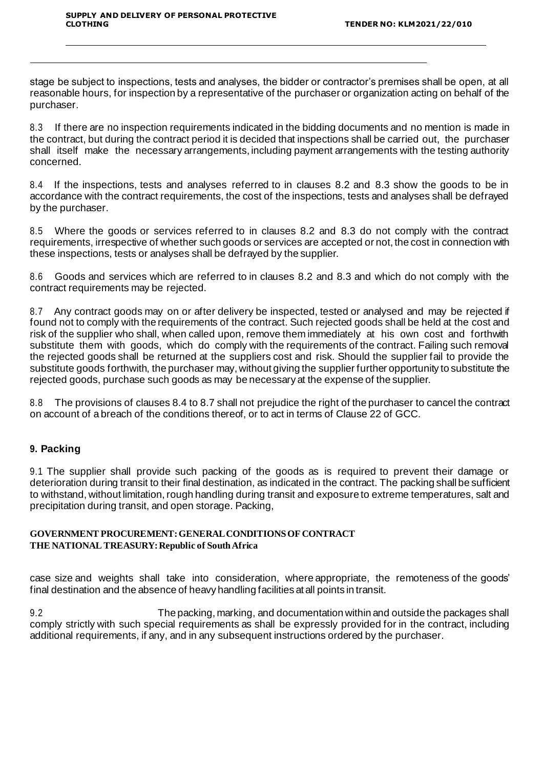stage be subject to inspections, tests and analyses, the bidder or contractor's premises shall be open, at all reasonable hours, for inspection by a representative of the purchaser or organization acting on behalf of the purchaser.

8.3 If there are no inspection requirements indicated in the bidding documents and no mention is made in the contract, but during the contract period it is decided that inspections shall be carried out, the purchaser shall itself make the necessary arrangements, including payment arrangements with the testing authority concerned.

8.4 If the inspections, tests and analyses referred to in clauses 8.2 and 8.3 show the goods to be in accordance with the contract requirements, the cost of the inspections, tests and analyses shall be defrayed by the purchaser.

8.5 Where the goods or services referred to in clauses 8.2 and 8.3 do not comply with the contract requirements, irrespective of whether such goods or services are accepted or not, the cost in connection with these inspections, tests or analyses shall be defrayed by the supplier.

8.6 Goods and services which are referred to in clauses 8.2 and 8.3 and which do not comply with the contract requirements may be rejected.

8.7 Any contract goods may on or after delivery be inspected, tested or analysed and may be rejected if found not to comply with the requirements of the contract. Such rejected goods shall be held at the cost and risk of the supplier who shall, when called upon, remove them immediately at his own cost and forthwith substitute them with goods, which do comply with the requirements of the contract. Failing such removal the rejected goods shall be returned at the suppliers cost and risk. Should the supplier fail to provide the substitute goods forthwith, the purchaser may, without giving the supplier further opportunity to substitute the rejected goods, purchase such goods as may be necessary at the expense of the supplier.

8.8 The provisions of clauses 8.4 to 8.7 shall not prejudice the right of the purchaser to cancel the contract on account of a breach of the conditions thereof, or to act in terms of Clause 22 of GCC.

## 9. Packing

9.1 The supplier shall provide such packing of the goods as is required to prevent their damage or deterioration during transit to their final destination, as indicated in the contract. The packing shall be sufficient to withstand, without limitation, rough handling during transit and exposure to extreme temperatures, salt and precipitation during transit, and open storage. Packing, case size and weights shall take into consideration, where appropriate, the remoteness of the goods' final destination and the absence of heavy handling facilities at all points in transit.

9.2 The packing, marking, and documentation within and outside the packages shall comply strictly with such special requirements as shall be expressly provided for in the contract, including additional requirements, if any, and in any subsequent instructions ordered by the purchaser.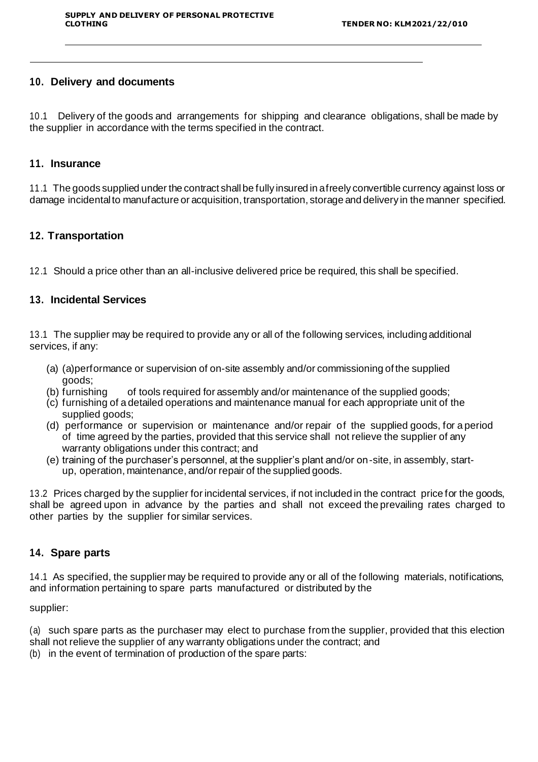## 10. Delivery and documents

10.1 Delivery of the goods and arrangements for shipping and clearance obligations, shall be made by the supplier in accordance with the terms specified in the contract.

## 11. Insurance

11.1 The goods supplied under the contract shall be fully insured in a freely convertible currency against loss or damage incidental to manufacture or acquisition, transportation, storage and delivery in the manner specified.

## 12. Transportation

12.1 Should a price other than an all-inclusive delivered price be required, this shall be specified.

## 13. Incidental Services

13.1 The supplier may be required to provide any or all of the following services, including additional services, if any:

(a) (a)performance or supervision of on-site assembly and/or commissioning of the supplied goods;
(b) furnishing of tools required for assembly and/or maintenance of the supplied goods;
(c) furnishing of a detailed operations and maintenance manual for each appropriate unit of the supplied goods;
(d) performance or supervision or maintenance and/or repair of the supplied goods, for a period of time agreed by the parties, provided that this service shall not relieve the supplier of any warranty obligations under this contract; and
(e) training of the purchaser's personnel, at the supplier's plant and/or on-site, in assembly, start-up, operation, maintenance, and/or repair of the supplied goods.

13.2 Prices charged by the supplier for incidental services, if not included in the contract price for the goods, shall be agreed upon in advance by the parties and shall not exceed the prevailing rates charged to other parties by the supplier for similar services.

## 14. Spare parts

14.1 As specified, the supplier may be required to provide any or all of the following materials, notifications, and information pertaining to spare parts manufactured or distributed by the

supplier:

(a) such spare parts as the purchaser may elect to purchase from the supplier, provided that this election shall not relieve the supplier of any warranty obligations under the contract; and
(b) in the event of termination of production of the spare parts: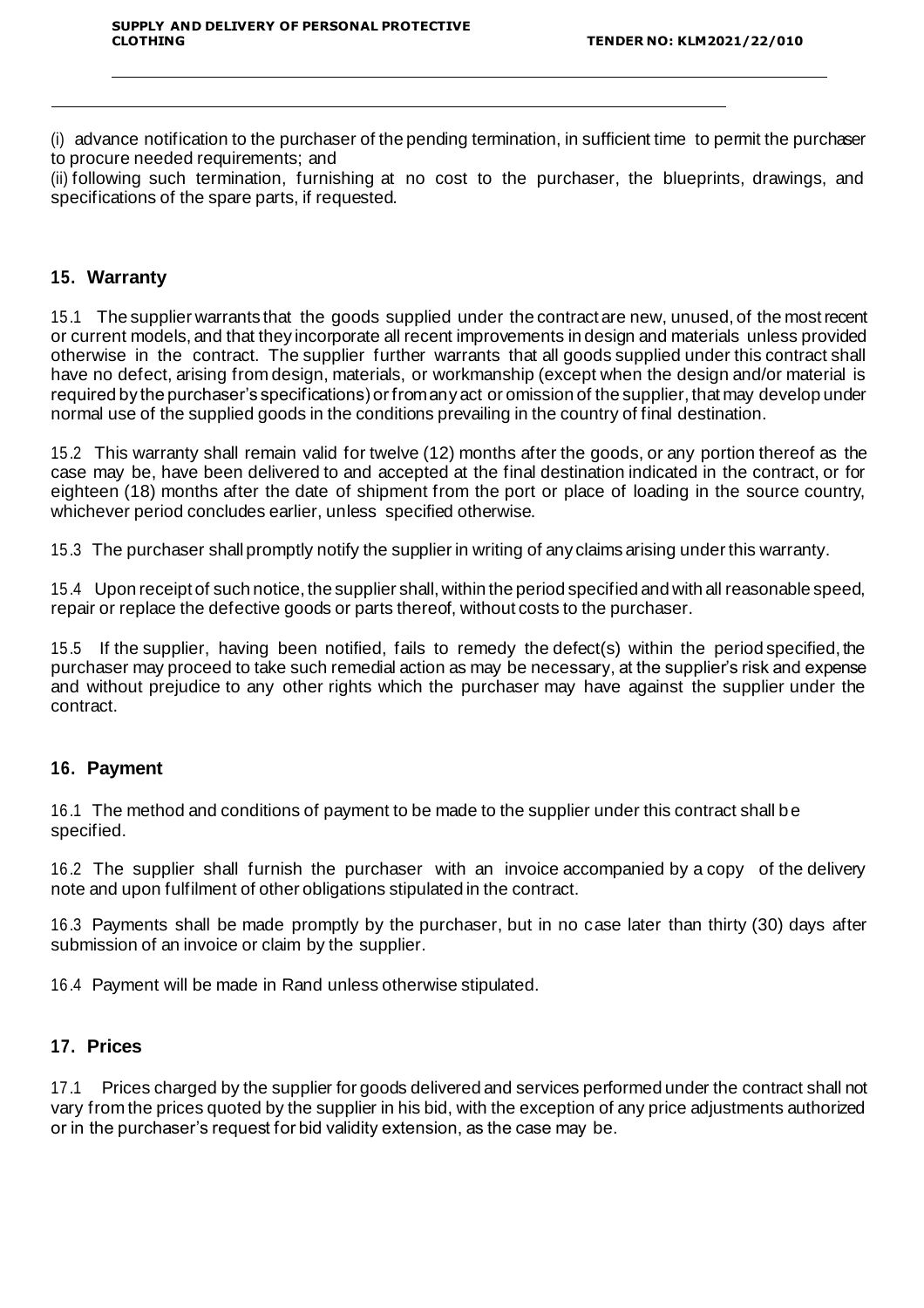(i) advance notification to the purchaser of the pending termination, in sufficient time to permit the purchaser to procure needed requirements; and

(ii) following such termination, furnishing at no cost to the purchaser, the blueprints, drawings, and specifications of the spare parts, if requested.

## 15. Warranty

15.1 The supplier warrants that the goods supplied under the contract are new, unused, of the most recent or current models, and that they incorporate all recent improvements in design and materials unless provided otherwise in the contract. The supplier further warrants that all goods supplied under this contract shall have no defect, arising from design, materials, or workmanship (except when the design and/or material is required by the purchaser's specifications) or from any act or omission of the supplier, that may develop under normal use of the supplied goods in the conditions prevailing in the country of final destination.

15.2 This warranty shall remain valid for twelve (12) months after the goods, or any portion thereof as the case may be, have been delivered to and accepted at the final destination indicated in the contract, or for eighteen (18) months after the date of shipment from the port or place of loading in the source country, whichever period concludes earlier, unless specified otherwise.

15.3 The purchaser shall promptly notify the supplier in writing of any claims arising under this warranty.

15.4 Upon receipt of such notice, the supplier shall, within the period specified and with all reasonable speed, repair or replace the defective goods or parts thereof, without costs to the purchaser.

15.5 If the supplier, having been notified, fails to remedy the defect(s) within the period specified, the purchaser may proceed to take such remedial action as may be necessary, at the supplier's risk and expense and without prejudice to any other rights which the purchaser may have against the supplier under the contract.

## 16. Payment

16.1 The method and conditions of payment to be made to the supplier under this contract shall be specified.

16.2 The supplier shall furnish the purchaser with an invoice accompanied by a copy of the delivery note and upon fulfilment of other obligations stipulated in the contract.

16.3 Payments shall be made promptly by the purchaser, but in no case later than thirty (30) days after submission of an invoice or claim by the supplier.

16.4 Payment will be made in Rand unless otherwise stipulated.

## 17. Prices

17.1 Prices charged by the supplier for goods delivered and services performed under the contract shall not vary from the prices quoted by the supplier in his bid, with the exception of any price adjustments authorized or in the purchaser's request for bid validity extension, as the case may be.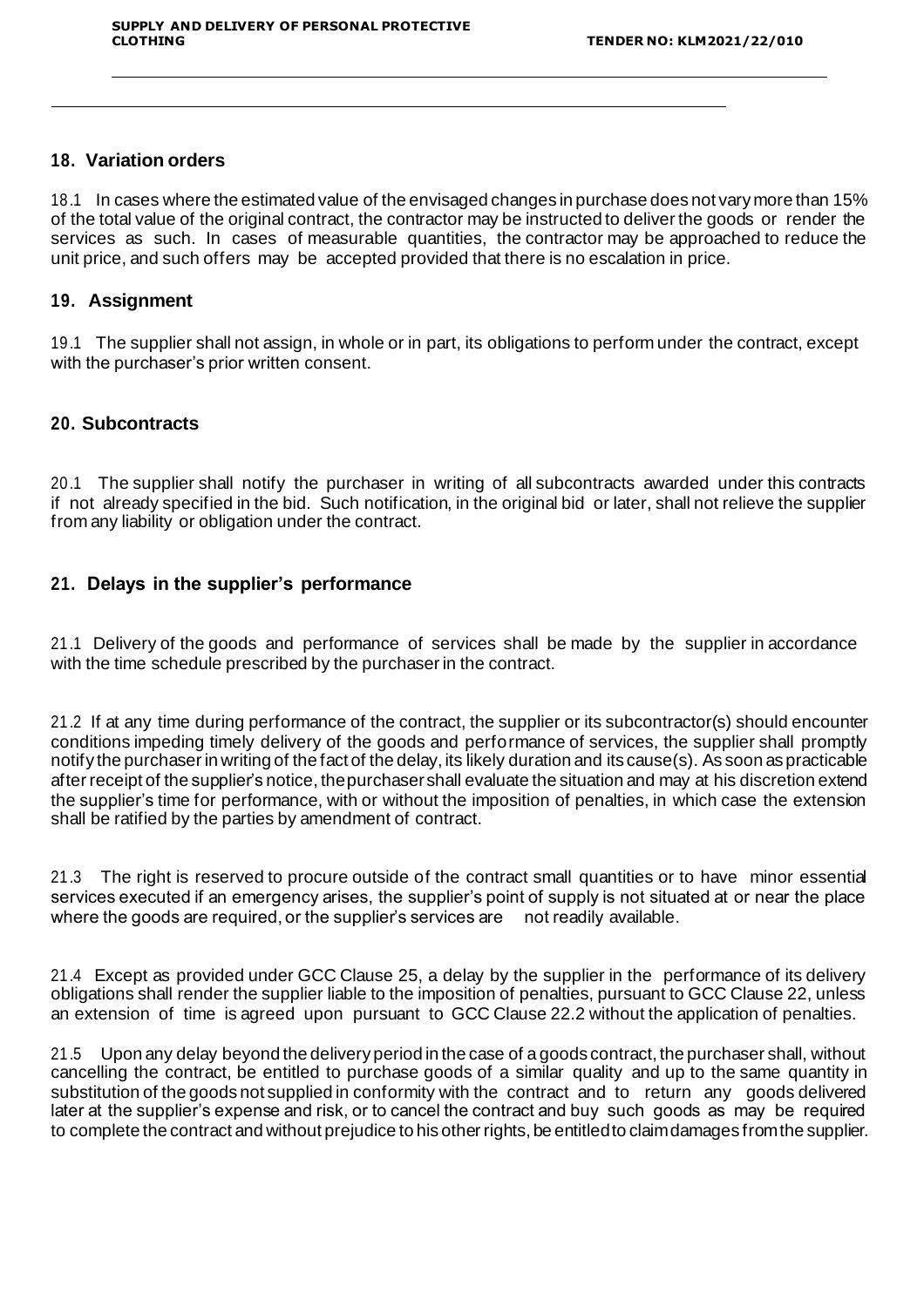## 18. Variation orders

18.1 In cases where the estimated value of the envisaged changes in purchase does not vary more than 15% of the total value of the original contract, the contractor may be instructed to deliver the goods or render the services as such. In cases of measurable quantities, the contractor may be approached to reduce the unit price, and such offers may be accepted provided that there is no escalation in price.

## 19. Assignment

19.1 The supplier shall not assign, in whole or in part, its obligations to perform under the contract, except with the purchaser's prior written consent.

## 20. Subcontracts

20.1 The supplier shall notify the purchaser in writing of all subcontracts awarded under this contracts if not already specified in the bid. Such notification, in the original bid or later, shall not relieve the supplier from any liability or obligation under the contract.

## 21. Delays in the supplier's performance

21.1 Delivery of the goods and performance of services shall be made by the supplier in accordance with the time schedule prescribed by the purchaser in the contract.

21.2 If at any time during performance of the contract, the supplier or its subcontractor(s) should encounter conditions impeding timely delivery of the goods and performance of services, the supplier shall promptly notify the purchaser in writing of the fact of the delay, its likely duration and its cause(s). As soon as practicable after receipt of the supplier's notice, the purchaser shall evaluate the situation and may at his discretion extend the supplier's time for performance, with or without the imposition of penalties, in which case the extension shall be ratified by the parties by amendment of contract.

21.3 The right is reserved to procure outside of the contract small quantities or to have minor essential services executed if an emergency arises, the supplier's point of supply is not situated at or near the place where the goods are required, or the supplier's services are not readily available.

21.4 Except as provided under GCC Clause 25, a delay by the supplier in the performance of its delivery obligations shall render the supplier liable to the imposition of penalties, pursuant to GCC Clause 22, unless an extension of time is agreed upon pursuant to GCC Clause 22.2 without the application of penalties.

21.5 Upon any delay beyond the delivery period in the case of a goods contract, the purchaser shall, without cancelling the contract, be entitled to purchase goods of a similar quality and up to the same quantity in substitution of the goods not supplied in conformity with the contract and to return any goods delivered later at the supplier's expense and risk, or to cancel the contract and buy such goods as may be required to complete the contract and without prejudice to his other rights, be entitled to claim damages from the supplier.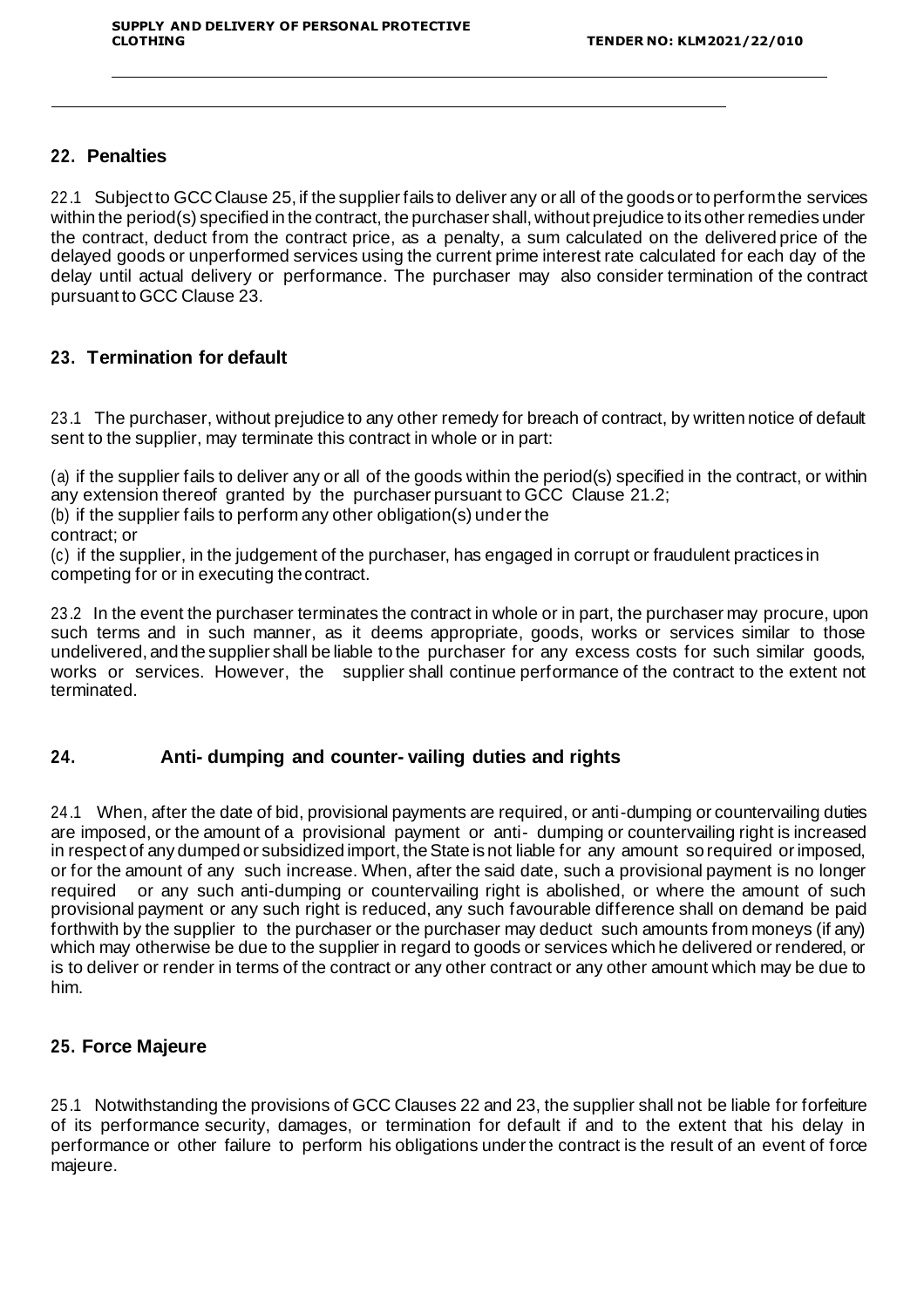## 22. Penalties

22.1 Subject to GCC Clause 25, if the supplier fails to deliver any or all of the goods or to perform the services within the period(s) specified in the contract, the purchaser shall, without prejudice to its other remedies under the contract, deduct from the contract price, as a penalty, a sum calculated on the delivered price of the delayed goods or unperformed services using the current prime interest rate calculated for each day of the delay until actual delivery or performance. The purchaser may also consider termination of the contract pursuant to GCC Clause 23.

## 23. Termination for default

23.1 The purchaser, without prejudice to any other remedy for breach of contract, by written notice of default sent to the supplier, may terminate this contract in whole or in part:

(a) if the supplier fails to deliver any or all of the goods within the period(s) specified in the contract, or within any extension thereof granted by the purchaser pursuant to GCC Clause 21.2;
(b) if the supplier fails to perform any other obligation(s) under the contract; or
(c) if the supplier, in the judgement of the purchaser, has engaged in corrupt or fraudulent practices in competing for or in executing the contract.

23.2 In the event the purchaser terminates the contract in whole or in part, the purchaser may procure, upon such terms and in such manner, as it deems appropriate, goods, works or services similar to those undelivered, and the supplier shall be liable to the purchaser for any excess costs for such similar goods, works or services. However, the supplier shall continue performance of the contract to the extent not terminated.

## 24. Anti- dumping and counter- vailing duties and rights

24.1 When, after the date of bid, provisional payments are required, or anti-dumping or countervailing duties are imposed, or the amount of a provisional payment or anti- dumping or countervailing right is increased in respect of any dumped or subsidized import, the State is not liable for any amount so required or imposed, or for the amount of any such increase. When, after the said date, such a provisional payment is no longer required or any such anti-dumping or countervailing right is abolished, or where the amount of such provisional payment or any such right is reduced, any such favourable difference shall on demand be paid forthwith by the supplier to the purchaser or the purchaser may deduct such amounts from moneys (if any) which may otherwise be due to the supplier in regard to goods or services which he delivered or rendered, or is to deliver or render in terms of the contract or any other contract or any other amount which may be due to him.

## 25. Force Majeure

25.1 Notwithstanding the provisions of GCC Clauses 22 and 23, the supplier shall not be liable for forfeiture of its performance security, damages, or termination for default if and to the extent that his delay in performance or other failure to perform his obligations under the contract is the result of an event of force majeure.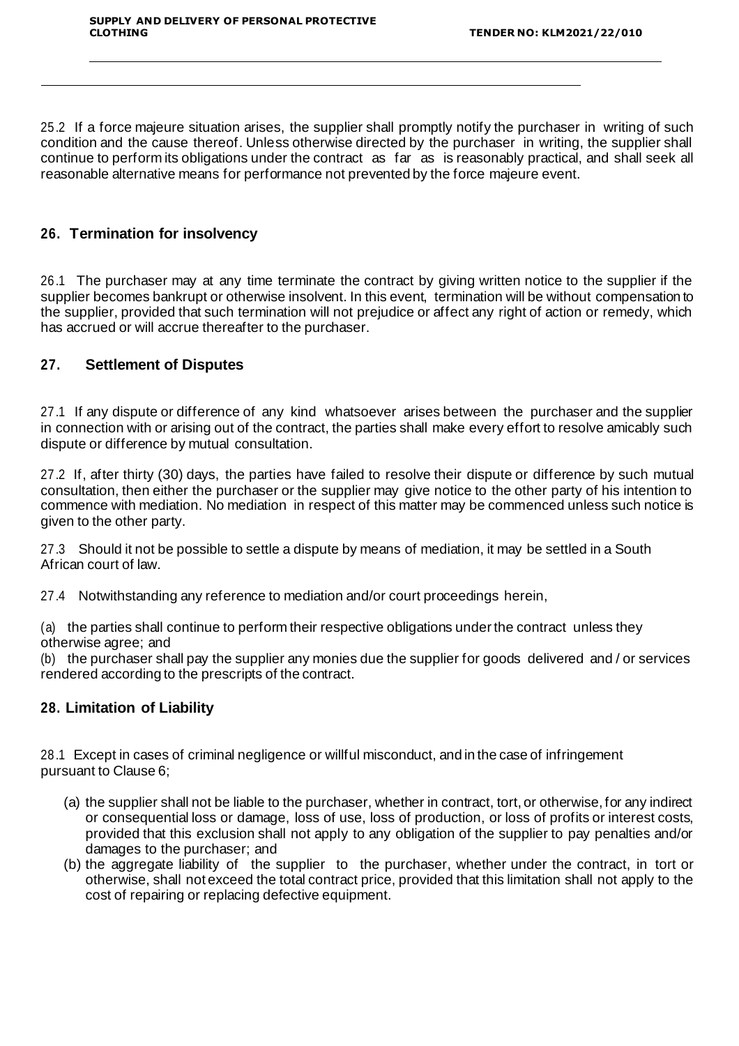25.2 If a force majeure situation arises, the supplier shall promptly notify the purchaser in writing of such condition and the cause thereof. Unless otherwise directed by the purchaser in writing, the supplier shall continue to perform its obligations under the contract as far as is reasonably practical, and shall seek all reasonable alternative means for performance not prevented by the force majeure event.

## 26. Termination for insolvency

26.1 The purchaser may at any time terminate the contract by giving written notice to the supplier if the supplier becomes bankrupt or otherwise insolvent. In this event, termination will be without compensation to the supplier, provided that such termination will not prejudice or affect any right of action or remedy, which has accrued or will accrue thereafter to the purchaser.

## 27. Settlement of Disputes

27.1 If any dispute or difference of any kind whatsoever arises between the purchaser and the supplier in connection with or arising out of the contract, the parties shall make every effort to resolve amicably such dispute or difference by mutual consultation.

27.2 If, after thirty (30) days, the parties have failed to resolve their dispute or difference by such mutual consultation, then either the purchaser or the supplier may give notice to the other party of his intention to commence with mediation. No mediation in respect of this matter may be commenced unless such notice is given to the other party.

27.3 Should it not be possible to settle a dispute by means of mediation, it may be settled in a South African court of law.

27.4 Notwithstanding any reference to mediation and/or court proceedings herein,

(a) the parties shall continue to perform their respective obligations under the contract unless they otherwise agree; and
(b) the purchaser shall pay the supplier any monies due the supplier for goods delivered and / or services rendered according to the prescripts of the contract.

## 28. Limitation of Liability

28.1 Except in cases of criminal negligence or willful misconduct, and in the case of infringement pursuant to Clause 6;

(a) the supplier shall not be liable to the purchaser, whether in contract, tort, or otherwise, for any indirect or consequential loss or damage, loss of use, loss of production, or loss of profits or interest costs, provided that this exclusion shall not apply to any obligation of the supplier to pay penalties and/or damages to the purchaser; and
(b) the aggregate liability of the supplier to the purchaser, whether under the contract, in tort or otherwise, shall not exceed the total contract price, provided that this limitation shall not apply to the cost of repairing or replacing defective equipment.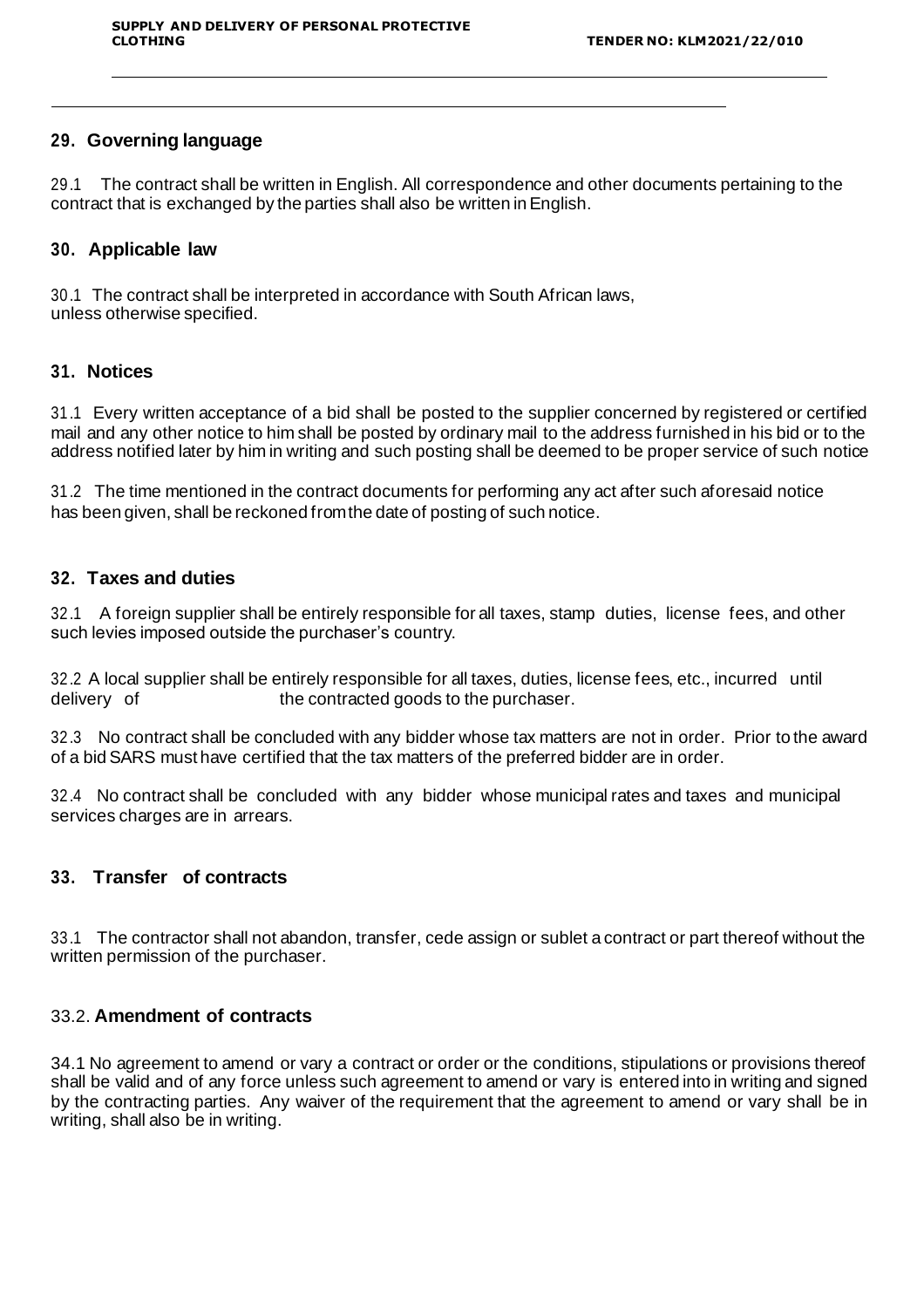## 29. Governing language

29.1 The contract shall be written in English. All correspondence and other documents pertaining to the contract that is exchanged by the parties shall also be written in English.

## 30. Applicable law

30.1 The contract shall be interpreted in accordance with South African laws, unless otherwise specified.

## 31. Notices

31.1 Every written acceptance of a bid shall be posted to the supplier concerned by registered or certified mail and any other notice to him shall be posted by ordinary mail to the address furnished in his bid or to the address notified later by him in writing and such posting shall be deemed to be proper service of such notice

31.2 The time mentioned in the contract documents for performing any act after such aforesaid notice has been given, shall be reckoned from the date of posting of such notice.

## 32. Taxes and duties

32.1 A foreign supplier shall be entirely responsible for all taxes, stamp duties, license fees, and other such levies imposed outside the purchaser's country.

32.2 A local supplier shall be entirely responsible for all taxes, duties, license fees, etc., incurred until delivery of the contracted goods to the purchaser.

32.3 No contract shall be concluded with any bidder whose tax matters are not in order. Prior to the award of a bid SARS must have certified that the tax matters of the preferred bidder are in order.

32.4 No contract shall be concluded with any bidder whose municipal rates and taxes and municipal services charges are in arrears.

## 33. Transfer of contracts

33.1 The contractor shall not abandon, transfer, cede assign or sublet a contract or part thereof without the written permission of the purchaser.

## 33.2. Amendment of contracts

34.1 No agreement to amend or vary a contract or order or the conditions, stipulations or provisions thereof shall be valid and of any force unless such agreement to amend or vary is entered into in writing and signed by the contracting parties. Any waiver of the requirement that the agreement to amend or vary shall be in writing, shall also be in writing.